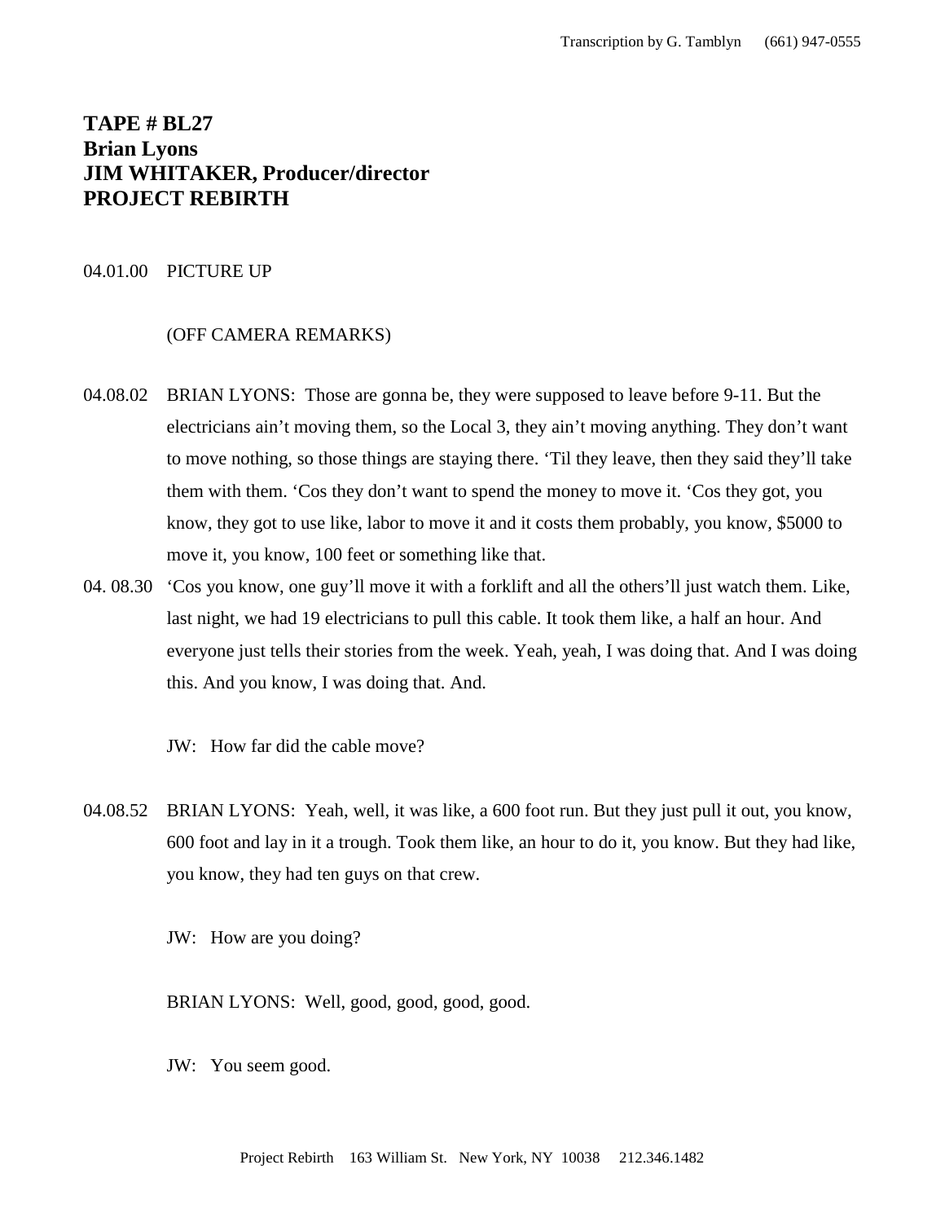**TAPE # BL27**
**Brian Lyons**
**JIM WHITAKER, Producer/director**
**PROJECT REBIRTH**

04.01.00 PICTURE UP

(OFF CAMERA REMARKS)

04.08.02 BRIAN LYONS: Those are gonna be, they were supposed to leave before 9-11. But the electricians ain't moving them, so the Local 3, they ain't moving anything. They don't want to move nothing, so those things are staying there. 'Til they leave, then they said they'll take them with them. 'Cos they don't want to spend the money to move it. 'Cos they got, you know, they got to use like, labor to move it and it costs them probably, you know, $5000 to move it, you know, 100 feet or something like that.

04. 08.30 'Cos you know, one guy'll move it with a forklift and all the others'll just watch them. Like, last night, we had 19 electricians to pull this cable. It took them like, a half an hour. And everyone just tells their stories from the week. Yeah, yeah, I was doing that. And I was doing this. And you know, I was doing that. And.

JW: How far did the cable move?

04.08.52 BRIAN LYONS: Yeah, well, it was like, a 600 foot run. But they just pull it out, you know, 600 foot and lay in it a trough. Took them like, an hour to do it, you know. But they had like, you know, they had ten guys on that crew.

JW: How are you doing?

BRIAN LYONS: Well, good, good, good, good.

JW: You seem good.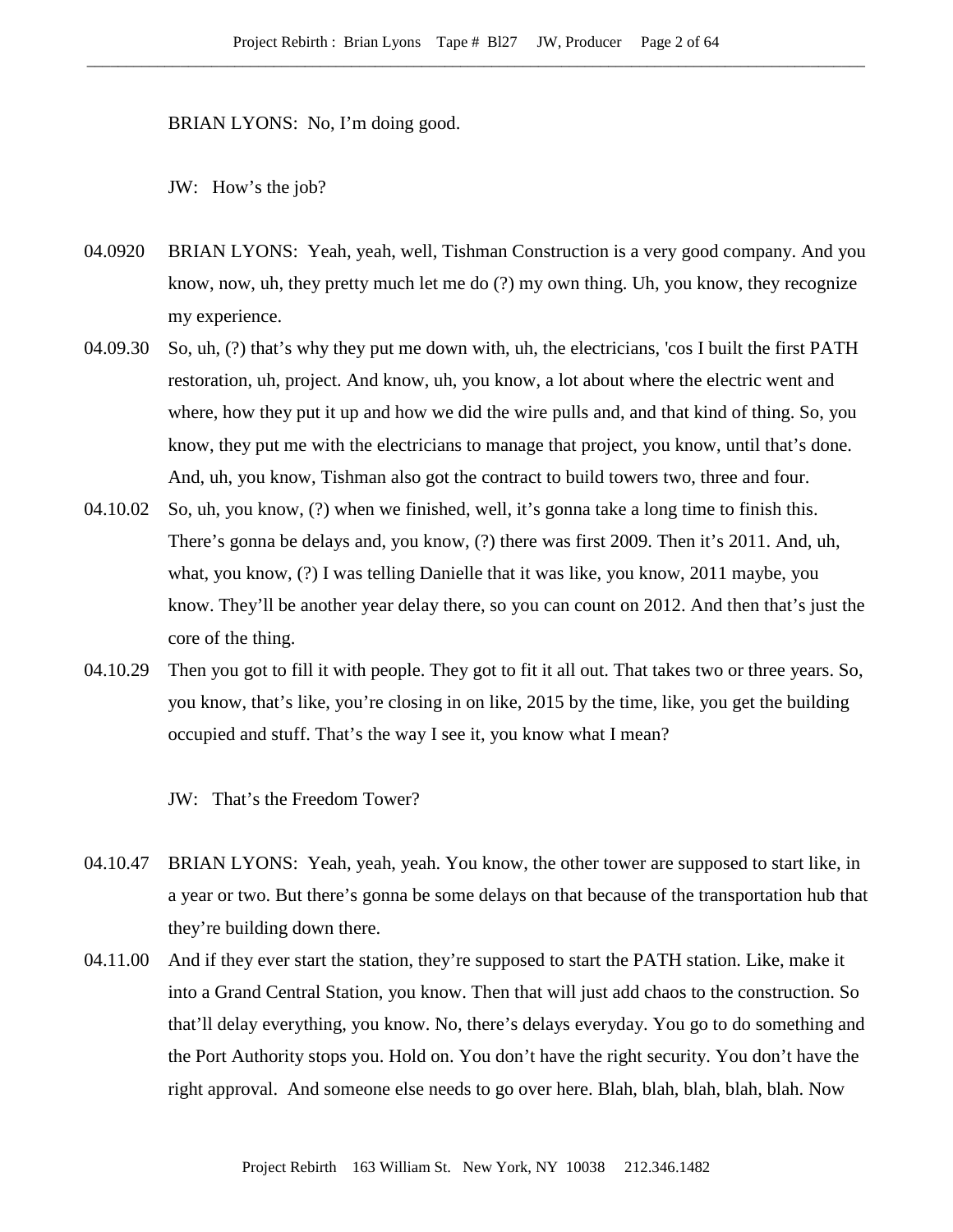BRIAN LYONS: No, I'm doing good.

JW: How's the job?

04.0920 BRIAN LYONS: Yeah, yeah, well, Tishman Construction is a very good company. And you know, now, uh, they pretty much let me do (?) my own thing. Uh, you know, they recognize my experience.

04.09.30 So, uh, (?) that's why they put me down with, uh, the electricians, 'cos I built the first PATH restoration, uh, project. And know, uh, you know, a lot about where the electric went and where, how they put it up and how we did the wire pulls and, and that kind of thing. So, you know, they put me with the electricians to manage that project, you know, until that's done. And, uh, you know, Tishman also got the contract to build towers two, three and four.

04.10.02 So, uh, you know, (?) when we finished, well, it's gonna take a long time to finish this. There's gonna be delays and, you know, (?) there was first 2009. Then it's 2011. And, uh, what, you know, (?) I was telling Danielle that it was like, you know, 2011 maybe, you know. They'll be another year delay there, so you can count on 2012. And then that's just the core of the thing.

04.10.29 Then you got to fill it with people. They got to fit it all out. That takes two or three years. So, you know, that's like, you're closing in on like, 2015 by the time, like, you get the building occupied and stuff. That's the way I see it, you know what I mean?

JW: That's the Freedom Tower?

04.10.47 BRIAN LYONS: Yeah, yeah, yeah. You know, the other tower are supposed to start like, in a year or two. But there's gonna be some delays on that because of the transportation hub that they're building down there.

04.11.00 And if they ever start the station, they're supposed to start the PATH station. Like, make it into a Grand Central Station, you know. Then that will just add chaos to the construction. So that'll delay everything, you know. No, there's delays everyday. You go to do something and the Port Authority stops you. Hold on. You don't have the right security. You don't have the right approval. And someone else needs to go over here. Blah, blah, blah, blah, blah. Now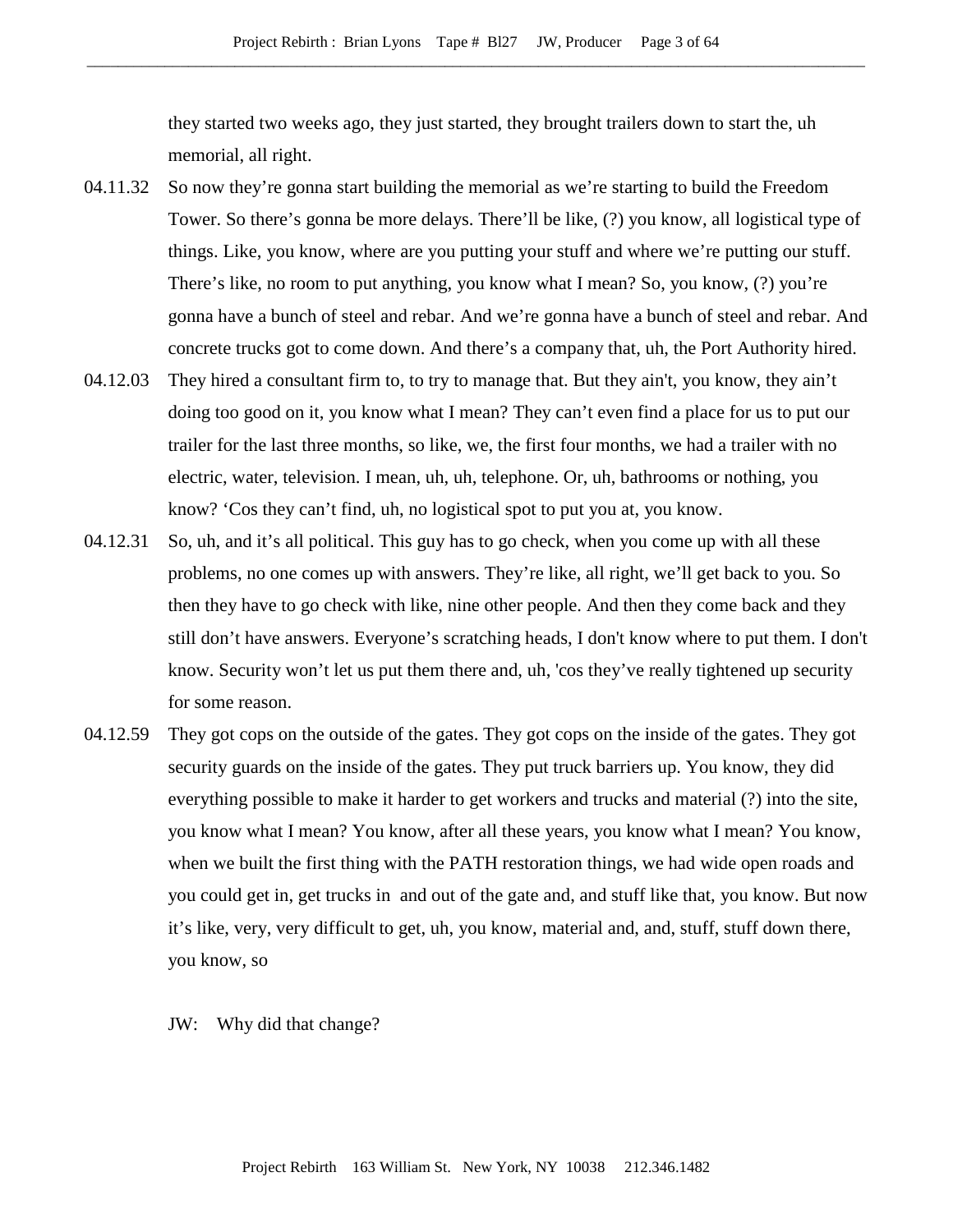they started two weeks ago, they just started, they brought trailers down to start the, uh memorial, all right.

04.11.32 So now they're gonna start building the memorial as we're starting to build the Freedom Tower. So there's gonna be more delays. There'll be like, (?) you know, all logistical type of things. Like, you know, where are you putting your stuff and where we're putting our stuff. There's like, no room to put anything, you know what I mean? So, you know, (?) you're gonna have a bunch of steel and rebar. And we're gonna have a bunch of steel and rebar. And concrete trucks got to come down. And there's a company that, uh, the Port Authority hired.

04.12.03 They hired a consultant firm to, to try to manage that. But they ain't, you know, they ain't doing too good on it, you know what I mean? They can't even find a place for us to put our trailer for the last three months, so like, we, the first four months, we had a trailer with no electric, water, television. I mean, uh, uh, telephone. Or, uh, bathrooms or nothing, you know? 'Cos they can't find, uh, no logistical spot to put you at, you know.

04.12.31 So, uh, and it's all political. This guy has to go check, when you come up with all these problems, no one comes up with answers. They're like, all right, we'll get back to you. So then they have to go check with like, nine other people. And then they come back and they still don't have answers. Everyone's scratching heads, I don't know where to put them. I don't know. Security won't let us put them there and, uh, 'cos they've really tightened up security for some reason.

04.12.59 They got cops on the outside of the gates. They got cops on the inside of the gates. They got security guards on the inside of the gates. They put truck barriers up. You know, they did everything possible to make it harder to get workers and trucks and material (?) into the site, you know what I mean? You know, after all these years, you know what I mean? You know, when we built the first thing with the PATH restoration things, we had wide open roads and you could get in, get trucks in and out of the gate and, and stuff like that, you know. But now it's like, very, very difficult to get, uh, you know, material and, and, stuff, stuff down there, you know, so

JW: Why did that change?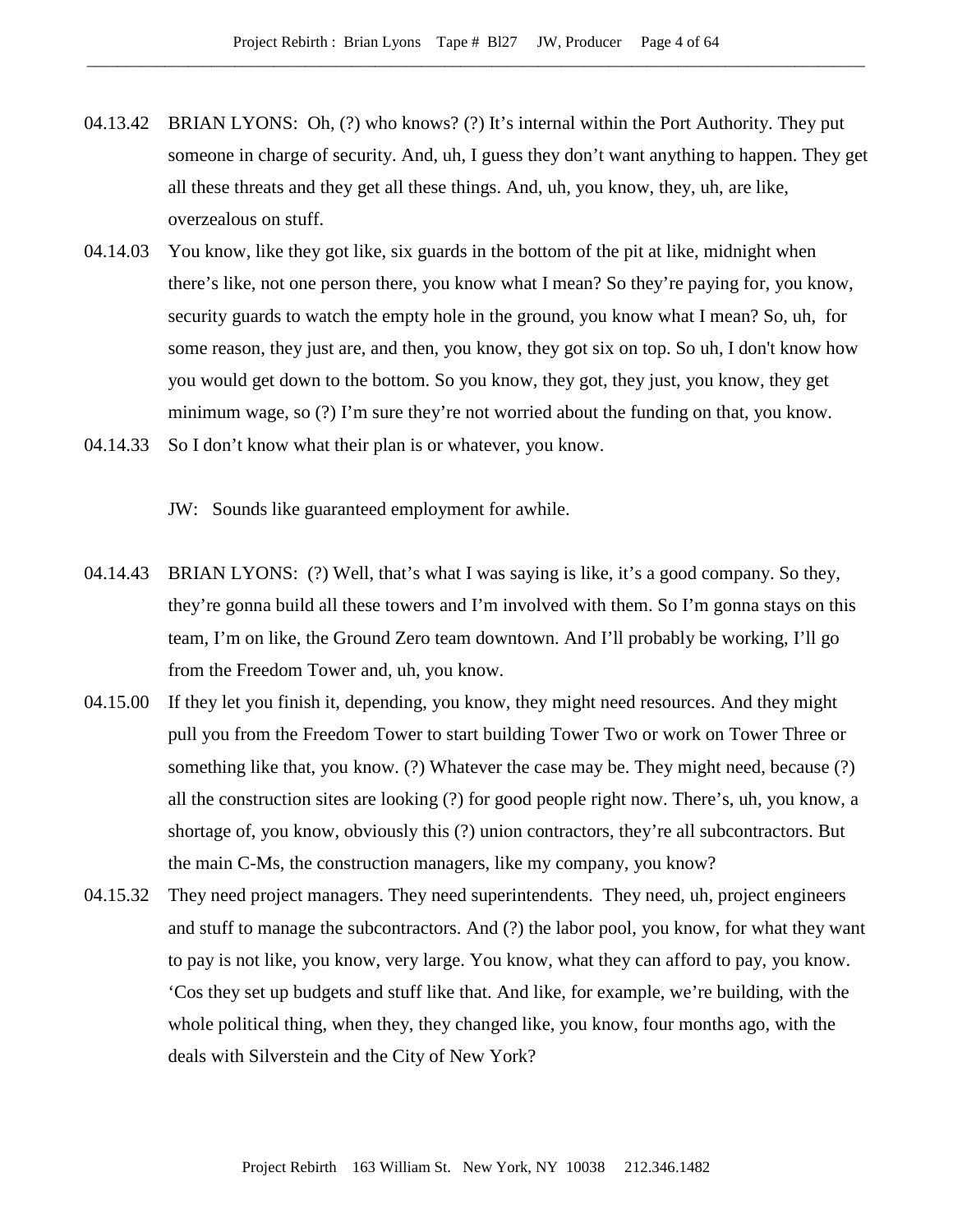04.13.42 BRIAN LYONS: Oh, (?) who knows? (?) It's internal within the Port Authority. They put someone in charge of security. And, uh, I guess they don't want anything to happen. They get all these threats and they get all these things. And, uh, you know, they, uh, are like, overzealous on stuff.

04.14.03 You know, like they got like, six guards in the bottom of the pit at like, midnight when there's like, not one person there, you know what I mean? So they're paying for, you know, security guards to watch the empty hole in the ground, you know what I mean? So, uh, for some reason, they just are, and then, you know, they got six on top. So uh, I don't know how you would get down to the bottom. So you know, they got, they just, you know, they get minimum wage, so (?) I'm sure they're not worried about the funding on that, you know.

04.14.33 So I don't know what their plan is or whatever, you know.

JW: Sounds like guaranteed employment for awhile.

04.14.43 BRIAN LYONS: (?) Well, that's what I was saying is like, it's a good company. So they, they're gonna build all these towers and I'm involved with them. So I'm gonna stays on this team, I'm on like, the Ground Zero team downtown. And I'll probably be working, I'll go from the Freedom Tower and, uh, you know.

04.15.00 If they let you finish it, depending, you know, they might need resources. And they might pull you from the Freedom Tower to start building Tower Two or work on Tower Three or something like that, you know. (?) Whatever the case may be. They might need, because (?) all the construction sites are looking (?) for good people right now. There's, uh, you know, a shortage of, you know, obviously this (?) union contractors, they're all subcontractors. But the main C-Ms, the construction managers, like my company, you know?

04.15.32 They need project managers. They need superintendents. They need, uh, project engineers and stuff to manage the subcontractors. And (?) the labor pool, you know, for what they want to pay is not like, you know, very large. You know, what they can afford to pay, you know. 'Cos they set up budgets and stuff like that. And like, for example, we're building, with the whole political thing, when they, they changed like, you know, four months ago, with the deals with Silverstein and the City of New York?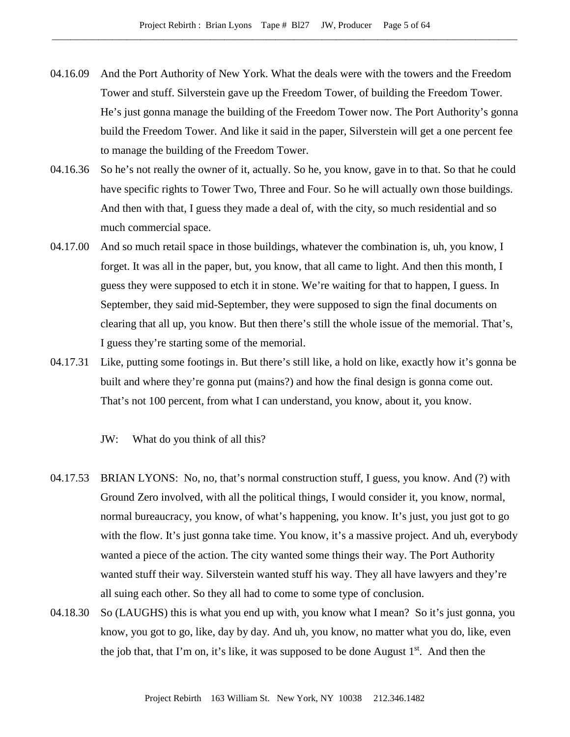04.16.09 And the Port Authority of New York. What the deals were with the towers and the Freedom Tower and stuff. Silverstein gave up the Freedom Tower, of building the Freedom Tower. He's just gonna manage the building of the Freedom Tower now. The Port Authority's gonna build the Freedom Tower. And like it said in the paper, Silverstein will get a one percent fee to manage the building of the Freedom Tower.

04.16.36 So he's not really the owner of it, actually. So he, you know, gave in to that. So that he could have specific rights to Tower Two, Three and Four. So he will actually own those buildings. And then with that, I guess they made a deal of, with the city, so much residential and so much commercial space.

04.17.00 And so much retail space in those buildings, whatever the combination is, uh, you know, I forget. It was all in the paper, but, you know, that all came to light. And then this month, I guess they were supposed to etch it in stone. We're waiting for that to happen, I guess. In September, they said mid-September, they were supposed to sign the final documents on clearing that all up, you know. But then there's still the whole issue of the memorial. That's, I guess they're starting some of the memorial.

04.17.31 Like, putting some footings in. But there's still like, a hold on like, exactly how it's gonna be built and where they're gonna put (mains?) and how the final design is gonna come out. That's not 100 percent, from what I can understand, you know, about it, you know.

JW: What do you think of all this?

04.17.53 BRIAN LYONS: No, no, that's normal construction stuff, I guess, you know. And (?) with Ground Zero involved, with all the political things, I would consider it, you know, normal, normal bureaucracy, you know, of what's happening, you know. It's just, you just got to go with the flow. It's just gonna take time. You know, it's a massive project. And uh, everybody wanted a piece of the action. The city wanted some things their way. The Port Authority wanted stuff their way. Silverstein wanted stuff his way. They all have lawyers and they're all suing each other. So they all had to come to some type of conclusion.

04.18.30 So (LAUGHS) this is what you end up with, you know what I mean? So it's just gonna, you know, you got to go, like, day by day. And uh, you know, no matter what you do, like, even the job that, that I'm on, it's like, it was supposed to be done August 1st. And then the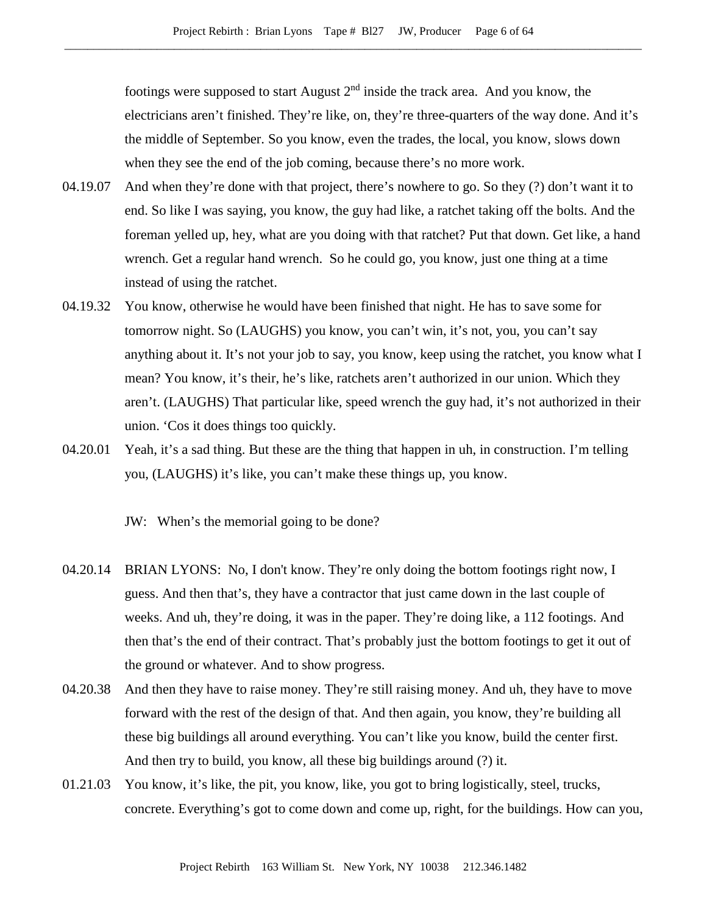footings were supposed to start August 2nd inside the track area. And you know, the electricians aren't finished. They're like, on, they're three-quarters of the way done. And it's the middle of September. So you know, even the trades, the local, you know, slows down when they see the end of the job coming, because there's no more work.

04.19.07 And when they're done with that project, there's nowhere to go. So they (?) don't want it to end. So like I was saying, you know, the guy had like, a ratchet taking off the bolts. And the foreman yelled up, hey, what are you doing with that ratchet? Put that down. Get like, a hand wrench. Get a regular hand wrench. So he could go, you know, just one thing at a time instead of using the ratchet.

04.19.32 You know, otherwise he would have been finished that night. He has to save some for tomorrow night. So (LAUGHS) you know, you can't win, it's not, you, you can't say anything about it. It's not your job to say, you know, keep using the ratchet, you know what I mean? You know, it's their, he's like, ratchets aren't authorized in our union. Which they aren't. (LAUGHS) That particular like, speed wrench the guy had, it's not authorized in their union. 'Cos it does things too quickly.

04.20.01 Yeah, it's a sad thing. But these are the thing that happen in uh, in construction. I'm telling you, (LAUGHS) it's like, you can't make these things up, you know.

JW: When's the memorial going to be done?

04.20.14 BRIAN LYONS: No, I don't know. They're only doing the bottom footings right now, I guess. And then that's, they have a contractor that just came down in the last couple of weeks. And uh, they're doing, it was in the paper. They're doing like, a 112 footings. And then that's the end of their contract. That's probably just the bottom footings to get it out of the ground or whatever. And to show progress.

04.20.38 And then they have to raise money. They're still raising money. And uh, they have to move forward with the rest of the design of that. And then again, you know, they're building all these big buildings all around everything. You can't like you know, build the center first. And then try to build, you know, all these big buildings around (?) it.

01.21.03 You know, it's like, the pit, you know, like, you got to bring logistically, steel, trucks, concrete. Everything's got to come down and come up, right, for the buildings. How can you,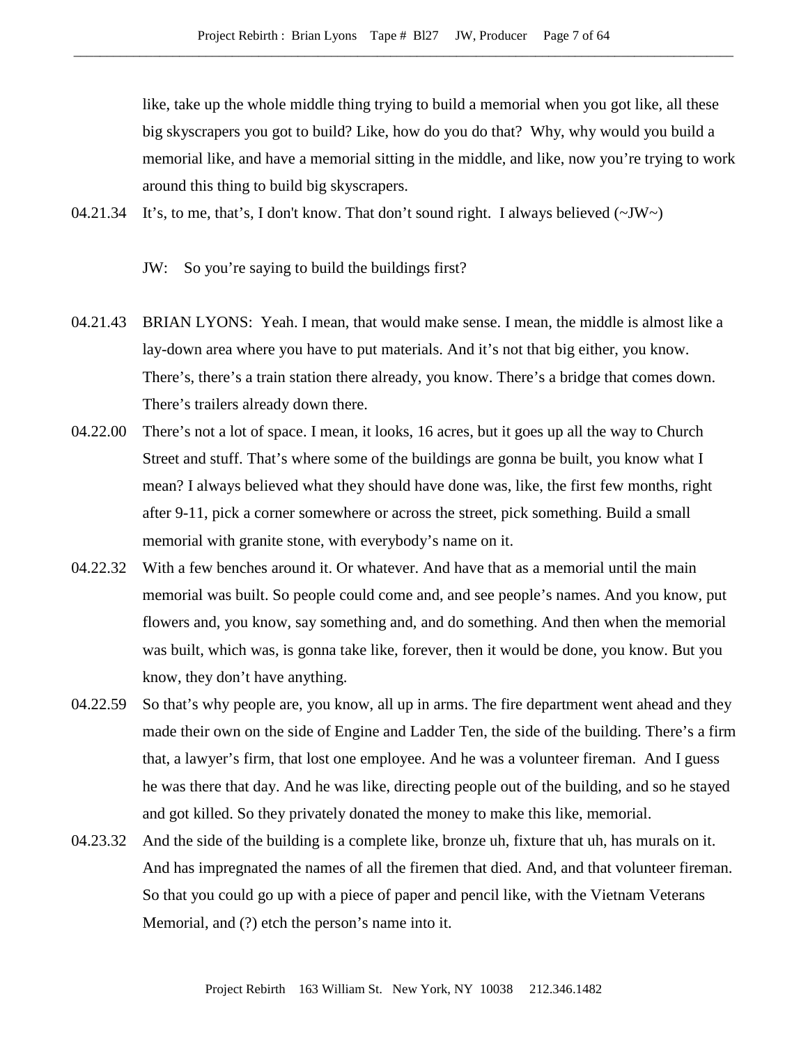like, take up the whole middle thing trying to build a memorial when you got like, all these big skyscrapers you got to build? Like, how do you do that? Why, why would you build a memorial like, and have a memorial sitting in the middle, and like, now you're trying to work around this thing to build big skyscrapers.

04.21.34 It's, to me, that's, I don't know. That don't sound right. I always believed (~JW~)

JW: So you're saying to build the buildings first?

04.21.43 BRIAN LYONS: Yeah. I mean, that would make sense. I mean, the middle is almost like a lay-down area where you have to put materials. And it's not that big either, you know. There's, there's a train station there already, you know. There's a bridge that comes down. There's trailers already down there.

04.22.00 There's not a lot of space. I mean, it looks, 16 acres, but it goes up all the way to Church Street and stuff. That's where some of the buildings are gonna be built, you know what I mean? I always believed what they should have done was, like, the first few months, right after 9-11, pick a corner somewhere or across the street, pick something. Build a small memorial with granite stone, with everybody's name on it.

04.22.32 With a few benches around it. Or whatever. And have that as a memorial until the main memorial was built. So people could come and, and see people's names. And you know, put flowers and, you know, say something and, and do something. And then when the memorial was built, which was, is gonna take like, forever, then it would be done, you know. But you know, they don't have anything.

04.22.59 So that's why people are, you know, all up in arms. The fire department went ahead and they made their own on the side of Engine and Ladder Ten, the side of the building. There's a firm that, a lawyer's firm, that lost one employee. And he was a volunteer fireman. And I guess he was there that day. And he was like, directing people out of the building, and so he stayed and got killed. So they privately donated the money to make this like, memorial.

04.23.32 And the side of the building is a complete like, bronze uh, fixture that uh, has murals on it. And has impregnated the names of all the firemen that died. And, and that volunteer fireman. So that you could go up with a piece of paper and pencil like, with the Vietnam Veterans Memorial, and (?) etch the person's name into it.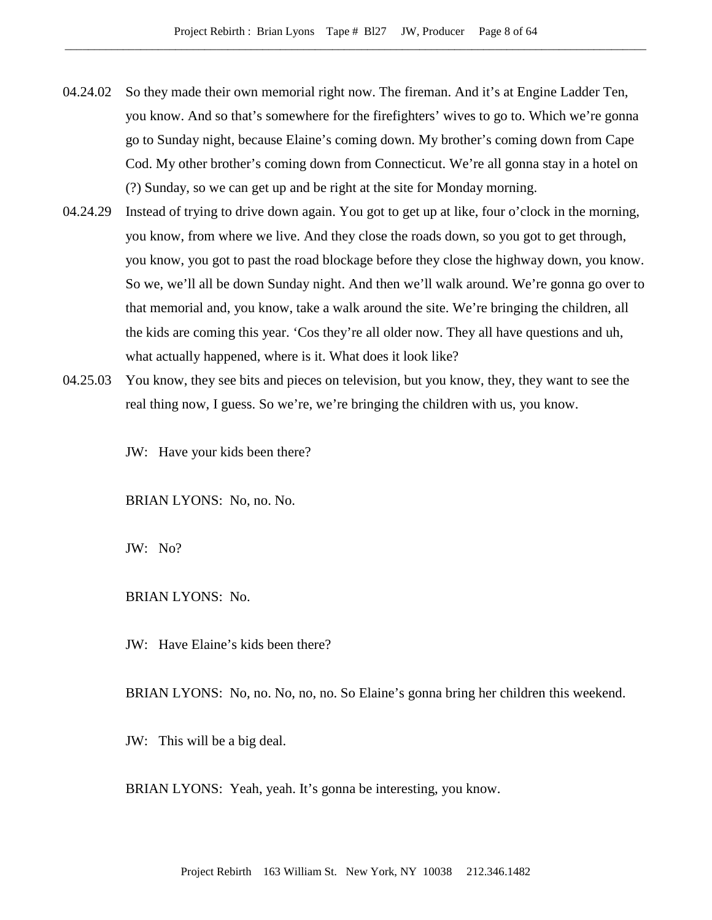04.24.02 So they made their own memorial right now. The fireman. And it's at Engine Ladder Ten, you know. And so that's somewhere for the firefighters' wives to go to. Which we're gonna go to Sunday night, because Elaine's coming down. My brother's coming down from Cape Cod. My other brother's coming down from Connecticut. We're all gonna stay in a hotel on (?) Sunday, so we can get up and be right at the site for Monday morning.

04.24.29 Instead of trying to drive down again. You got to get up at like, four o'clock in the morning, you know, from where we live. And they close the roads down, so you got to get through, you know, you got to past the road blockage before they close the highway down, you know. So we, we'll all be down Sunday night. And then we'll walk around. We're gonna go over to that memorial and, you know, take a walk around the site. We're bringing the children, all the kids are coming this year. 'Cos they're all older now. They all have questions and uh, what actually happened, where is it. What does it look like?

04.25.03 You know, they see bits and pieces on television, but you know, they, they want to see the real thing now, I guess. So we're, we're bringing the children with us, you know.

JW: Have your kids been there?

BRIAN LYONS: No, no. No.

JW: No?

BRIAN LYONS: No.

JW: Have Elaine's kids been there?

BRIAN LYONS: No, no. No, no, no. So Elaine's gonna bring her children this weekend.

JW: This will be a big deal.

BRIAN LYONS: Yeah, yeah. It's gonna be interesting, you know.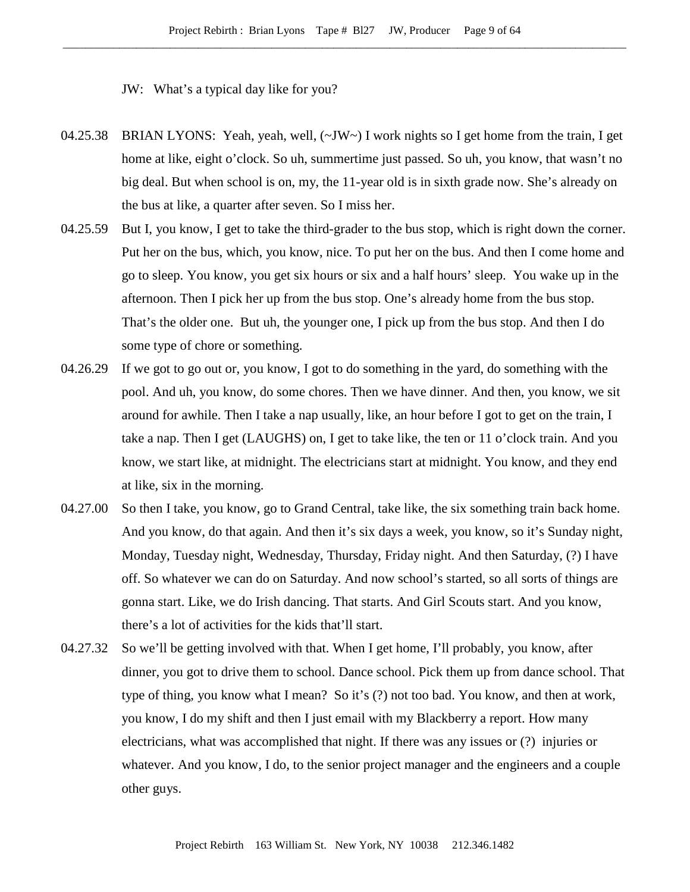JW: What's a typical day like for you?

04.25.38 BRIAN LYONS: Yeah, yeah, well, (~JW~) I work nights so I get home from the train, I get home at like, eight o'clock. So uh, summertime just passed. So uh, you know, that wasn't no big deal. But when school is on, my, the 11-year old is in sixth grade now. She's already on the bus at like, a quarter after seven. So I miss her.

04.25.59 But I, you know, I get to take the third-grader to the bus stop, which is right down the corner. Put her on the bus, which, you know, nice. To put her on the bus. And then I come home and go to sleep. You know, you get six hours or six and a half hours' sleep. You wake up in the afternoon. Then I pick her up from the bus stop. One's already home from the bus stop. That's the older one. But uh, the younger one, I pick up from the bus stop. And then I do some type of chore or something.

04.26.29 If we got to go out or, you know, I got to do something in the yard, do something with the pool. And uh, you know, do some chores. Then we have dinner. And then, you know, we sit around for awhile. Then I take a nap usually, like, an hour before I got to get on the train, I take a nap. Then I get (LAUGHS) on, I get to take like, the ten or 11 o'clock train. And you know, we start like, at midnight. The electricians start at midnight. You know, and they end at like, six in the morning.

04.27.00 So then I take, you know, go to Grand Central, take like, the six something train back home. And you know, do that again. And then it's six days a week, you know, so it's Sunday night, Monday, Tuesday night, Wednesday, Thursday, Friday night. And then Saturday, (?) I have off. So whatever we can do on Saturday. And now school's started, so all sorts of things are gonna start. Like, we do Irish dancing. That starts. And Girl Scouts start. And you know, there's a lot of activities for the kids that'll start.

04.27.32 So we'll be getting involved with that. When I get home, I'll probably, you know, after dinner, you got to drive them to school. Dance school. Pick them up from dance school. That type of thing, you know what I mean? So it's (?) not too bad. You know, and then at work, you know, I do my shift and then I just email with my Blackberry a report. How many electricians, what was accomplished that night. If there was any issues or (?) injuries or whatever. And you know, I do, to the senior project manager and the engineers and a couple other guys.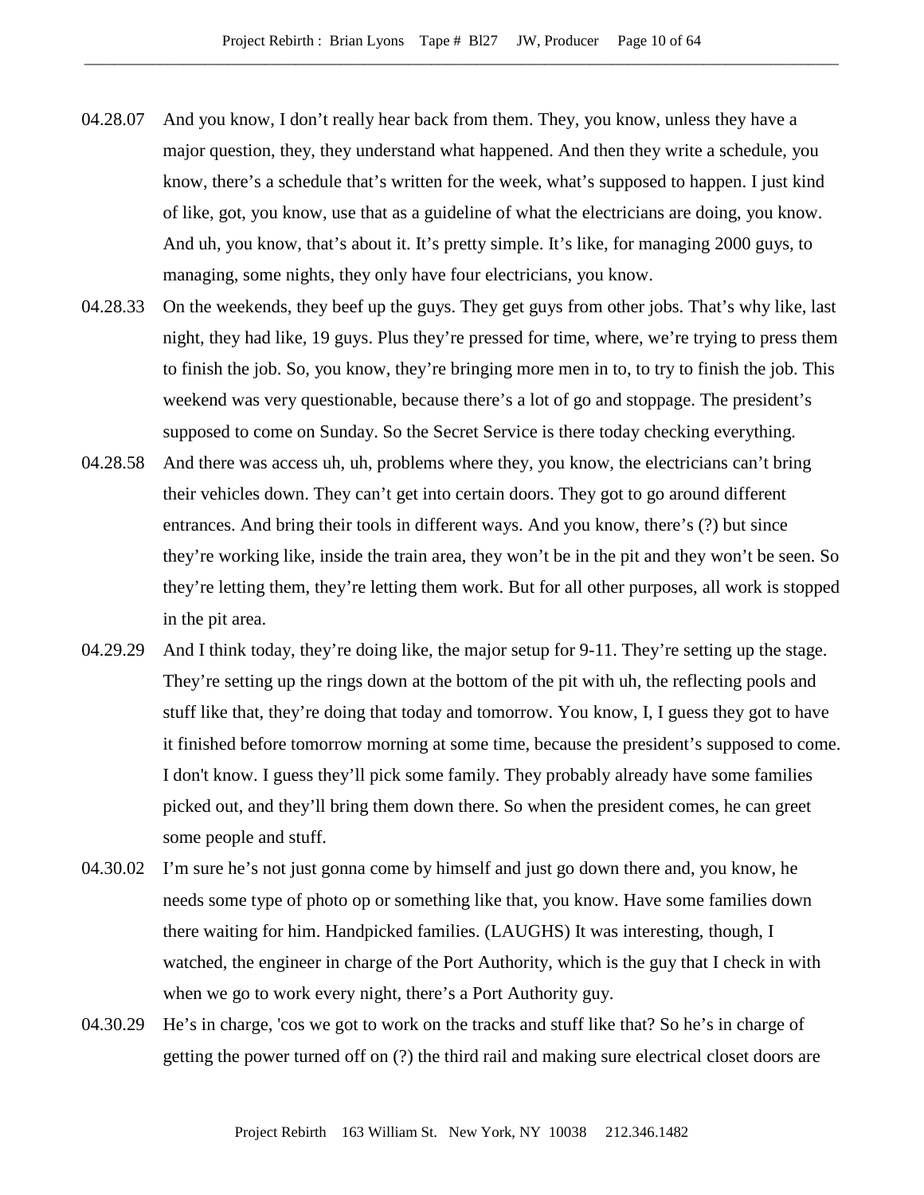04.28.07 And you know, I don't really hear back from them. They, you know, unless they have a major question, they, they understand what happened. And then they write a schedule, you know, there's a schedule that's written for the week, what's supposed to happen. I just kind of like, got, you know, use that as a guideline of what the electricians are doing, you know. And uh, you know, that's about it. It's pretty simple. It's like, for managing 2000 guys, to managing, some nights, they only have four electricians, you know.

04.28.33 On the weekends, they beef up the guys. They get guys from other jobs. That's why like, last night, they had like, 19 guys. Plus they're pressed for time, where, we're trying to press them to finish the job. So, you know, they're bringing more men in to, to try to finish the job. This weekend was very questionable, because there's a lot of go and stoppage. The president's supposed to come on Sunday. So the Secret Service is there today checking everything.

04.28.58 And there was access uh, uh, problems where they, you know, the electricians can't bring their vehicles down. They can't get into certain doors. They got to go around different entrances. And bring their tools in different ways. And you know, there's (?) but since they're working like, inside the train area, they won't be in the pit and they won't be seen. So they're letting them, they're letting them work. But for all other purposes, all work is stopped in the pit area.

04.29.29 And I think today, they're doing like, the major setup for 9-11. They're setting up the stage. They're setting up the rings down at the bottom of the pit with uh, the reflecting pools and stuff like that, they're doing that today and tomorrow. You know, I, I guess they got to have it finished before tomorrow morning at some time, because the president's supposed to come. I don't know. I guess they'll pick some family. They probably already have some families picked out, and they'll bring them down there. So when the president comes, he can greet some people and stuff.

04.30.02 I'm sure he's not just gonna come by himself and just go down there and, you know, he needs some type of photo op or something like that, you know. Have some families down there waiting for him. Handpicked families. (LAUGHS) It was interesting, though, I watched, the engineer in charge of the Port Authority, which is the guy that I check in with when we go to work every night, there's a Port Authority guy.

04.30.29 He's in charge, 'cos we got to work on the tracks and stuff like that? So he's in charge of getting the power turned off on (?) the third rail and making sure electrical closet doors are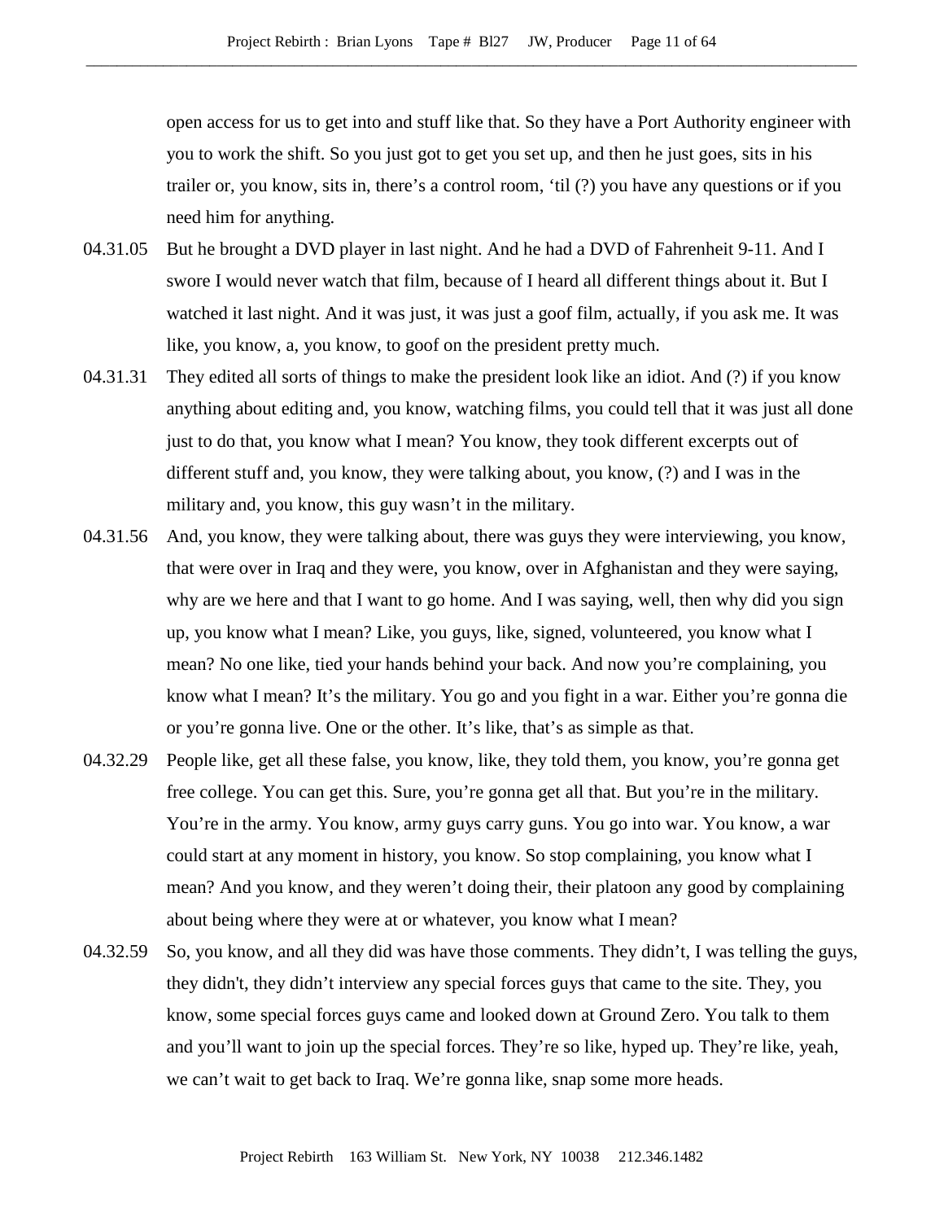open access for us to get into and stuff like that. So they have a Port Authority engineer with you to work the shift. So you just got to get you set up, and then he just goes, sits in his trailer or, you know, sits in, there's a control room, 'til (?) you have any questions or if you need him for anything.

04.31.05 But he brought a DVD player in last night. And he had a DVD of Fahrenheit 9-11. And I swore I would never watch that film, because of I heard all different things about it. But I watched it last night. And it was just, it was just a goof film, actually, if you ask me. It was like, you know, a, you know, to goof on the president pretty much.

04.31.31 They edited all sorts of things to make the president look like an idiot. And (?) if you know anything about editing and, you know, watching films, you could tell that it was just all done just to do that, you know what I mean? You know, they took different excerpts out of different stuff and, you know, they were talking about, you know, (?) and I was in the military and, you know, this guy wasn't in the military.

04.31.56 And, you know, they were talking about, there was guys they were interviewing, you know, that were over in Iraq and they were, you know, over in Afghanistan and they were saying, why are we here and that I want to go home. And I was saying, well, then why did you sign up, you know what I mean? Like, you guys, like, signed, volunteered, you know what I mean? No one like, tied your hands behind your back. And now you're complaining, you know what I mean? It's the military. You go and you fight in a war. Either you're gonna die or you're gonna live. One or the other. It's like, that's as simple as that.

04.32.29 People like, get all these false, you know, like, they told them, you know, you're gonna get free college. You can get this. Sure, you're gonna get all that. But you're in the military. You're in the army. You know, army guys carry guns. You go into war. You know, a war could start at any moment in history, you know. So stop complaining, you know what I mean? And you know, and they weren't doing their, their platoon any good by complaining about being where they were at or whatever, you know what I mean?

04.32.59 So, you know, and all they did was have those comments. They didn't, I was telling the guys, they didn't, they didn't interview any special forces guys that came to the site. They, you know, some special forces guys came and looked down at Ground Zero. You talk to them and you'll want to join up the special forces. They're so like, hyped up. They're like, yeah, we can't wait to get back to Iraq. We're gonna like, snap some more heads.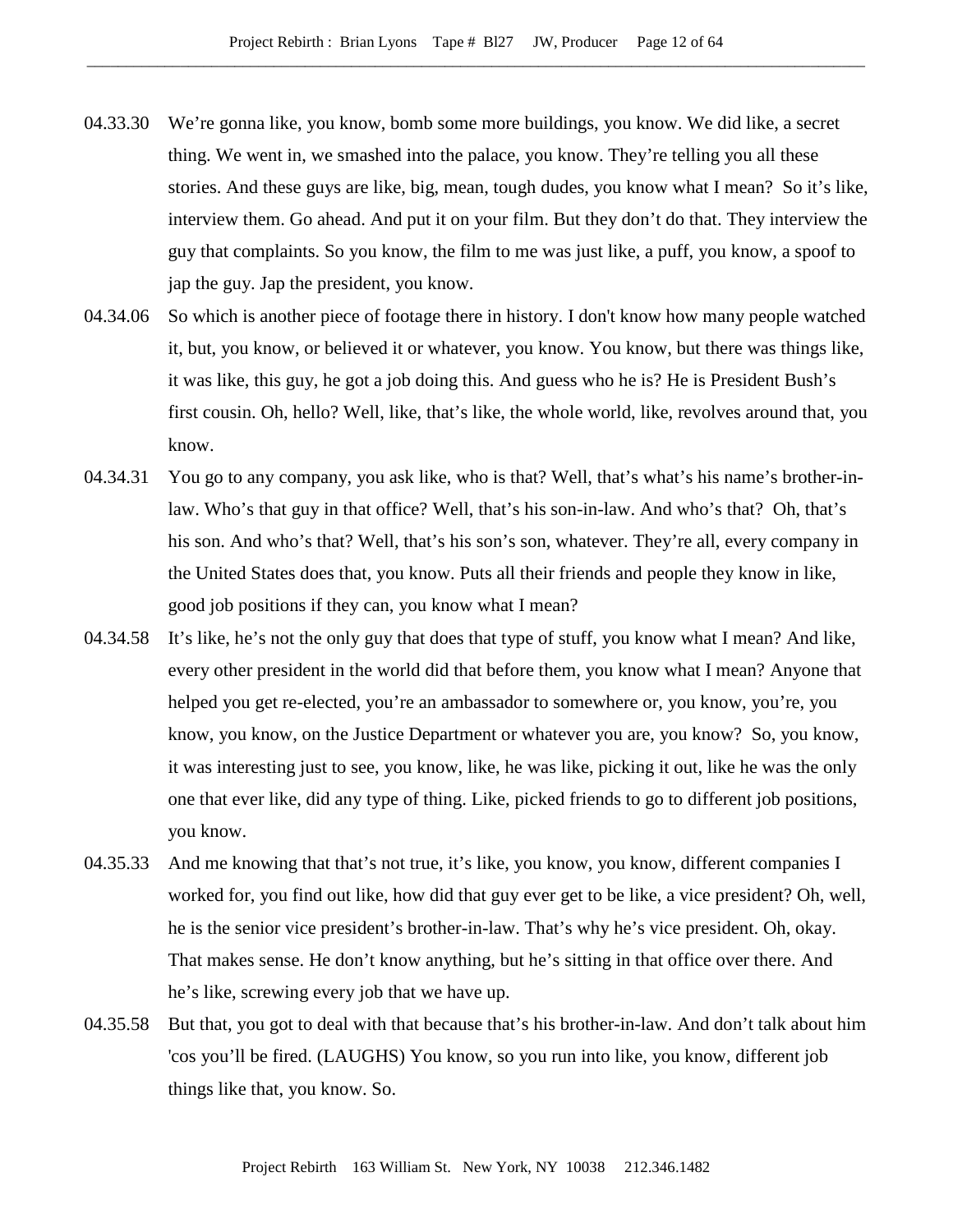04.33.30 We're gonna like, you know, bomb some more buildings, you know. We did like, a secret thing. We went in, we smashed into the palace, you know. They're telling you all these stories. And these guys are like, big, mean, tough dudes, you know what I mean? So it's like, interview them. Go ahead. And put it on your film. But they don't do that. They interview the guy that complaints. So you know, the film to me was just like, a puff, you know, a spoof to jap the guy. Jap the president, you know.

04.34.06 So which is another piece of footage there in history. I don't know how many people watched it, but, you know, or believed it or whatever, you know. You know, but there was things like, it was like, this guy, he got a job doing this. And guess who he is? He is President Bush's first cousin. Oh, hello? Well, like, that's like, the whole world, like, revolves around that, you know.

04.34.31 You go to any company, you ask like, who is that? Well, that's what's his name's brother-in-law. Who's that guy in that office? Well, that's his son-in-law. And who's that? Oh, that's his son. And who's that? Well, that's his son's son, whatever. They're all, every company in the United States does that, you know. Puts all their friends and people they know in like, good job positions if they can, you know what I mean?

04.34.58 It's like, he's not the only guy that does that type of stuff, you know what I mean? And like, every other president in the world did that before them, you know what I mean? Anyone that helped you get re-elected, you're an ambassador to somewhere or, you know, you're, you know, you know, on the Justice Department or whatever you are, you know? So, you know, it was interesting just to see, you know, like, he was like, picking it out, like he was the only one that ever like, did any type of thing. Like, picked friends to go to different job positions, you know.

04.35.33 And me knowing that that's not true, it's like, you know, you know, different companies I worked for, you find out like, how did that guy ever get to be like, a vice president? Oh, well, he is the senior vice president's brother-in-law. That's why he's vice president. Oh, okay. That makes sense. He don't know anything, but he's sitting in that office over there. And he's like, screwing every job that we have up.

04.35.58 But that, you got to deal with that because that's his brother-in-law. And don't talk about him 'cos you'll be fired. (LAUGHS) You know, so you run into like, you know, different job things like that, you know. So.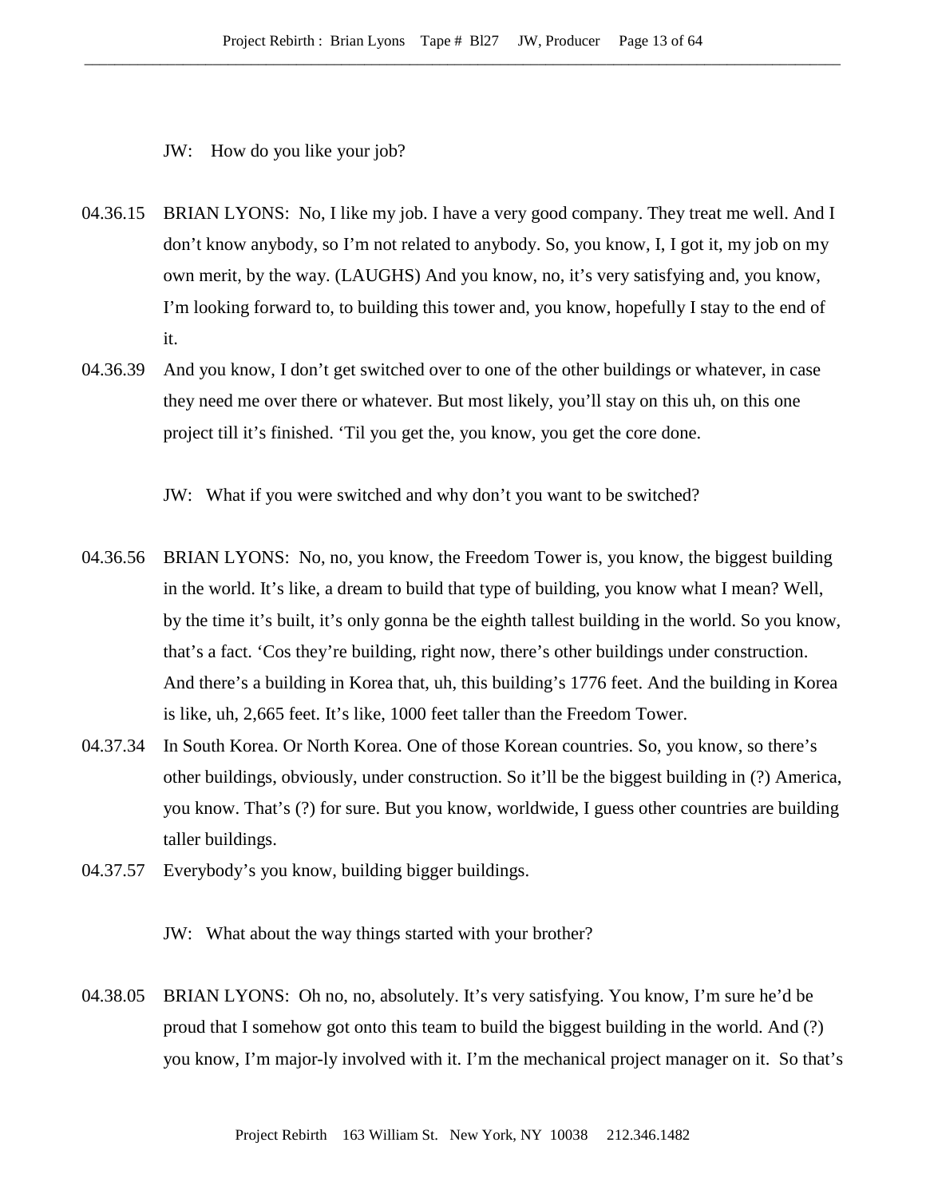JW: How do you like your job?

04.36.15 BRIAN LYONS: No, I like my job. I have a very good company. They treat me well. And I don't know anybody, so I'm not related to anybody. So, you know, I, I got it, my job on my own merit, by the way. (LAUGHS) And you know, no, it's very satisfying and, you know, I'm looking forward to, to building this tower and, you know, hopefully I stay to the end of it.

04.36.39 And you know, I don't get switched over to one of the other buildings or whatever, in case they need me over there or whatever. But most likely, you'll stay on this uh, on this one project till it's finished. 'Til you get the, you know, you get the core done.

JW: What if you were switched and why don't you want to be switched?

04.36.56 BRIAN LYONS: No, no, you know, the Freedom Tower is, you know, the biggest building in the world. It's like, a dream to build that type of building, you know what I mean? Well, by the time it's built, it's only gonna be the eighth tallest building in the world. So you know, that's a fact. 'Cos they're building, right now, there's other buildings under construction. And there's a building in Korea that, uh, this building's 1776 feet. And the building in Korea is like, uh, 2,665 feet. It's like, 1000 feet taller than the Freedom Tower.

04.37.34 In South Korea. Or North Korea. One of those Korean countries. So, you know, so there's other buildings, obviously, under construction. So it'll be the biggest building in (?) America, you know. That's (?) for sure. But you know, worldwide, I guess other countries are building taller buildings.

04.37.57 Everybody's you know, building bigger buildings.

JW: What about the way things started with your brother?

04.38.05 BRIAN LYONS: Oh no, no, absolutely. It's very satisfying. You know, I'm sure he'd be proud that I somehow got onto this team to build the biggest building in the world. And (?) you know, I'm major-ly involved with it. I'm the mechanical project manager on it. So that's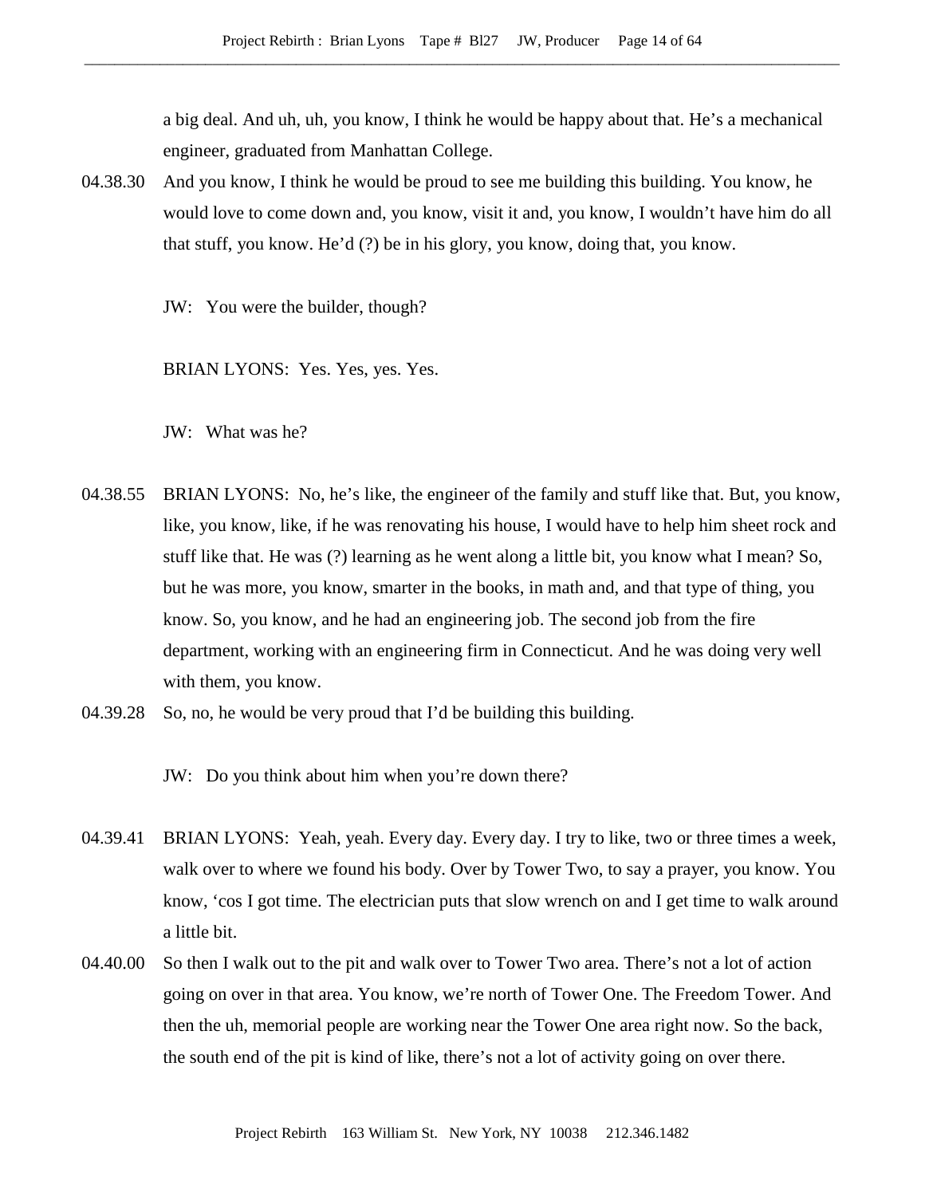a big deal. And uh, uh, you know, I think he would be happy about that. He's a mechanical engineer, graduated from Manhattan College.

04.38.30 And you know, I think he would be proud to see me building this building. You know, he would love to come down and, you know, visit it and, you know, I wouldn't have him do all that stuff, you know. He'd (?) be in his glory, you know, doing that, you know.

JW: You were the builder, though?

BRIAN LYONS: Yes. Yes, yes. Yes.

JW: What was he?

04.38.55 BRIAN LYONS: No, he's like, the engineer of the family and stuff like that. But, you know, like, you know, like, if he was renovating his house, I would have to help him sheet rock and stuff like that. He was (?) learning as he went along a little bit, you know what I mean? So, but he was more, you know, smarter in the books, in math and, and that type of thing, you know. So, you know, and he had an engineering job. The second job from the fire department, working with an engineering firm in Connecticut. And he was doing very well with them, you know.

04.39.28 So, no, he would be very proud that I'd be building this building.

JW: Do you think about him when you're down there?

04.39.41 BRIAN LYONS: Yeah, yeah. Every day. Every day. I try to like, two or three times a week, walk over to where we found his body. Over by Tower Two, to say a prayer, you know. You know, 'cos I got time. The electrician puts that slow wrench on and I get time to walk around a little bit.

04.40.00 So then I walk out to the pit and walk over to Tower Two area. There's not a lot of action going on over in that area. You know, we're north of Tower One. The Freedom Tower. And then the uh, memorial people are working near the Tower One area right now. So the back, the south end of the pit is kind of like, there's not a lot of activity going on over there.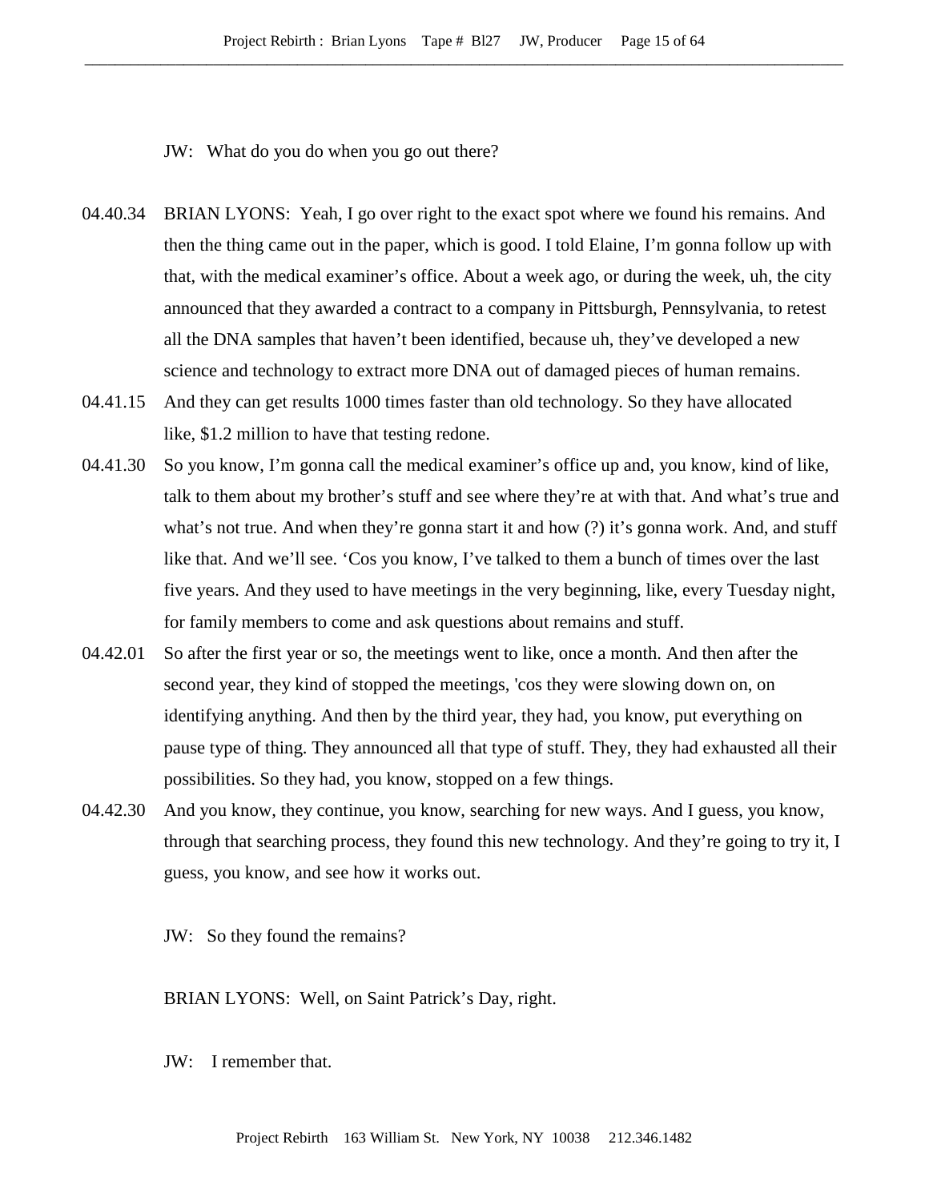JW: What do you do when you go out there?

04.40.34 BRIAN LYONS: Yeah, I go over right to the exact spot where we found his remains. And then the thing came out in the paper, which is good. I told Elaine, I'm gonna follow up with that, with the medical examiner's office. About a week ago, or during the week, uh, the city announced that they awarded a contract to a company in Pittsburgh, Pennsylvania, to retest all the DNA samples that haven't been identified, because uh, they've developed a new science and technology to extract more DNA out of damaged pieces of human remains.

04.41.15 And they can get results 1000 times faster than old technology. So they have allocated like, $1.2 million to have that testing redone.

04.41.30 So you know, I'm gonna call the medical examiner's office up and, you know, kind of like, talk to them about my brother's stuff and see where they're at with that. And what's true and what's not true. And when they're gonna start it and how (?) it's gonna work. And, and stuff like that. And we'll see. 'Cos you know, I've talked to them a bunch of times over the last five years. And they used to have meetings in the very beginning, like, every Tuesday night, for family members to come and ask questions about remains and stuff.

04.42.01 So after the first year or so, the meetings went to like, once a month. And then after the second year, they kind of stopped the meetings, 'cos they were slowing down on, on identifying anything. And then by the third year, they had, you know, put everything on pause type of thing. They announced all that type of stuff. They, they had exhausted all their possibilities. So they had, you know, stopped on a few things.

04.42.30 And you know, they continue, you know, searching for new ways. And I guess, you know, through that searching process, they found this new technology. And they're going to try it, I guess, you know, and see how it works out.

JW: So they found the remains?

BRIAN LYONS: Well, on Saint Patrick's Day, right.

JW: I remember that.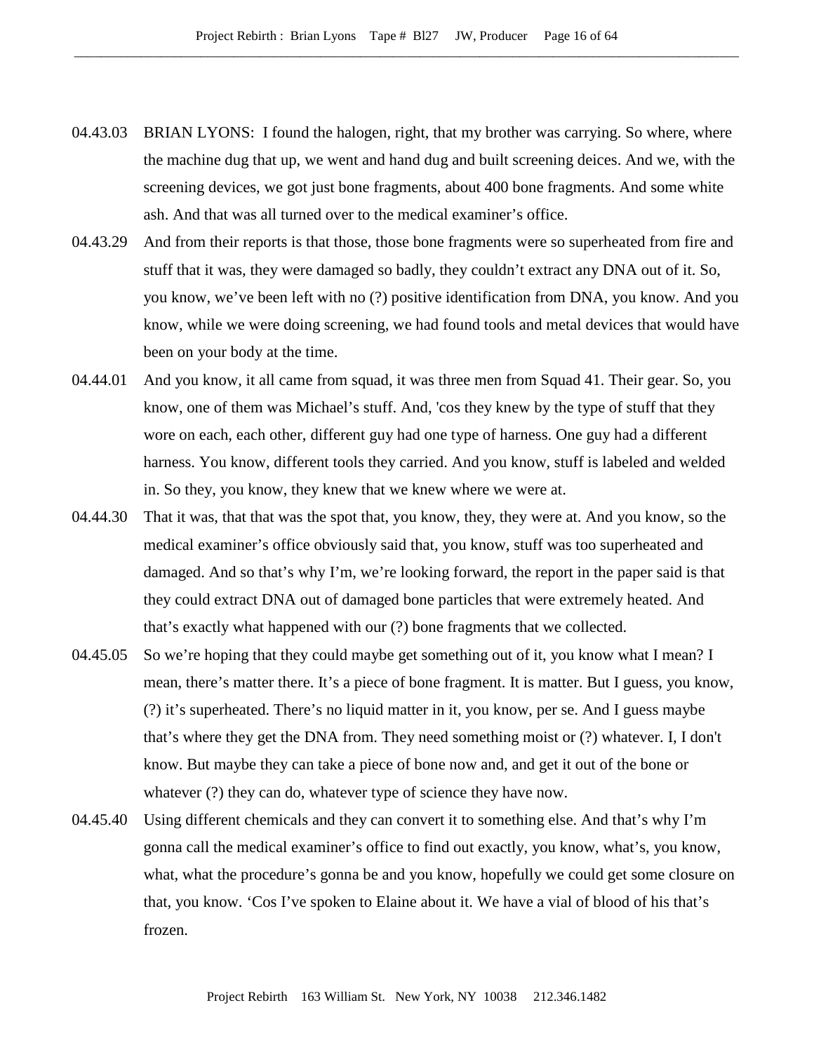04.43.03 BRIAN LYONS: I found the halogen, right, that my brother was carrying. So where, where the machine dug that up, we went and hand dug and built screening deices. And we, with the screening devices, we got just bone fragments, about 400 bone fragments. And some white ash. And that was all turned over to the medical examiner's office.

04.43.29 And from their reports is that those, those bone fragments were so superheated from fire and stuff that it was, they were damaged so badly, they couldn't extract any DNA out of it. So, you know, we've been left with no (?) positive identification from DNA, you know. And you know, while we were doing screening, we had found tools and metal devices that would have been on your body at the time.

04.44.01 And you know, it all came from squad, it was three men from Squad 41. Their gear. So, you know, one of them was Michael's stuff. And, 'cos they knew by the type of stuff that they wore on each, each other, different guy had one type of harness. One guy had a different harness. You know, different tools they carried. And you know, stuff is labeled and welded in. So they, you know, they knew that we knew where we were at.

04.44.30 That it was, that that was the spot that, you know, they, they were at. And you know, so the medical examiner's office obviously said that, you know, stuff was too superheated and damaged. And so that's why I'm, we're looking forward, the report in the paper said is that they could extract DNA out of damaged bone particles that were extremely heated. And that's exactly what happened with our (?) bone fragments that we collected.

04.45.05 So we're hoping that they could maybe get something out of it, you know what I mean? I mean, there's matter there. It's a piece of bone fragment. It is matter. But I guess, you know, (?) it's superheated. There's no liquid matter in it, you know, per se. And I guess maybe that's where they get the DNA from. They need something moist or (?) whatever. I, I don't know. But maybe they can take a piece of bone now and, and get it out of the bone or whatever (?) they can do, whatever type of science they have now.

04.45.40 Using different chemicals and they can convert it to something else. And that's why I'm gonna call the medical examiner's office to find out exactly, you know, what's, you know, what, what the procedure's gonna be and you know, hopefully we could get some closure on that, you know. 'Cos I've spoken to Elaine about it. We have a vial of blood of his that's frozen.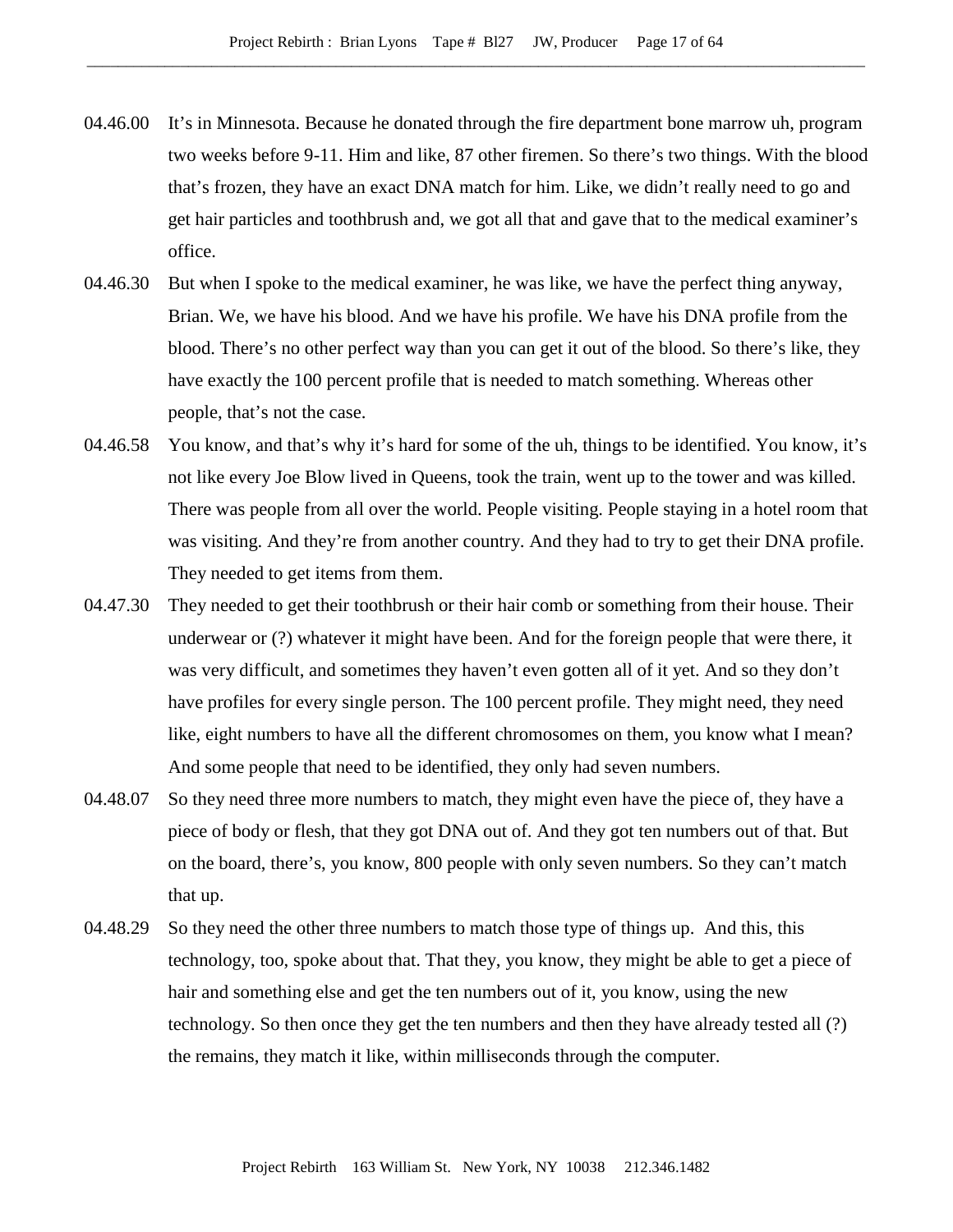04.46.00 It's in Minnesota. Because he donated through the fire department bone marrow uh, program two weeks before 9-11. Him and like, 87 other firemen. So there's two things. With the blood that's frozen, they have an exact DNA match for him. Like, we didn't really need to go and get hair particles and toothbrush and, we got all that and gave that to the medical examiner's office.

04.46.30 But when I spoke to the medical examiner, he was like, we have the perfect thing anyway, Brian. We, we have his blood. And we have his profile. We have his DNA profile from the blood. There's no other perfect way than you can get it out of the blood. So there's like, they have exactly the 100 percent profile that is needed to match something. Whereas other people, that's not the case.

04.46.58 You know, and that's why it's hard for some of the uh, things to be identified. You know, it's not like every Joe Blow lived in Queens, took the train, went up to the tower and was killed. There was people from all over the world. People visiting. People staying in a hotel room that was visiting. And they're from another country. And they had to try to get their DNA profile. They needed to get items from them.

04.47.30 They needed to get their toothbrush or their hair comb or something from their house. Their underwear or (?) whatever it might have been. And for the foreign people that were there, it was very difficult, and sometimes they haven't even gotten all of it yet. And so they don't have profiles for every single person. The 100 percent profile. They might need, they need like, eight numbers to have all the different chromosomes on them, you know what I mean? And some people that need to be identified, they only had seven numbers.

04.48.07 So they need three more numbers to match, they might even have the piece of, they have a piece of body or flesh, that they got DNA out of. And they got ten numbers out of that. But on the board, there's, you know, 800 people with only seven numbers. So they can't match that up.

04.48.29 So they need the other three numbers to match those type of things up. And this, this technology, too, spoke about that. That they, you know, they might be able to get a piece of hair and something else and get the ten numbers out of it, you know, using the new technology. So then once they get the ten numbers and then they have already tested all (?) the remains, they match it like, within milliseconds through the computer.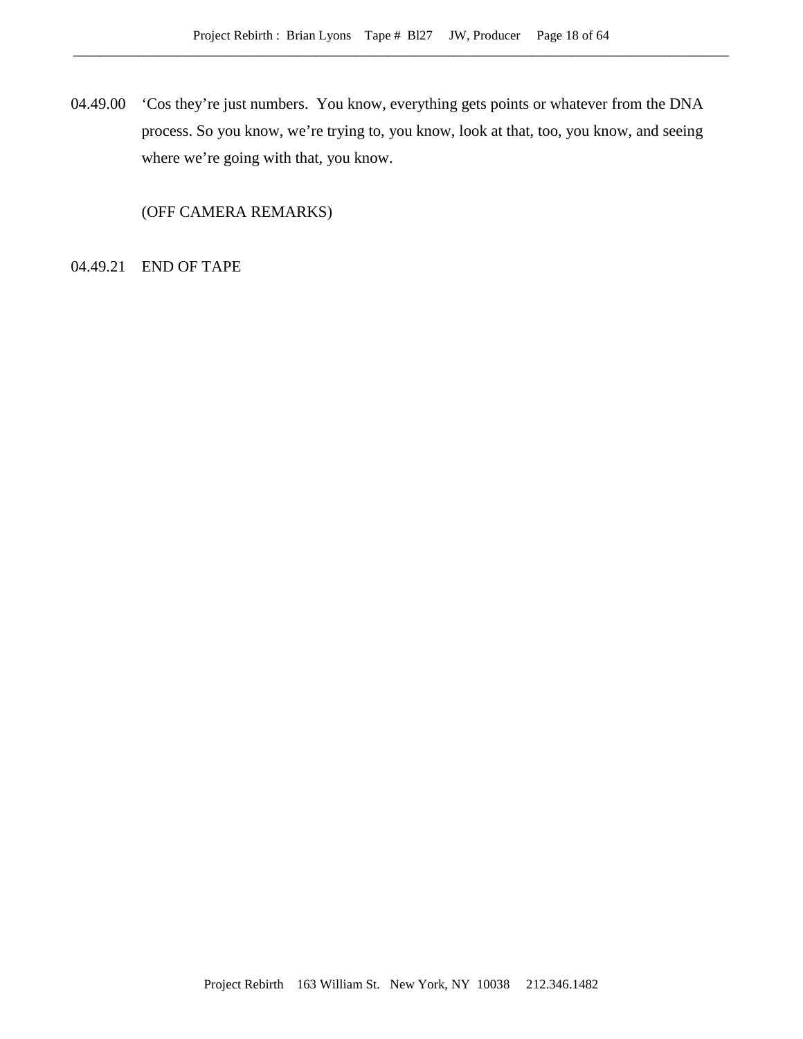04.49.00 'Cos they're just numbers. You know, everything gets points or whatever from the DNA process. So you know, we're trying to, you know, look at that, too, you know, and seeing where we're going with that, you know.

(OFF CAMERA REMARKS)

04.49.21 END OF TAPE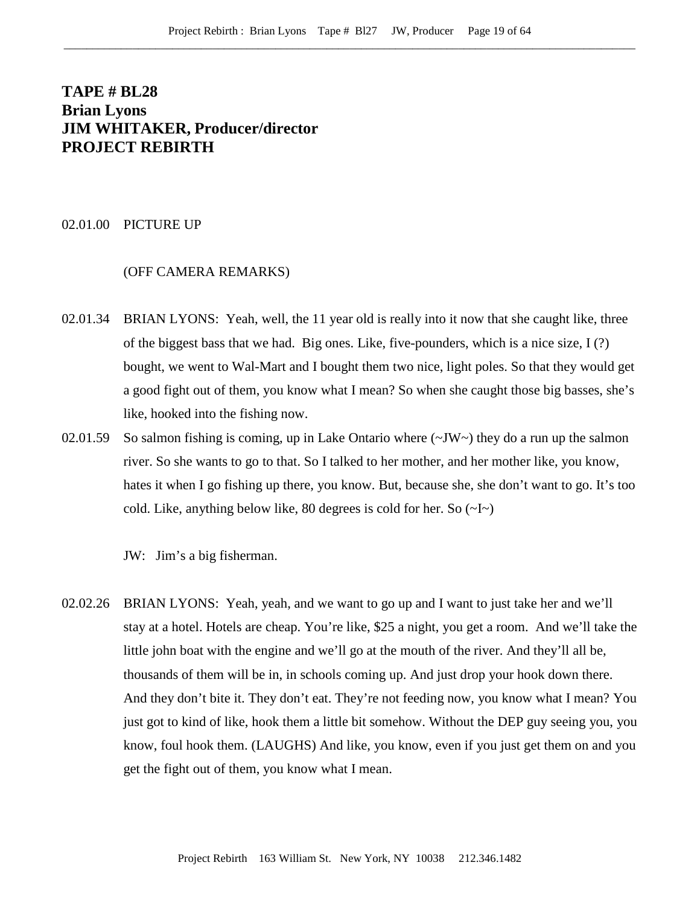**TAPE # BL28**
**Brian Lyons**
**JIM WHITAKER, Producer/director**
**PROJECT REBIRTH**

02.01.00 PICTURE UP

(OFF CAMERA REMARKS)

02.01.34 BRIAN LYONS: Yeah, well, the 11 year old is really into it now that she caught like, three of the biggest bass that we had. Big ones. Like, five-pounders, which is a nice size, I (?) bought, we went to Wal-Mart and I bought them two nice, light poles. So that they would get a good fight out of them, you know what I mean? So when she caught those big basses, she's like, hooked into the fishing now.

02.01.59 So salmon fishing is coming, up in Lake Ontario where (~JW~) they do a run up the salmon river. So she wants to go to that. So I talked to her mother, and her mother like, you know, hates it when I go fishing up there, you know. But, because she, she don't want to go. It's too cold. Like, anything below like, 80 degrees is cold for her. So (~I~)

JW: Jim's a big fisherman.

02.02.26 BRIAN LYONS: Yeah, yeah, and we want to go up and I want to just take her and we'll stay at a hotel. Hotels are cheap. You're like, $25 a night, you get a room. And we'll take the little john boat with the engine and we'll go at the mouth of the river. And they'll all be, thousands of them will be in, in schools coming up. And just drop your hook down there. And they don't bite it. They don't eat. They're not feeding now, you know what I mean? You just got to kind of like, hook them a little bit somehow. Without the DEP guy seeing you, you know, foul hook them. (LAUGHS) And like, you know, even if you just get them on and you get the fight out of them, you know what I mean.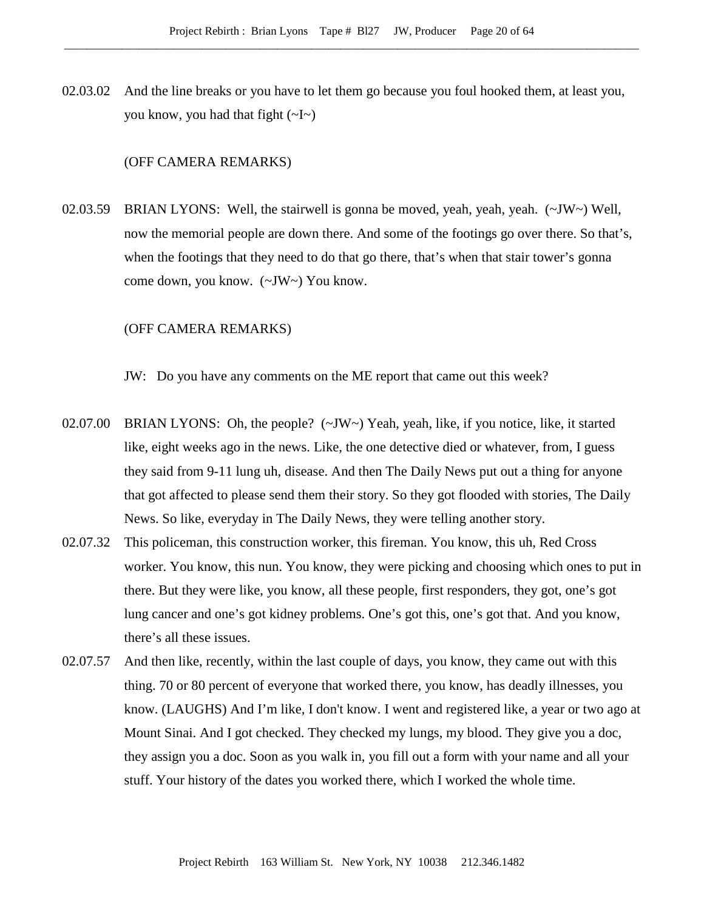02.03.02 And the line breaks or you have to let them go because you foul hooked them, at least you, you know, you had that fight (~I~)

(OFF CAMERA REMARKS)

02.03.59 BRIAN LYONS: Well, the stairwell is gonna be moved, yeah, yeah, yeah. (~JW~) Well, now the memorial people are down there. And some of the footings go over there. So that's, when the footings that they need to do that go there, that's when that stair tower's gonna come down, you know. (~JW~) You know.

(OFF CAMERA REMARKS)

JW: Do you have any comments on the ME report that came out this week?

02.07.00 BRIAN LYONS: Oh, the people? (~JW~) Yeah, yeah, like, if you notice, like, it started like, eight weeks ago in the news. Like, the one detective died or whatever, from, I guess they said from 9-11 lung uh, disease. And then The Daily News put out a thing for anyone that got affected to please send them their story. So they got flooded with stories, The Daily News. So like, everyday in The Daily News, they were telling another story.

02.07.32 This policeman, this construction worker, this fireman. You know, this uh, Red Cross worker. You know, this nun. You know, they were picking and choosing which ones to put in there. But they were like, you know, all these people, first responders, they got, one's got lung cancer and one's got kidney problems. One's got this, one's got that. And you know, there's all these issues.

02.07.57 And then like, recently, within the last couple of days, you know, they came out with this thing. 70 or 80 percent of everyone that worked there, you know, has deadly illnesses, you know. (LAUGHS) And I'm like, I don't know. I went and registered like, a year or two ago at Mount Sinai. And I got checked. They checked my lungs, my blood. They give you a doc, they assign you a doc. Soon as you walk in, you fill out a form with your name and all your stuff. Your history of the dates you worked there, which I worked the whole time.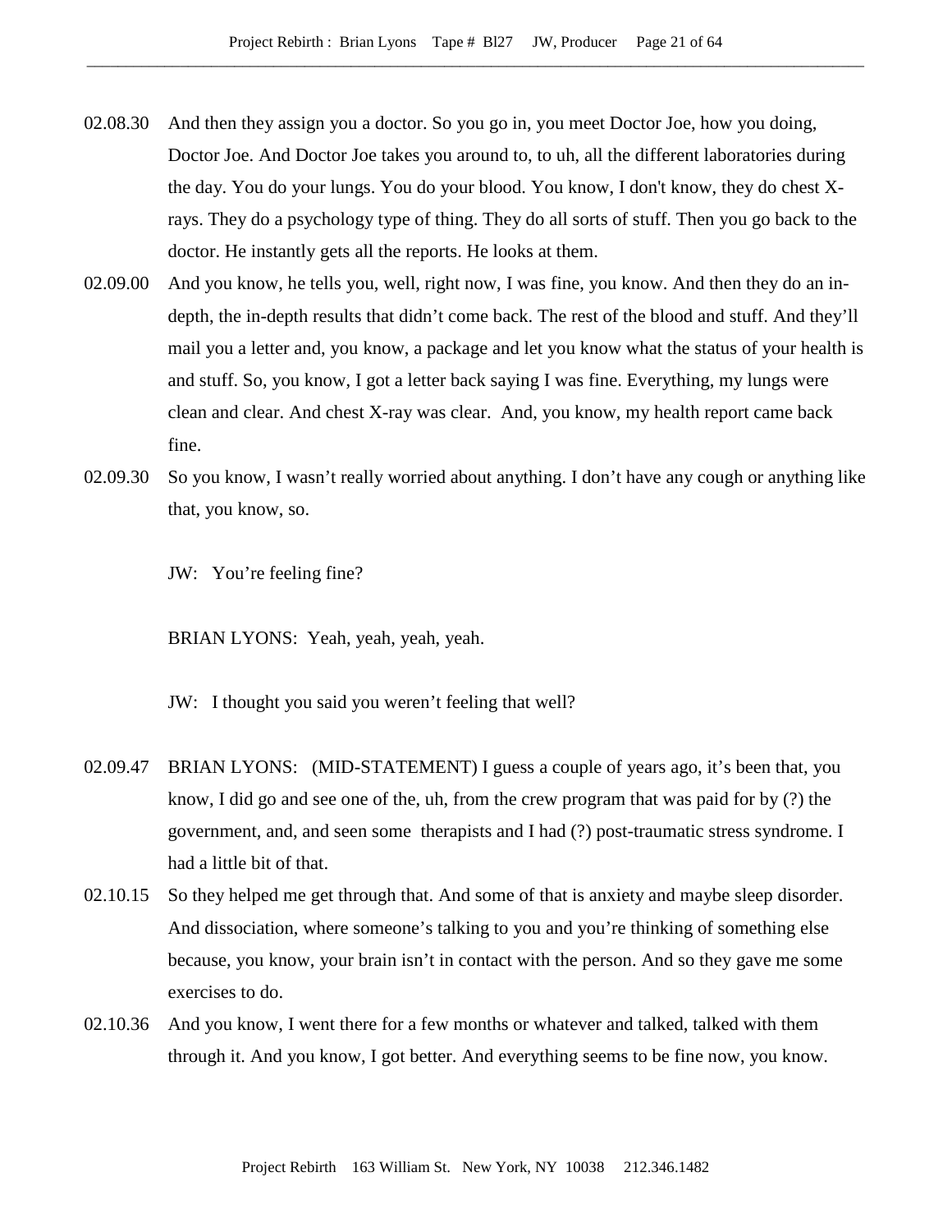02.08.30 And then they assign you a doctor. So you go in, you meet Doctor Joe, how you doing, Doctor Joe. And Doctor Joe takes you around to, to uh, all the different laboratories during the day. You do your lungs. You do your blood. You know, I don't know, they do chest X-rays. They do a psychology type of thing. They do all sorts of stuff. Then you go back to the doctor. He instantly gets all the reports. He looks at them.

02.09.00 And you know, he tells you, well, right now, I was fine, you know. And then they do an in-depth, the in-depth results that didn't come back. The rest of the blood and stuff. And they'll mail you a letter and, you know, a package and let you know what the status of your health is and stuff. So, you know, I got a letter back saying I was fine. Everything, my lungs were clean and clear. And chest X-ray was clear. And, you know, my health report came back fine.

02.09.30 So you know, I wasn't really worried about anything. I don't have any cough or anything like that, you know, so.

JW: You're feeling fine?

BRIAN LYONS: Yeah, yeah, yeah, yeah.

JW: I thought you said you weren't feeling that well?

02.09.47 BRIAN LYONS: (MID-STATEMENT) I guess a couple of years ago, it's been that, you know, I did go and see one of the, uh, from the crew program that was paid for by (?) the government, and, and seen some therapists and I had (?) post-traumatic stress syndrome. I had a little bit of that.

02.10.15 So they helped me get through that. And some of that is anxiety and maybe sleep disorder. And dissociation, where someone's talking to you and you're thinking of something else because, you know, your brain isn't in contact with the person. And so they gave me some exercises to do.

02.10.36 And you know, I went there for a few months or whatever and talked, talked with them through it. And you know, I got better. And everything seems to be fine now, you know.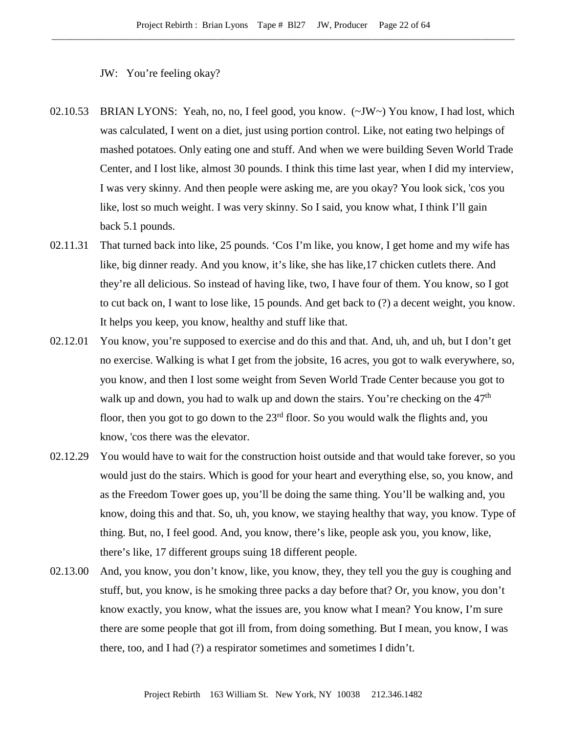JW: You're feeling okay?

02.10.53 BRIAN LYONS: Yeah, no, no, I feel good, you know. (~JW~) You know, I had lost, which was calculated, I went on a diet, just using portion control. Like, not eating two helpings of mashed potatoes. Only eating one and stuff. And when we were building Seven World Trade Center, and I lost like, almost 30 pounds. I think this time last year, when I did my interview, I was very skinny. And then people were asking me, are you okay? You look sick, 'cos you like, lost so much weight. I was very skinny. So I said, you know what, I think I'll gain back 5.1 pounds.

02.11.31 That turned back into like, 25 pounds. 'Cos I'm like, you know, I get home and my wife has like, big dinner ready. And you know, it's like, she has like,17 chicken cutlets there. And they're all delicious. So instead of having like, two, I have four of them. You know, so I got to cut back on, I want to lose like, 15 pounds. And get back to (?) a decent weight, you know. It helps you keep, you know, healthy and stuff like that.

02.12.01 You know, you're supposed to exercise and do this and that. And, uh, and uh, but I don't get no exercise. Walking is what I get from the jobsite, 16 acres, you got to walk everywhere, so, you know, and then I lost some weight from Seven World Trade Center because you got to walk up and down, you had to walk up and down the stairs. You're checking on the 47th floor, then you got to go down to the 23rd floor. So you would walk the flights and, you know, 'cos there was the elevator.

02.12.29 You would have to wait for the construction hoist outside and that would take forever, so you would just do the stairs. Which is good for your heart and everything else, so, you know, and as the Freedom Tower goes up, you'll be doing the same thing. You'll be walking and, you know, doing this and that. So, uh, you know, we staying healthy that way, you know. Type of thing. But, no, I feel good. And, you know, there's like, people ask you, you know, like, there's like, 17 different groups suing 18 different people.

02.13.00 And, you know, you don't know, like, you know, they, they tell you the guy is coughing and stuff, but, you know, is he smoking three packs a day before that? Or, you know, you don't know exactly, you know, what the issues are, you know what I mean? You know, I'm sure there are some people that got ill from, from doing something. But I mean, you know, I was there, too, and I had (?) a respirator sometimes and sometimes I didn't.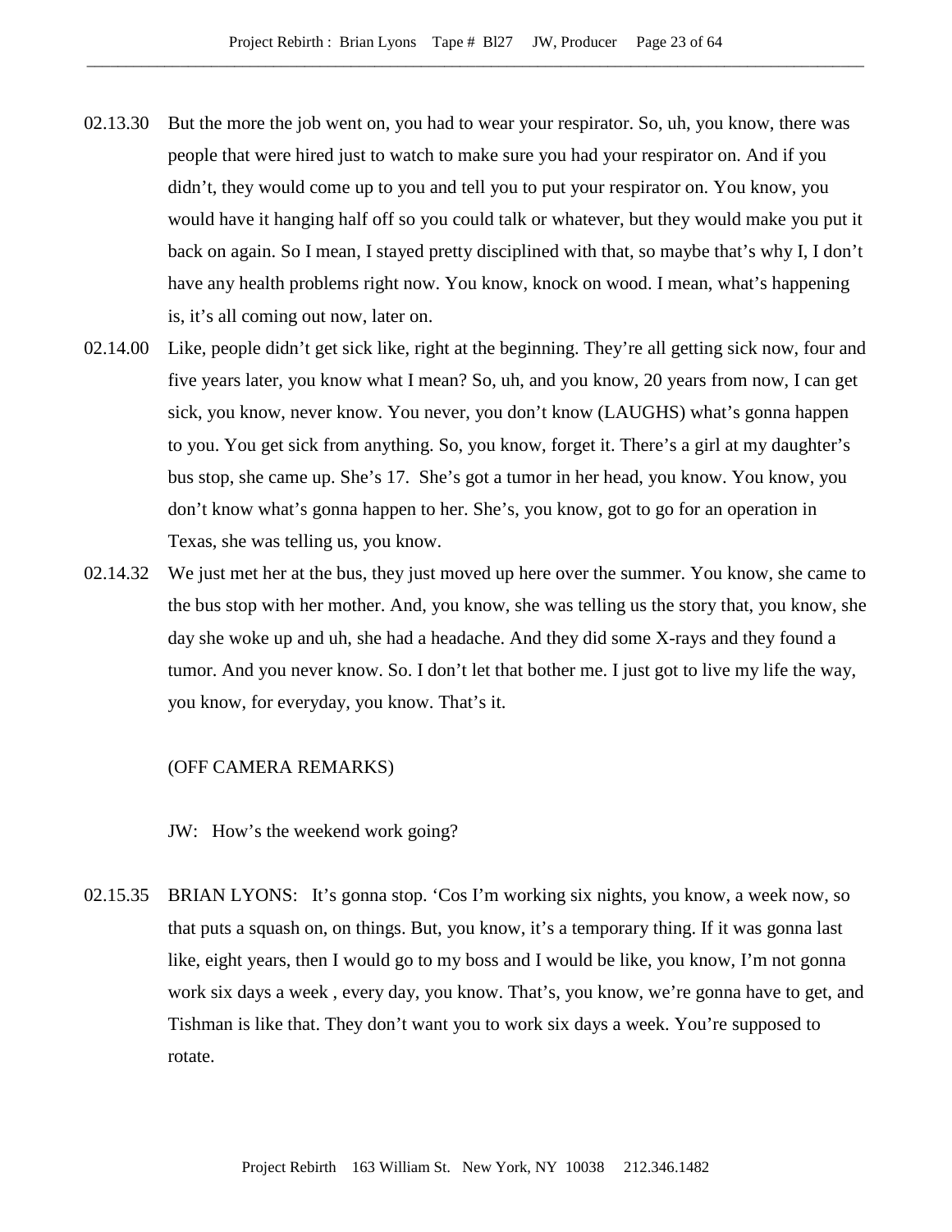02.13.30 But the more the job went on, you had to wear your respirator. So, uh, you know, there was people that were hired just to watch to make sure you had your respirator on. And if you didn't, they would come up to you and tell you to put your respirator on. You know, you would have it hanging half off so you could talk or whatever, but they would make you put it back on again. So I mean, I stayed pretty disciplined with that, so maybe that's why I, I don't have any health problems right now. You know, knock on wood. I mean, what's happening is, it's all coming out now, later on.

02.14.00 Like, people didn't get sick like, right at the beginning. They're all getting sick now, four and five years later, you know what I mean? So, uh, and you know, 20 years from now, I can get sick, you know, never know. You never, you don't know (LAUGHS) what's gonna happen to you. You get sick from anything. So, you know, forget it. There's a girl at my daughter's bus stop, she came up. She's 17. She's got a tumor in her head, you know. You know, you don't know what's gonna happen to her. She's, you know, got to go for an operation in Texas, she was telling us, you know.

02.14.32 We just met her at the bus, they just moved up here over the summer. You know, she came to the bus stop with her mother. And, you know, she was telling us the story that, you know, she day she woke up and uh, she had a headache. And they did some X-rays and they found a tumor. And you never know. So. I don't let that bother me. I just got to live my life the way, you know, for everyday, you know. That's it.

(OFF CAMERA REMARKS)

JW: How's the weekend work going?

02.15.35 BRIAN LYONS: It's gonna stop. 'Cos I'm working six nights, you know, a week now, so that puts a squash on, on things. But, you know, it's a temporary thing. If it was gonna last like, eight years, then I would go to my boss and I would be like, you know, I'm not gonna work six days a week , every day, you know. That's, you know, we're gonna have to get, and Tishman is like that. They don't want you to work six days a week. You're supposed to rotate.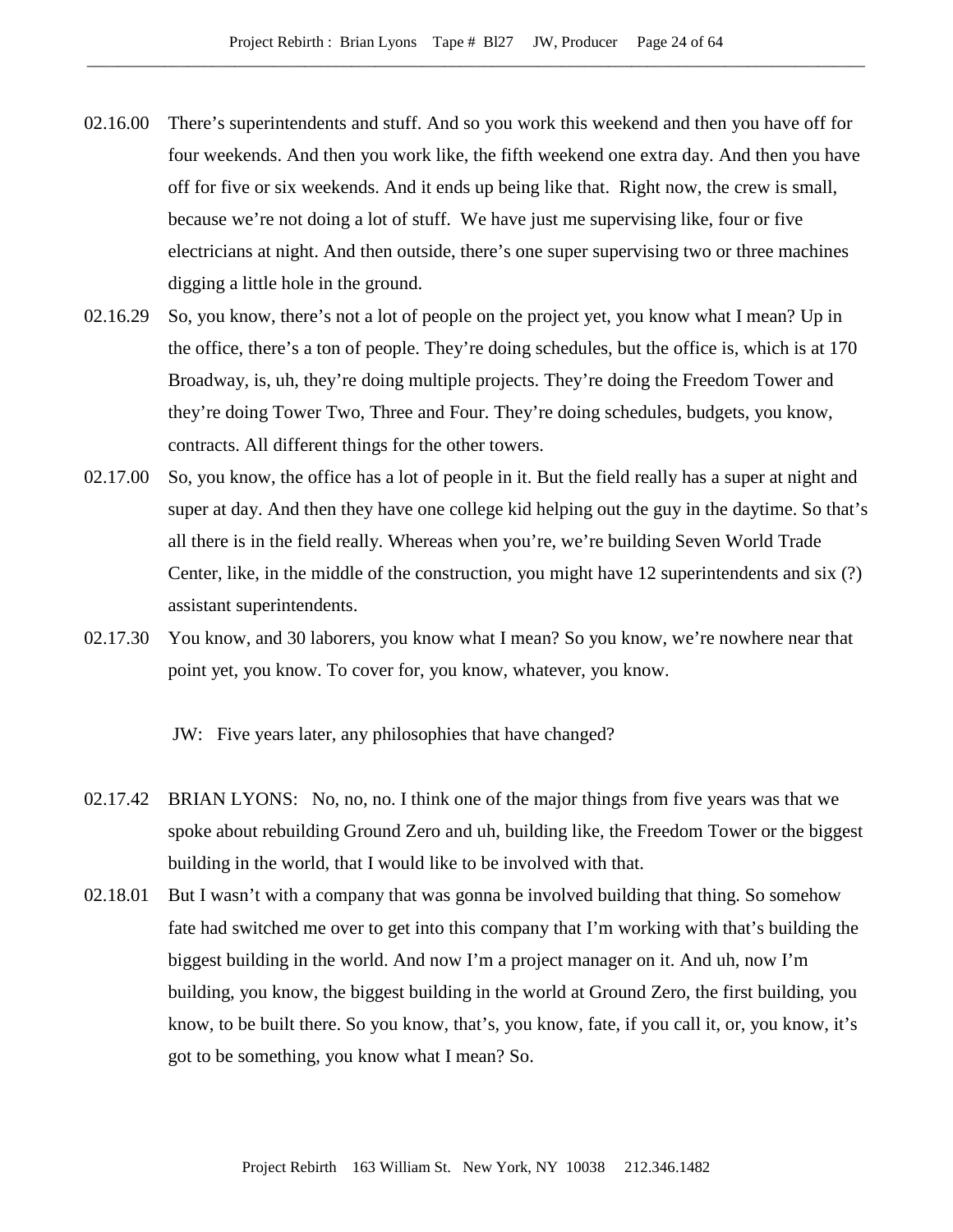02.16.00 There's superintendents and stuff. And so you work this weekend and then you have off for four weekends. And then you work like, the fifth weekend one extra day. And then you have off for five or six weekends. And it ends up being like that. Right now, the crew is small, because we're not doing a lot of stuff. We have just me supervising like, four or five electricians at night. And then outside, there's one super supervising two or three machines digging a little hole in the ground.

02.16.29 So, you know, there's not a lot of people on the project yet, you know what I mean? Up in the office, there's a ton of people. They're doing schedules, but the office is, which is at 170 Broadway, is, uh, they're doing multiple projects. They're doing the Freedom Tower and they're doing Tower Two, Three and Four. They're doing schedules, budgets, you know, contracts. All different things for the other towers.

02.17.00 So, you know, the office has a lot of people in it. But the field really has a super at night and super at day. And then they have one college kid helping out the guy in the daytime. So that's all there is in the field really. Whereas when you're, we're building Seven World Trade Center, like, in the middle of the construction, you might have 12 superintendents and six (?) assistant superintendents.

02.17.30 You know, and 30 laborers, you know what I mean? So you know, we're nowhere near that point yet, you know. To cover for, you know, whatever, you know.

JW: Five years later, any philosophies that have changed?

02.17.42 BRIAN LYONS: No, no, no. I think one of the major things from five years was that we spoke about rebuilding Ground Zero and uh, building like, the Freedom Tower or the biggest building in the world, that I would like to be involved with that.

02.18.01 But I wasn't with a company that was gonna be involved building that thing. So somehow fate had switched me over to get into this company that I'm working with that's building the biggest building in the world. And now I'm a project manager on it. And uh, now I'm building, you know, the biggest building in the world at Ground Zero, the first building, you know, to be built there. So you know, that's, you know, fate, if you call it, or, you know, it's got to be something, you know what I mean? So.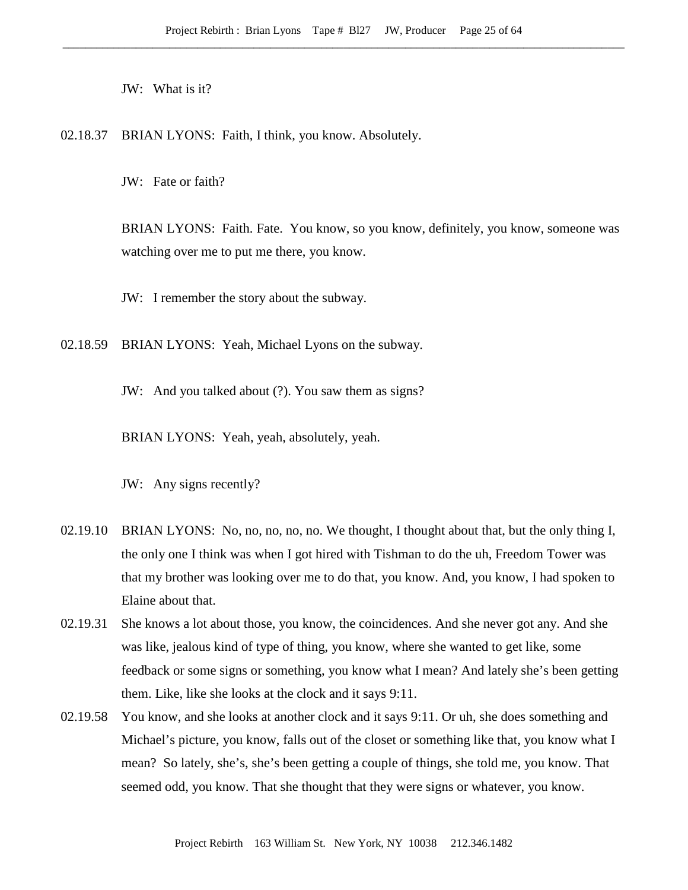JW: What is it?

02.18.37 BRIAN LYONS: Faith, I think, you know. Absolutely.

JW: Fate or faith?

BRIAN LYONS: Faith. Fate. You know, so you know, definitely, you know, someone was watching over me to put me there, you know.

JW: I remember the story about the subway.

02.18.59 BRIAN LYONS: Yeah, Michael Lyons on the subway.

JW: And you talked about (?). You saw them as signs?

BRIAN LYONS: Yeah, yeah, absolutely, yeah.

JW: Any signs recently?

02.19.10 BRIAN LYONS: No, no, no, no, no. We thought, I thought about that, but the only thing I, the only one I think was when I got hired with Tishman to do the uh, Freedom Tower was that my brother was looking over me to do that, you know. And, you know, I had spoken to Elaine about that.

02.19.31 She knows a lot about those, you know, the coincidences. And she never got any. And she was like, jealous kind of type of thing, you know, where she wanted to get like, some feedback or some signs or something, you know what I mean? And lately she's been getting them. Like, like she looks at the clock and it says 9:11.

02.19.58 You know, and she looks at another clock and it says 9:11. Or uh, she does something and Michael's picture, you know, falls out of the closet or something like that, you know what I mean? So lately, she's, she's been getting a couple of things, she told me, you know. That seemed odd, you know. That she thought that they were signs or whatever, you know.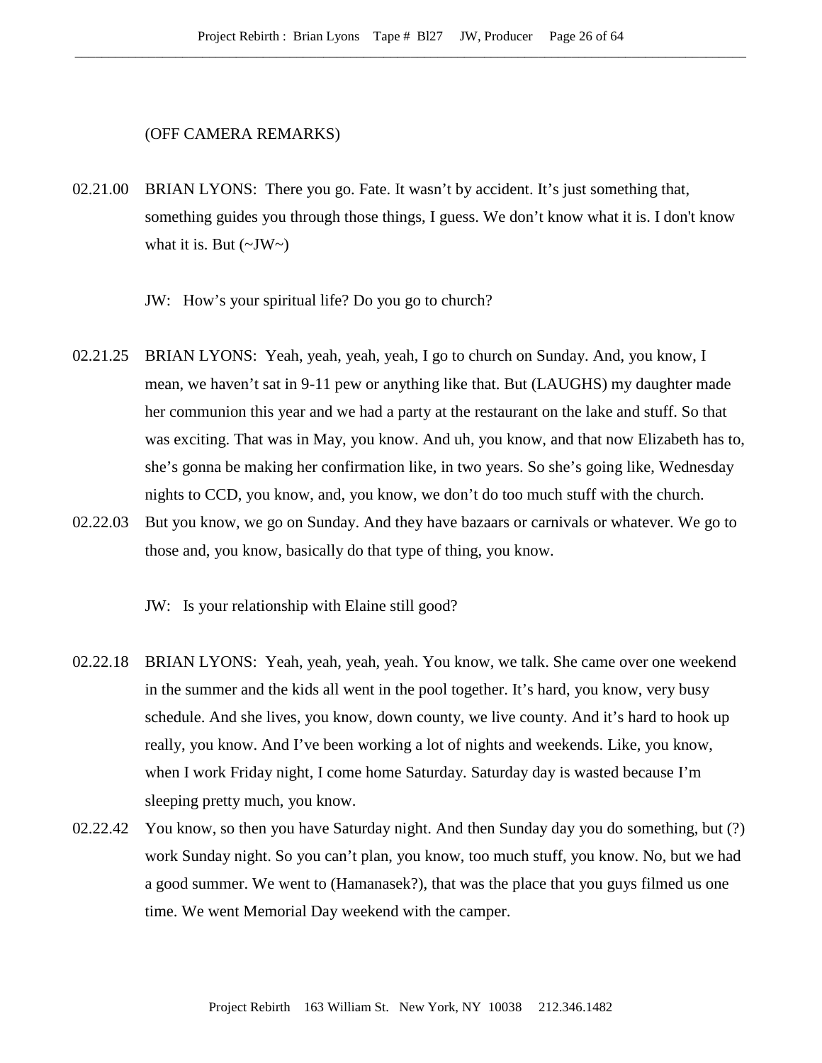(OFF CAMERA REMARKS)

02.21.00 BRIAN LYONS: There you go. Fate. It wasn't by accident. It's just something that, something guides you through those things, I guess. We don't know what it is. I don't know what it is. But (~JW~)

JW: How's your spiritual life? Do you go to church?

02.21.25 BRIAN LYONS: Yeah, yeah, yeah, yeah, I go to church on Sunday. And, you know, I mean, we haven't sat in 9-11 pew or anything like that. But (LAUGHS) my daughter made her communion this year and we had a party at the restaurant on the lake and stuff. So that was exciting. That was in May, you know. And uh, you know, and that now Elizabeth has to, she's gonna be making her confirmation like, in two years. So she's going like, Wednesday nights to CCD, you know, and, you know, we don't do too much stuff with the church.

02.22.03 But you know, we go on Sunday. And they have bazaars or carnivals or whatever. We go to those and, you know, basically do that type of thing, you know.

JW: Is your relationship with Elaine still good?

02.22.18 BRIAN LYONS: Yeah, yeah, yeah, yeah. You know, we talk. She came over one weekend in the summer and the kids all went in the pool together. It's hard, you know, very busy schedule. And she lives, you know, down county, we live county. And it's hard to hook up really, you know. And I've been working a lot of nights and weekends. Like, you know, when I work Friday night, I come home Saturday. Saturday day is wasted because I'm sleeping pretty much, you know.

02.22.42 You know, so then you have Saturday night. And then Sunday day you do something, but (?) work Sunday night. So you can't plan, you know, too much stuff, you know. No, but we had a good summer. We went to (Hamanasek?), that was the place that you guys filmed us one time. We went Memorial Day weekend with the camper.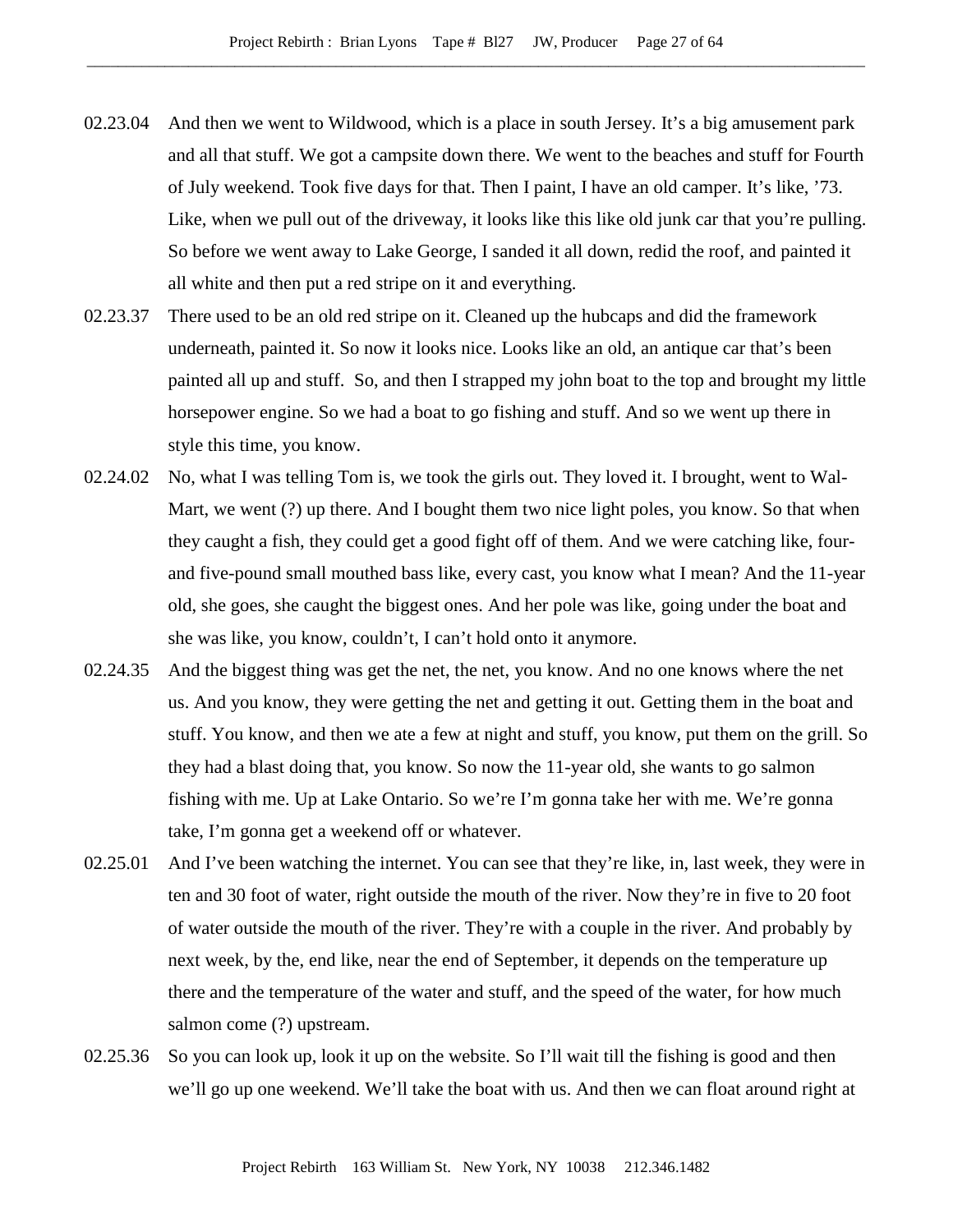02.23.04 And then we went to Wildwood, which is a place in south Jersey. It's a big amusement park and all that stuff. We got a campsite down there. We went to the beaches and stuff for Fourth of July weekend. Took five days for that. Then I paint, I have an old camper. It's like, '73. Like, when we pull out of the driveway, it looks like this like old junk car that you're pulling. So before we went away to Lake George, I sanded it all down, redid the roof, and painted it all white and then put a red stripe on it and everything.

02.23.37 There used to be an old red stripe on it. Cleaned up the hubcaps and did the framework underneath, painted it. So now it looks nice. Looks like an old, an antique car that's been painted all up and stuff. So, and then I strapped my john boat to the top and brought my little horsepower engine. So we had a boat to go fishing and stuff. And so we went up there in style this time, you know.

02.24.02 No, what I was telling Tom is, we took the girls out. They loved it. I brought, went to Wal-Mart, we went (?) up there. And I bought them two nice light poles, you know. So that when they caught a fish, they could get a good fight off of them. And we were catching like, four- and five-pound small mouthed bass like, every cast, you know what I mean? And the 11-year old, she goes, she caught the biggest ones. And her pole was like, going under the boat and she was like, you know, couldn't, I can't hold onto it anymore.

02.24.35 And the biggest thing was get the net, the net, you know. And no one knows where the net us. And you know, they were getting the net and getting it out. Getting them in the boat and stuff. You know, and then we ate a few at night and stuff, you know, put them on the grill. So they had a blast doing that, you know. So now the 11-year old, she wants to go salmon fishing with me. Up at Lake Ontario. So we're I'm gonna take her with me. We're gonna take, I'm gonna get a weekend off or whatever.

02.25.01 And I've been watching the internet. You can see that they're like, in, last week, they were in ten and 30 foot of water, right outside the mouth of the river. Now they're in five to 20 foot of water outside the mouth of the river. They're with a couple in the river. And probably by next week, by the, end like, near the end of September, it depends on the temperature up there and the temperature of the water and stuff, and the speed of the water, for how much salmon come (?) upstream.

02.25.36 So you can look up, look it up on the website. So I'll wait till the fishing is good and then we'll go up one weekend. We'll take the boat with us. And then we can float around right at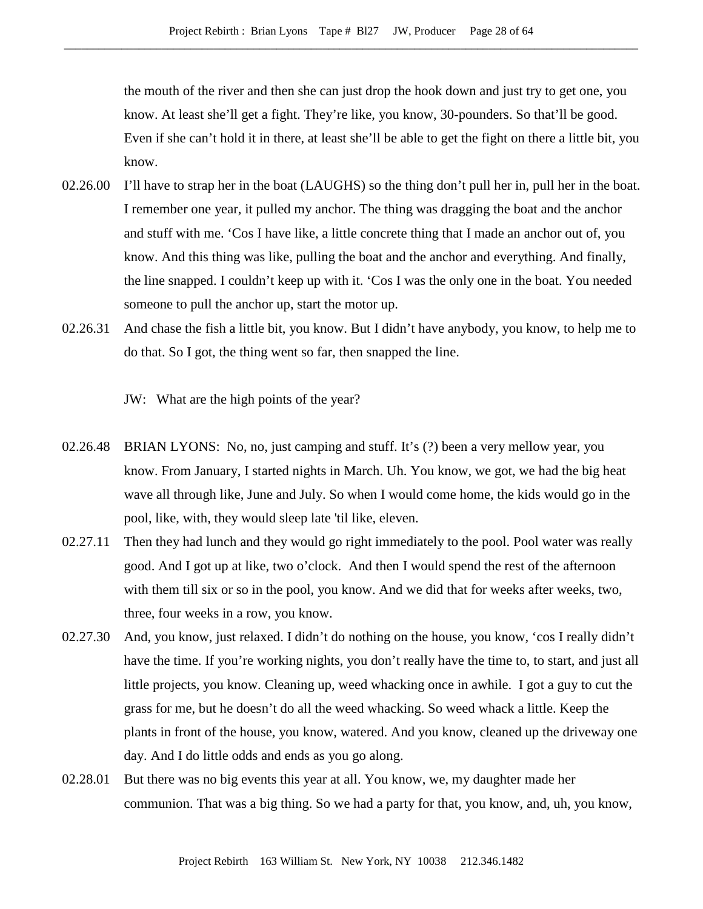the mouth of the river and then she can just drop the hook down and just try to get one, you know. At least she'll get a fight. They're like, you know, 30-pounders. So that'll be good. Even if she can't hold it in there, at least she'll be able to get the fight on there a little bit, you know.

02.26.00 I'll have to strap her in the boat (LAUGHS) so the thing don't pull her in, pull her in the boat. I remember one year, it pulled my anchor. The thing was dragging the boat and the anchor and stuff with me. 'Cos I have like, a little concrete thing that I made an anchor out of, you know. And this thing was like, pulling the boat and the anchor and everything. And finally, the line snapped. I couldn't keep up with it. 'Cos I was the only one in the boat. You needed someone to pull the anchor up, start the motor up.

02.26.31 And chase the fish a little bit, you know. But I didn't have anybody, you know, to help me to do that. So I got, the thing went so far, then snapped the line.

JW: What are the high points of the year?

02.26.48 BRIAN LYONS: No, no, just camping and stuff. It's (?) been a very mellow year, you know. From January, I started nights in March. Uh. You know, we got, we had the big heat wave all through like, June and July. So when I would come home, the kids would go in the pool, like, with, they would sleep late 'til like, eleven.

02.27.11 Then they had lunch and they would go right immediately to the pool. Pool water was really good. And I got up at like, two o'clock. And then I would spend the rest of the afternoon with them till six or so in the pool, you know. And we did that for weeks after weeks, two, three, four weeks in a row, you know.

02.27.30 And, you know, just relaxed. I didn't do nothing on the house, you know, 'cos I really didn't have the time. If you're working nights, you don't really have the time to, to start, and just all little projects, you know. Cleaning up, weed whacking once in awhile. I got a guy to cut the grass for me, but he doesn't do all the weed whacking. So weed whack a little. Keep the plants in front of the house, you know, watered. And you know, cleaned up the driveway one day. And I do little odds and ends as you go along.

02.28.01 But there was no big events this year at all. You know, we, my daughter made her communion. That was a big thing. So we had a party for that, you know, and, uh, you know,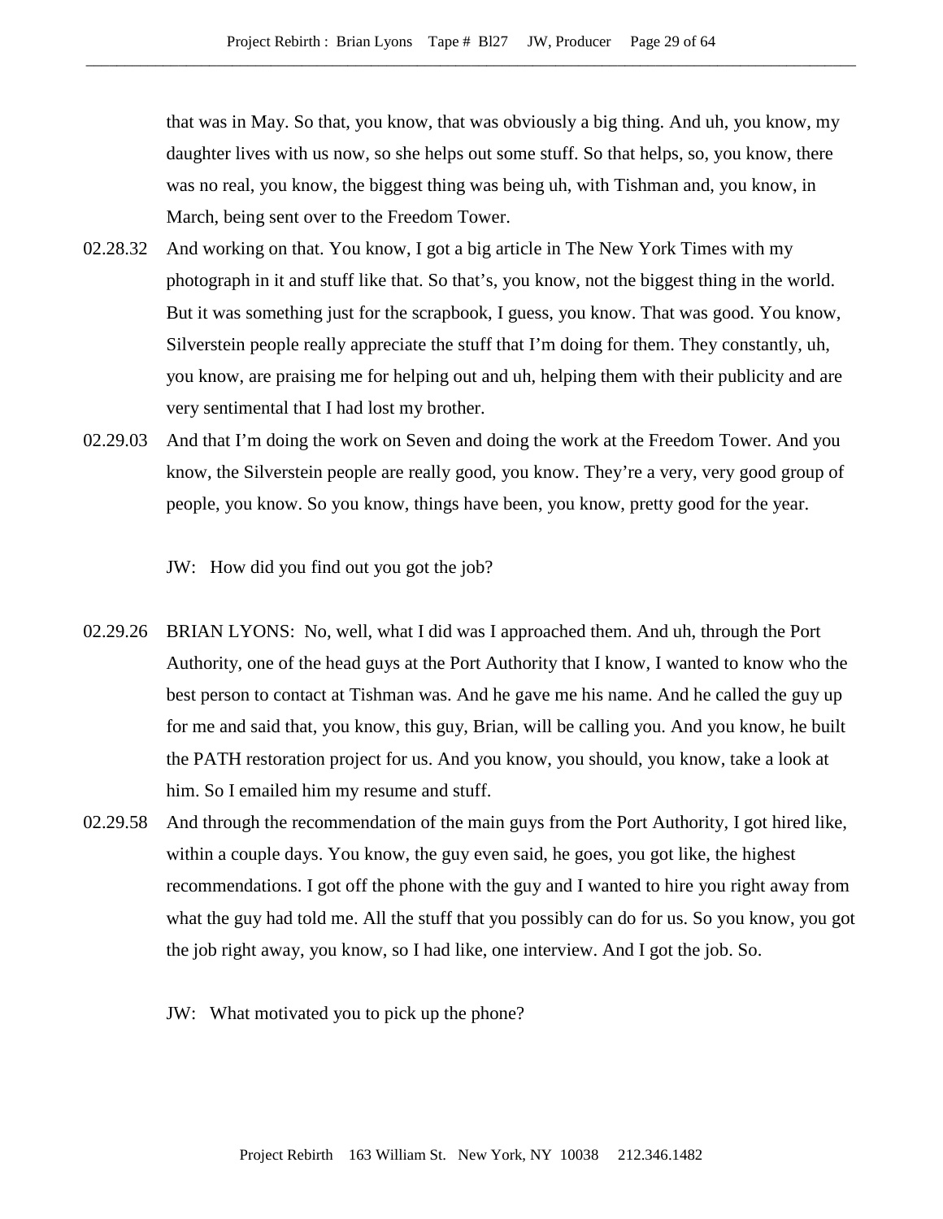that was in May. So that, you know, that was obviously a big thing. And uh, you know, my daughter lives with us now, so she helps out some stuff. So that helps, so, you know, there was no real, you know, the biggest thing was being uh, with Tishman and, you know, in March, being sent over to the Freedom Tower.

02.28.32 And working on that. You know, I got a big article in The New York Times with my photograph in it and stuff like that. So that's, you know, not the biggest thing in the world. But it was something just for the scrapbook, I guess, you know. That was good. You know, Silverstein people really appreciate the stuff that I'm doing for them. They constantly, uh, you know, are praising me for helping out and uh, helping them with their publicity and are very sentimental that I had lost my brother.

02.29.03 And that I'm doing the work on Seven and doing the work at the Freedom Tower. And you know, the Silverstein people are really good, you know. They're a very, very good group of people, you know. So you know, things have been, you know, pretty good for the year.

JW: How did you find out you got the job?

02.29.26 BRIAN LYONS: No, well, what I did was I approached them. And uh, through the Port Authority, one of the head guys at the Port Authority that I know, I wanted to know who the best person to contact at Tishman was. And he gave me his name. And he called the guy up for me and said that, you know, this guy, Brian, will be calling you. And you know, he built the PATH restoration project for us. And you know, you should, you know, take a look at him. So I emailed him my resume and stuff.

02.29.58 And through the recommendation of the main guys from the Port Authority, I got hired like, within a couple days. You know, the guy even said, he goes, you got like, the highest recommendations. I got off the phone with the guy and I wanted to hire you right away from what the guy had told me. All the stuff that you possibly can do for us. So you know, you got the job right away, you know, so I had like, one interview. And I got the job. So.

JW: What motivated you to pick up the phone?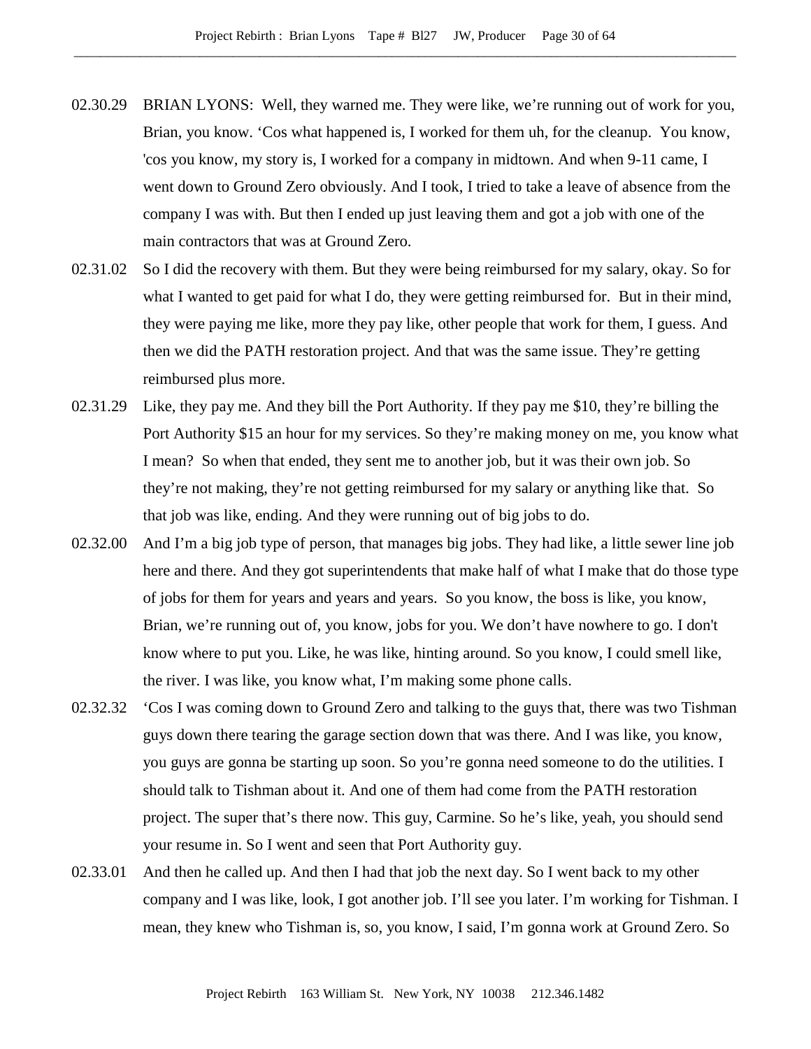02.30.29 BRIAN LYONS: Well, they warned me. They were like, we're running out of work for you, Brian, you know. 'Cos what happened is, I worked for them uh, for the cleanup. You know, 'cos you know, my story is, I worked for a company in midtown. And when 9-11 came, I went down to Ground Zero obviously. And I took, I tried to take a leave of absence from the company I was with. But then I ended up just leaving them and got a job with one of the main contractors that was at Ground Zero.

02.31.02 So I did the recovery with them. But they were being reimbursed for my salary, okay. So for what I wanted to get paid for what I do, they were getting reimbursed for. But in their mind, they were paying me like, more they pay like, other people that work for them, I guess. And then we did the PATH restoration project. And that was the same issue. They're getting reimbursed plus more.

02.31.29 Like, they pay me. And they bill the Port Authority. If they pay me $10, they're billing the Port Authority $15 an hour for my services. So they're making money on me, you know what I mean? So when that ended, they sent me to another job, but it was their own job. So they're not making, they're not getting reimbursed for my salary or anything like that. So that job was like, ending. And they were running out of big jobs to do.

02.32.00 And I'm a big job type of person, that manages big jobs. They had like, a little sewer line job here and there. And they got superintendents that make half of what I make that do those type of jobs for them for years and years and years. So you know, the boss is like, you know, Brian, we're running out of, you know, jobs for you. We don't have nowhere to go. I don't know where to put you. Like, he was like, hinting around. So you know, I could smell like, the river. I was like, you know what, I'm making some phone calls.

02.32.32 'Cos I was coming down to Ground Zero and talking to the guys that, there was two Tishman guys down there tearing the garage section down that was there. And I was like, you know, you guys are gonna be starting up soon. So you're gonna need someone to do the utilities. I should talk to Tishman about it. And one of them had come from the PATH restoration project. The super that's there now. This guy, Carmine. So he's like, yeah, you should send your resume in. So I went and seen that Port Authority guy.

02.33.01 And then he called up. And then I had that job the next day. So I went back to my other company and I was like, look, I got another job. I'll see you later. I'm working for Tishman. I mean, they knew who Tishman is, so, you know, I said, I'm gonna work at Ground Zero. So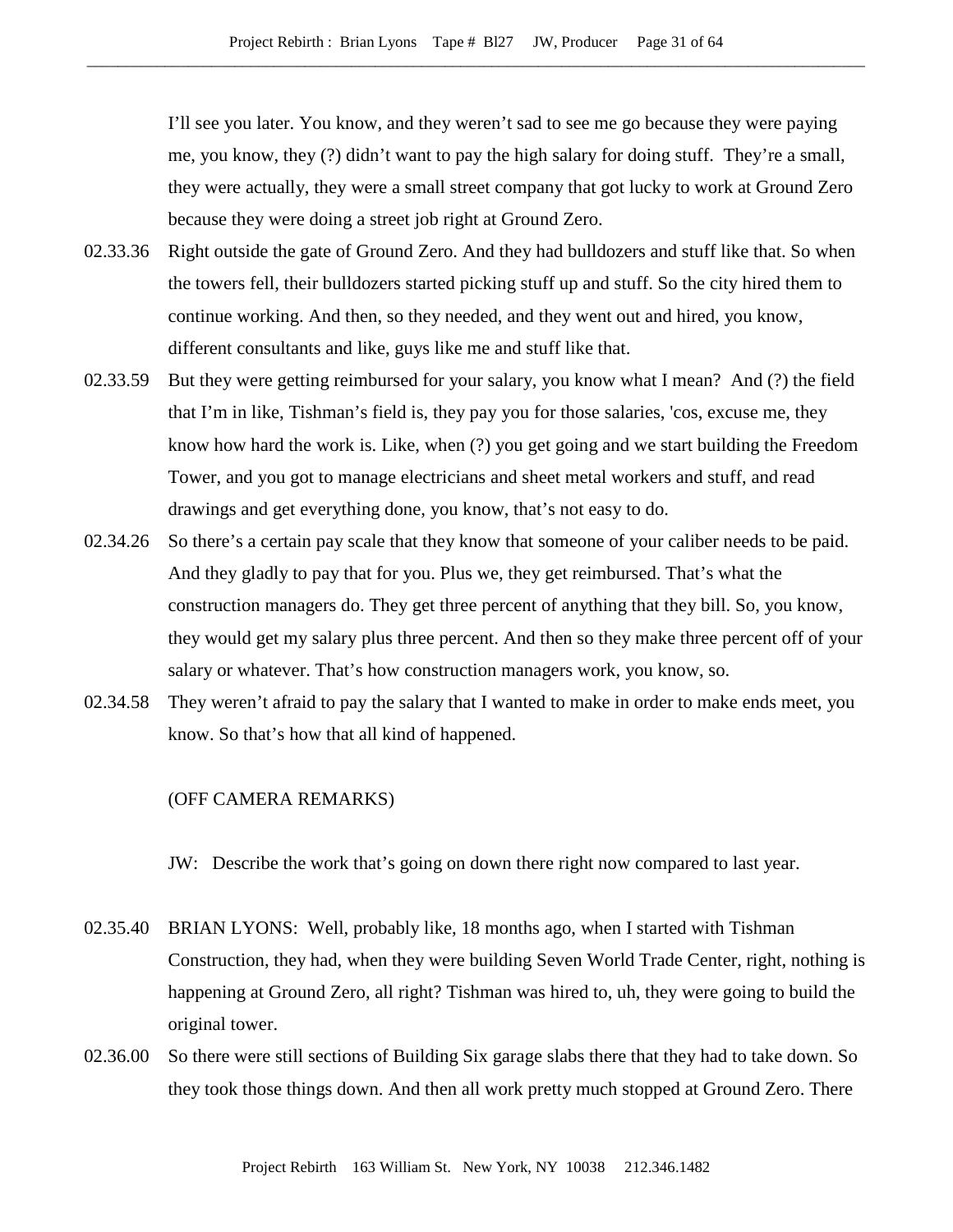I'll see you later. You know, and they weren't sad to see me go because they were paying me, you know, they (?) didn't want to pay the high salary for doing stuff. They're a small, they were actually, they were a small street company that got lucky to work at Ground Zero because they were doing a street job right at Ground Zero.

02.33.36 Right outside the gate of Ground Zero. And they had bulldozers and stuff like that. So when the towers fell, their bulldozers started picking stuff up and stuff. So the city hired them to continue working. And then, so they needed, and they went out and hired, you know, different consultants and like, guys like me and stuff like that.

02.33.59 But they were getting reimbursed for your salary, you know what I mean? And (?) the field that I'm in like, Tishman's field is, they pay you for those salaries, 'cos, excuse me, they know how hard the work is. Like, when (?) you get going and we start building the Freedom Tower, and you got to manage electricians and sheet metal workers and stuff, and read drawings and get everything done, you know, that's not easy to do.

02.34.26 So there's a certain pay scale that they know that someone of your caliber needs to be paid. And they gladly to pay that for you. Plus we, they get reimbursed. That's what the construction managers do. They get three percent of anything that they bill. So, you know, they would get my salary plus three percent. And then so they make three percent off of your salary or whatever. That's how construction managers work, you know, so.

02.34.58 They weren't afraid to pay the salary that I wanted to make in order to make ends meet, you know. So that's how that all kind of happened.

(OFF CAMERA REMARKS)

JW: Describe the work that's going on down there right now compared to last year.

02.35.40 BRIAN LYONS: Well, probably like, 18 months ago, when I started with Tishman Construction, they had, when they were building Seven World Trade Center, right, nothing is happening at Ground Zero, all right? Tishman was hired to, uh, they were going to build the original tower.

02.36.00 So there were still sections of Building Six garage slabs there that they had to take down. So they took those things down. And then all work pretty much stopped at Ground Zero. There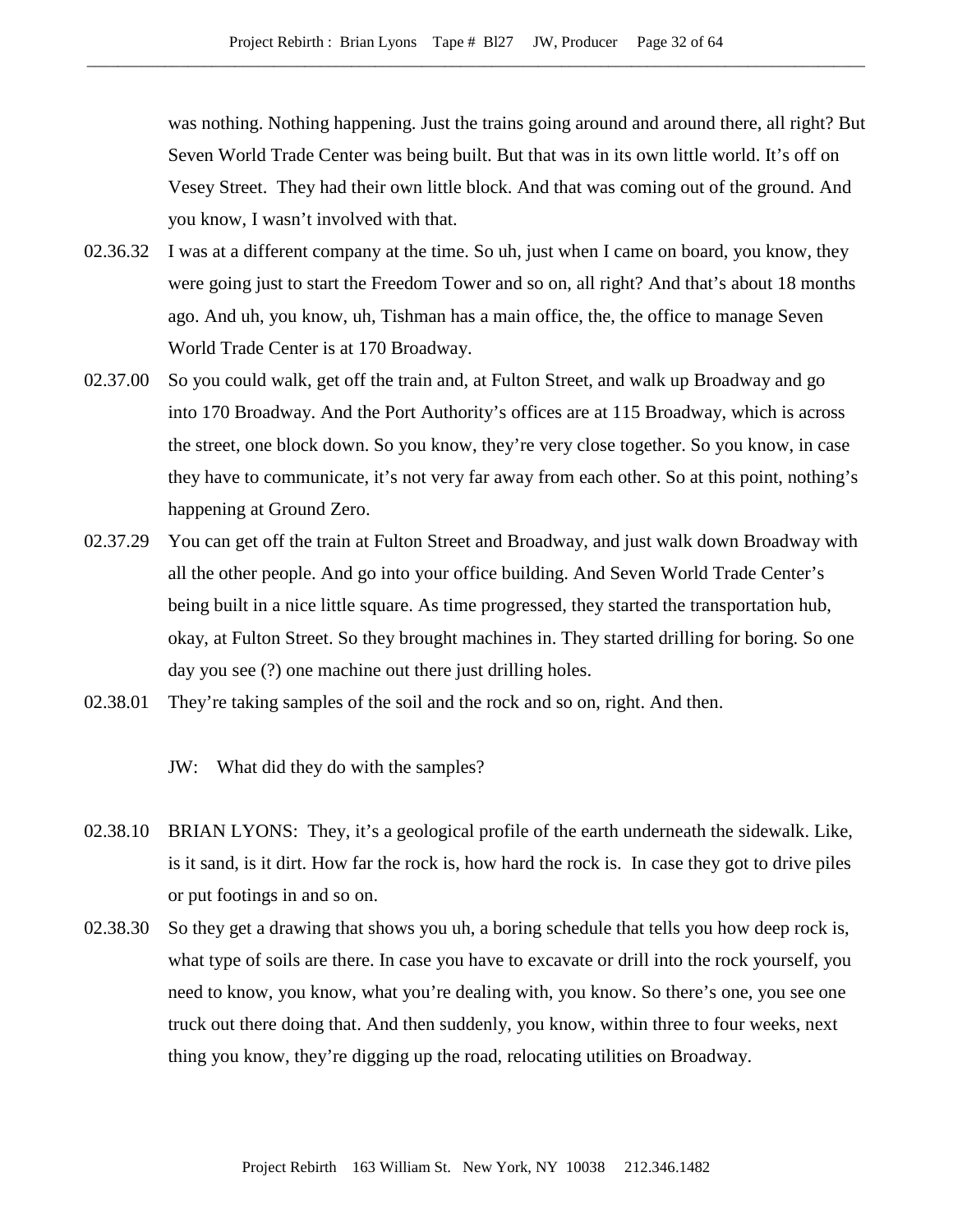was nothing. Nothing happening. Just the trains going around and around there, all right? But Seven World Trade Center was being built. But that was in its own little world. It's off on Vesey Street. They had their own little block. And that was coming out of the ground. And you know, I wasn't involved with that.

02.36.32 I was at a different company at the time. So uh, just when I came on board, you know, they were going just to start the Freedom Tower and so on, all right? And that's about 18 months ago. And uh, you know, uh, Tishman has a main office, the, the office to manage Seven World Trade Center is at 170 Broadway.

02.37.00 So you could walk, get off the train and, at Fulton Street, and walk up Broadway and go into 170 Broadway. And the Port Authority's offices are at 115 Broadway, which is across the street, one block down. So you know, they're very close together. So you know, in case they have to communicate, it's not very far away from each other. So at this point, nothing's happening at Ground Zero.

02.37.29 You can get off the train at Fulton Street and Broadway, and just walk down Broadway with all the other people. And go into your office building. And Seven World Trade Center's being built in a nice little square. As time progressed, they started the transportation hub, okay, at Fulton Street. So they brought machines in. They started drilling for boring. So one day you see (?) one machine out there just drilling holes.

02.38.01 They're taking samples of the soil and the rock and so on, right. And then.

JW: What did they do with the samples?

02.38.10 BRIAN LYONS: They, it's a geological profile of the earth underneath the sidewalk. Like, is it sand, is it dirt. How far the rock is, how hard the rock is. In case they got to drive piles or put footings in and so on.

02.38.30 So they get a drawing that shows you uh, a boring schedule that tells you how deep rock is, what type of soils are there. In case you have to excavate or drill into the rock yourself, you need to know, you know, what you're dealing with, you know. So there's one, you see one truck out there doing that. And then suddenly, you know, within three to four weeks, next thing you know, they're digging up the road, relocating utilities on Broadway.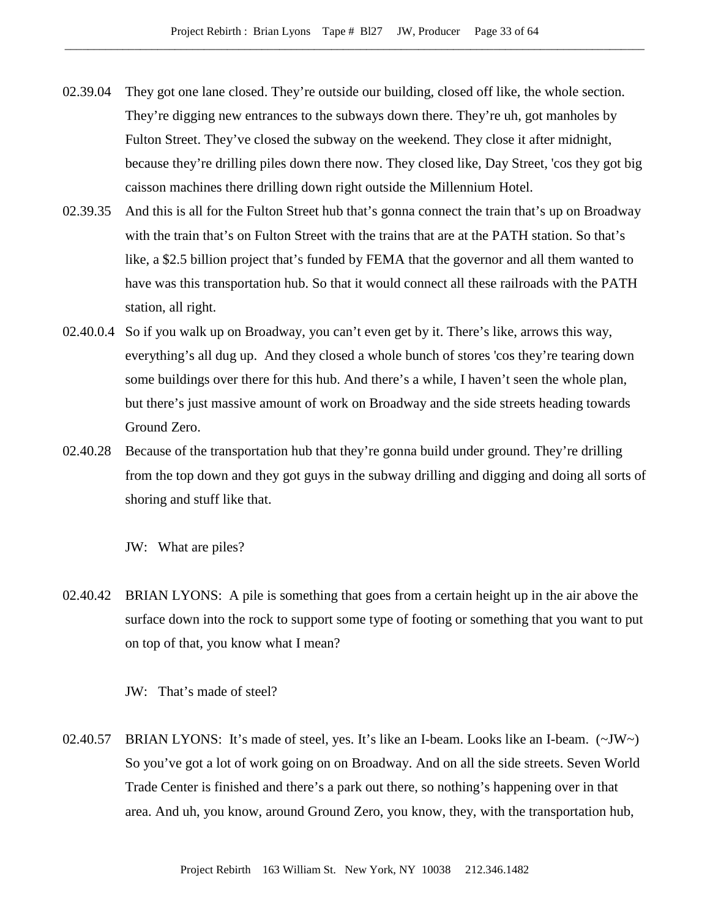02.39.04 They got one lane closed. They're outside our building, closed off like, the whole section. They're digging new entrances to the subways down there. They're uh, got manholes by Fulton Street. They've closed the subway on the weekend. They close it after midnight, because they're drilling piles down there now. They closed like, Day Street, 'cos they got big caisson machines there drilling down right outside the Millennium Hotel.

02.39.35 And this is all for the Fulton Street hub that's gonna connect the train that's up on Broadway with the train that's on Fulton Street with the trains that are at the PATH station. So that's like, a $2.5 billion project that's funded by FEMA that the governor and all them wanted to have was this transportation hub. So that it would connect all these railroads with the PATH station, all right.

02.40.0.4 So if you walk up on Broadway, you can't even get by it. There's like, arrows this way, everything's all dug up. And they closed a whole bunch of stores 'cos they're tearing down some buildings over there for this hub. And there's a while, I haven't seen the whole plan, but there's just massive amount of work on Broadway and the side streets heading towards Ground Zero.

02.40.28 Because of the transportation hub that they're gonna build under ground. They're drilling from the top down and they got guys in the subway drilling and digging and doing all sorts of shoring and stuff like that.

JW: What are piles?

02.40.42 BRIAN LYONS: A pile is something that goes from a certain height up in the air above the surface down into the rock to support some type of footing or something that you want to put on top of that, you know what I mean?

JW: That's made of steel?

02.40.57 BRIAN LYONS: It's made of steel, yes. It's like an I-beam. Looks like an I-beam. (~JW~) So you've got a lot of work going on on Broadway. And on all the side streets. Seven World Trade Center is finished and there's a park out there, so nothing's happening over in that area. And uh, you know, around Ground Zero, you know, they, with the transportation hub,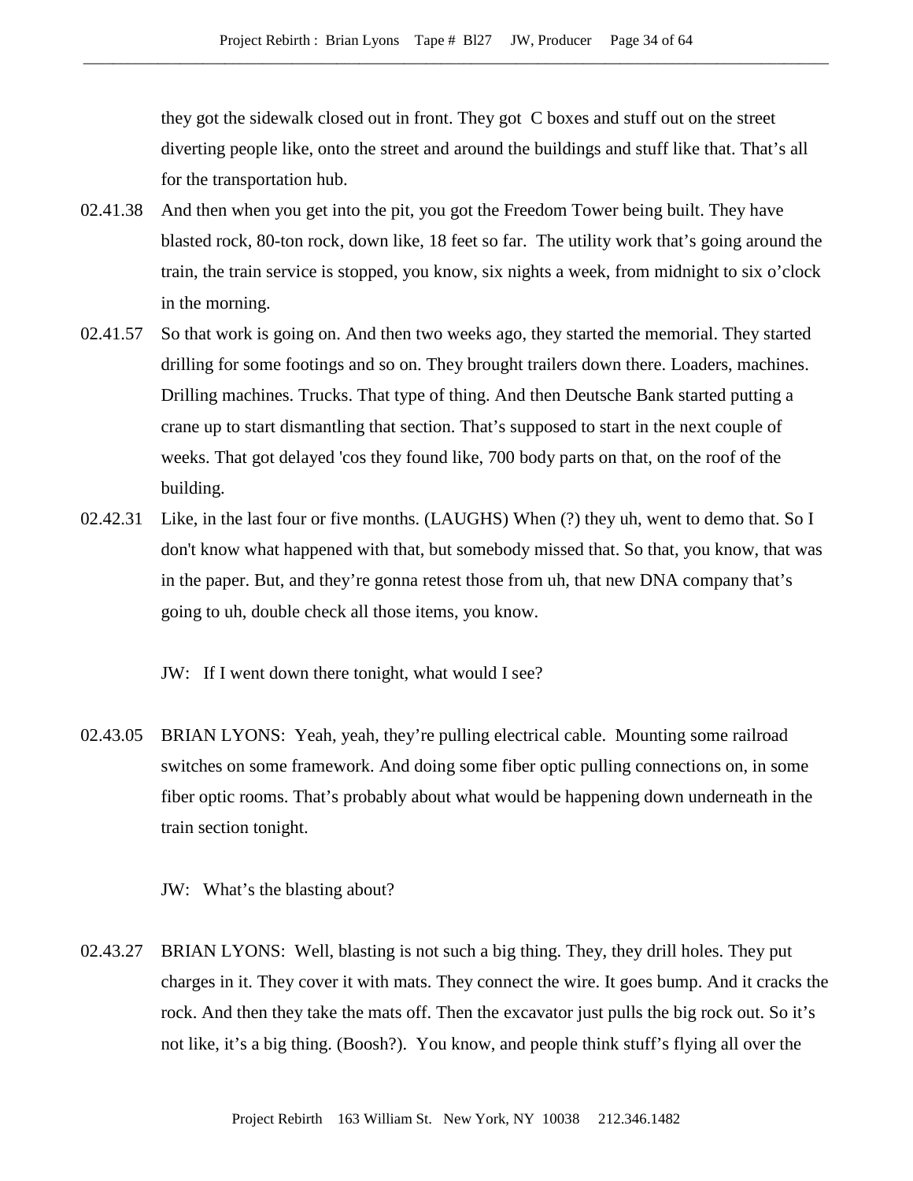they got the sidewalk closed out in front. They got  C boxes and stuff out on the street diverting people like, onto the street and around the buildings and stuff like that. That's all for the transportation hub.

02.41.38 And then when you get into the pit, you got the Freedom Tower being built. They have blasted rock, 80-ton rock, down like, 18 feet so far.  The utility work that's going around the train, the train service is stopped, you know, six nights a week, from midnight to six o'clock in the morning.

02.41.57 So that work is going on. And then two weeks ago, they started the memorial. They started drilling for some footings and so on. They brought trailers down there. Loaders, machines. Drilling machines. Trucks. That type of thing. And then Deutsche Bank started putting a crane up to start dismantling that section. That's supposed to start in the next couple of weeks. That got delayed 'cos they found like, 700 body parts on that, on the roof of the building.

02.42.31 Like, in the last four or five months. (LAUGHS) When (?) they uh, went to demo that. So I don't know what happened with that, but somebody missed that. So that, you know, that was in the paper. But, and they're gonna retest those from uh, that new DNA company that's going to uh, double check all those items, you know.

JW:   If I went down there tonight, what would I see?

02.43.05 BRIAN LYONS:  Yeah, yeah, they're pulling electrical cable.  Mounting some railroad switches on some framework. And doing some fiber optic pulling connections on, in some fiber optic rooms. That's probably about what would be happening down underneath in the train section tonight.

JW:   What's the blasting about?

02.43.27 BRIAN LYONS:  Well, blasting is not such a big thing. They, they drill holes. They put charges in it. They cover it with mats. They connect the wire. It goes bump. And it cracks the rock. And then they take the mats off. Then the excavator just pulls the big rock out. So it's not like, it's a big thing. (Boosh?).  You know, and people think stuff's flying all over the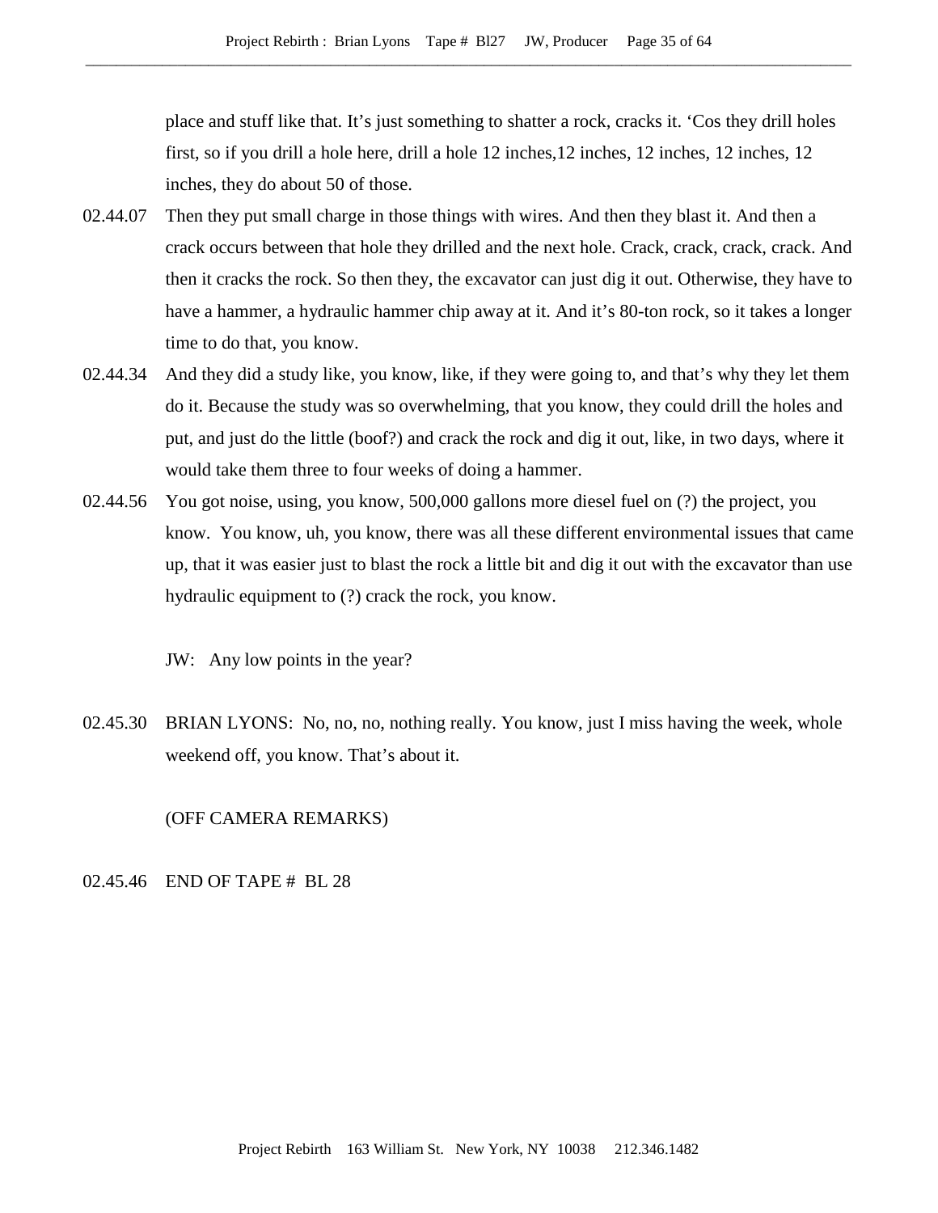place and stuff like that. It's just something to shatter a rock, cracks it. 'Cos they drill holes first, so if you drill a hole here, drill a hole 12 inches,12 inches, 12 inches, 12 inches, 12 inches, they do about 50 of those.

02.44.07 Then they put small charge in those things with wires. And then they blast it. And then a crack occurs between that hole they drilled and the next hole. Crack, crack, crack, crack. And then it cracks the rock. So then they, the excavator can just dig it out. Otherwise, they have to have a hammer, a hydraulic hammer chip away at it. And it's 80-ton rock, so it takes a longer time to do that, you know.

02.44.34 And they did a study like, you know, like, if they were going to, and that's why they let them do it. Because the study was so overwhelming, that you know, they could drill the holes and put, and just do the little (boof?) and crack the rock and dig it out, like, in two days, where it would take them three to four weeks of doing a hammer.

02.44.56 You got noise, using, you know, 500,000 gallons more diesel fuel on (?) the project, you know. You know, uh, you know, there was all these different environmental issues that came up, that it was easier just to blast the rock a little bit and dig it out with the excavator than use hydraulic equipment to (?) crack the rock, you know.

JW: Any low points in the year?

02.45.30 BRIAN LYONS: No, no, no, nothing really. You know, just I miss having the week, whole weekend off, you know. That's about it.

(OFF CAMERA REMARKS)

02.45.46 END OF TAPE # BL 28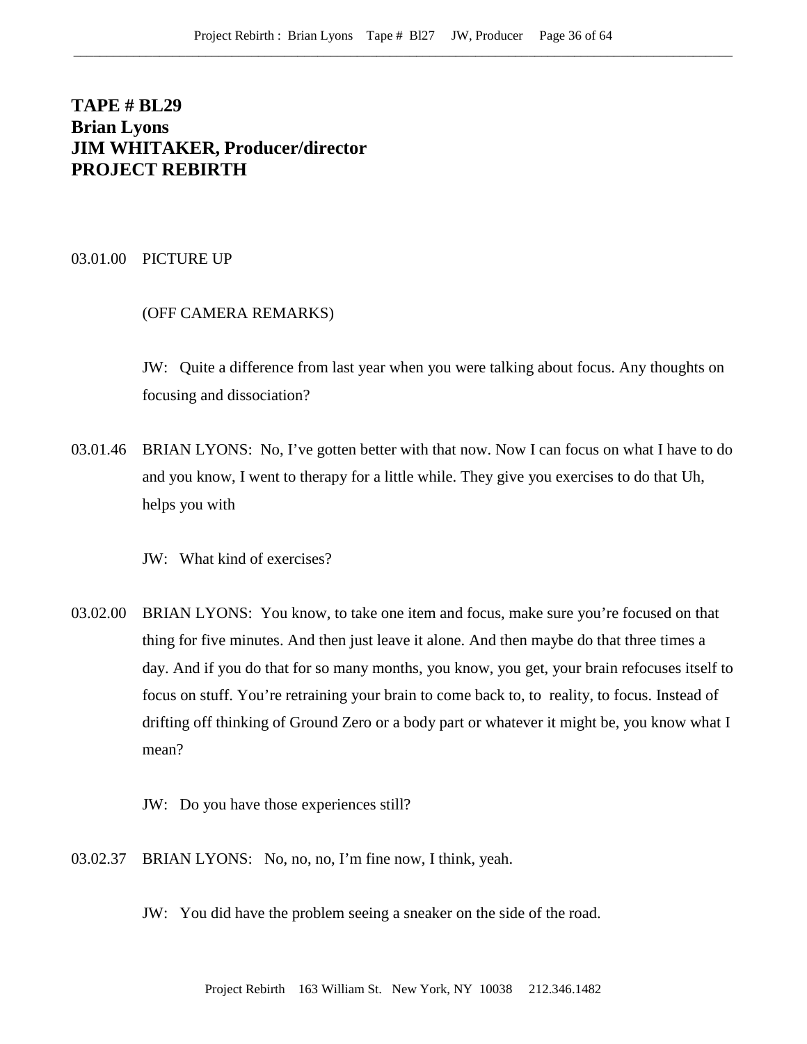**TAPE # BL29**
**Brian Lyons**
**JIM WHITAKER, Producer/director**
**PROJECT REBIRTH**

03.01.00 PICTURE UP

(OFF CAMERA REMARKS)

JW: Quite a difference from last year when you were talking about focus. Any thoughts on focusing and dissociation?

03.01.46 BRIAN LYONS: No, I've gotten better with that now. Now I can focus on what I have to do and you know, I went to therapy for a little while. They give you exercises to do that Uh, helps you with

JW: What kind of exercises?

03.02.00 BRIAN LYONS: You know, to take one item and focus, make sure you're focused on that thing for five minutes. And then just leave it alone. And then maybe do that three times a day. And if you do that for so many months, you know, you get, your brain refocuses itself to focus on stuff. You're retraining your brain to come back to, to reality, to focus. Instead of drifting off thinking of Ground Zero or a body part or whatever it might be, you know what I mean?

JW: Do you have those experiences still?

03.02.37 BRIAN LYONS: No, no, no, I'm fine now, I think, yeah.

JW: You did have the problem seeing a sneaker on the side of the road.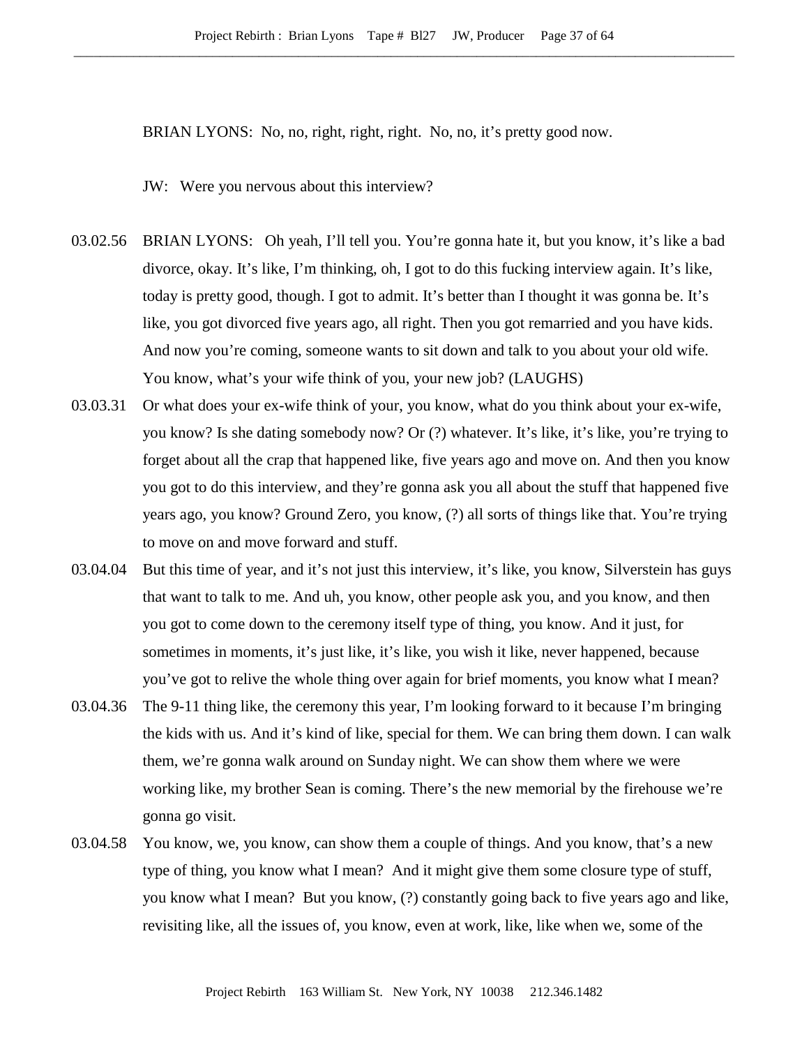BRIAN LYONS: No, no, right, right, right. No, no, it's pretty good now.

JW: Were you nervous about this interview?

03.02.56 BRIAN LYONS: Oh yeah, I'll tell you. You're gonna hate it, but you know, it's like a bad divorce, okay. It's like, I'm thinking, oh, I got to do this fucking interview again. It's like, today is pretty good, though. I got to admit. It's better than I thought it was gonna be. It's like, you got divorced five years ago, all right. Then you got remarried and you have kids. And now you're coming, someone wants to sit down and talk to you about your old wife. You know, what's your wife think of you, your new job? (LAUGHS)

03.03.31 Or what does your ex-wife think of your, you know, what do you think about your ex-wife, you know? Is she dating somebody now? Or (?) whatever. It's like, it's like, you're trying to forget about all the crap that happened like, five years ago and move on. And then you know you got to do this interview, and they're gonna ask you all about the stuff that happened five years ago, you know? Ground Zero, you know, (?) all sorts of things like that. You're trying to move on and move forward and stuff.

03.04.04 But this time of year, and it's not just this interview, it's like, you know, Silverstein has guys that want to talk to me. And uh, you know, other people ask you, and you know, and then you got to come down to the ceremony itself type of thing, you know. And it just, for sometimes in moments, it's just like, it's like, you wish it like, never happened, because you've got to relive the whole thing over again for brief moments, you know what I mean?

03.04.36 The 9-11 thing like, the ceremony this year, I'm looking forward to it because I'm bringing the kids with us. And it's kind of like, special for them. We can bring them down. I can walk them, we're gonna walk around on Sunday night. We can show them where we were working like, my brother Sean is coming. There's the new memorial by the firehouse we're gonna go visit.

03.04.58 You know, we, you know, can show them a couple of things. And you know, that's a new type of thing, you know what I mean? And it might give them some closure type of stuff, you know what I mean? But you know, (?) constantly going back to five years ago and like, revisiting like, all the issues of, you know, even at work, like, like when we, some of the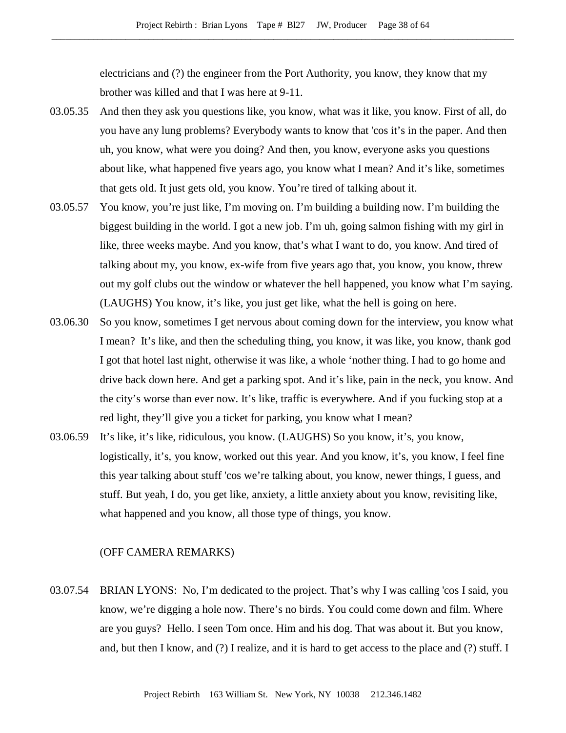electricians and (?) the engineer from the Port Authority, you know, they know that my brother was killed and that I was here at 9-11.

03.05.35 And then they ask you questions like, you know, what was it like, you know. First of all, do you have any lung problems? Everybody wants to know that 'cos it's in the paper. And then uh, you know, what were you doing? And then, you know, everyone asks you questions about like, what happened five years ago, you know what I mean? And it's like, sometimes that gets old. It just gets old, you know. You're tired of talking about it.

03.05.57 You know, you're just like, I'm moving on. I'm building a building now. I'm building the biggest building in the world. I got a new job. I'm uh, going salmon fishing with my girl in like, three weeks maybe. And you know, that's what I want to do, you know. And tired of talking about my, you know, ex-wife from five years ago that, you know, you know, threw out my golf clubs out the window or whatever the hell happened, you know what I'm saying. (LAUGHS) You know, it's like, you just get like, what the hell is going on here.

03.06.30 So you know, sometimes I get nervous about coming down for the interview, you know what I mean? It's like, and then the scheduling thing, you know, it was like, you know, thank god I got that hotel last night, otherwise it was like, a whole 'nother thing. I had to go home and drive back down here. And get a parking spot. And it's like, pain in the neck, you know. And the city's worse than ever now. It's like, traffic is everywhere. And if you fucking stop at a red light, they'll give you a ticket for parking, you know what I mean?

03.06.59 It's like, it's like, ridiculous, you know. (LAUGHS) So you know, it's, you know, logistically, it's, you know, worked out this year. And you know, it's, you know, I feel fine this year talking about stuff 'cos we're talking about, you know, newer things, I guess, and stuff. But yeah, I do, you get like, anxiety, a little anxiety about you know, revisiting like, what happened and you know, all those type of things, you know.

(OFF CAMERA REMARKS)

03.07.54 BRIAN LYONS: No, I'm dedicated to the project. That's why I was calling 'cos I said, you know, we're digging a hole now. There's no birds. You could come down and film. Where are you guys? Hello. I seen Tom once. Him and his dog. That was about it. But you know, and, but then I know, and (?) I realize, and it is hard to get access to the place and (?) stuff. I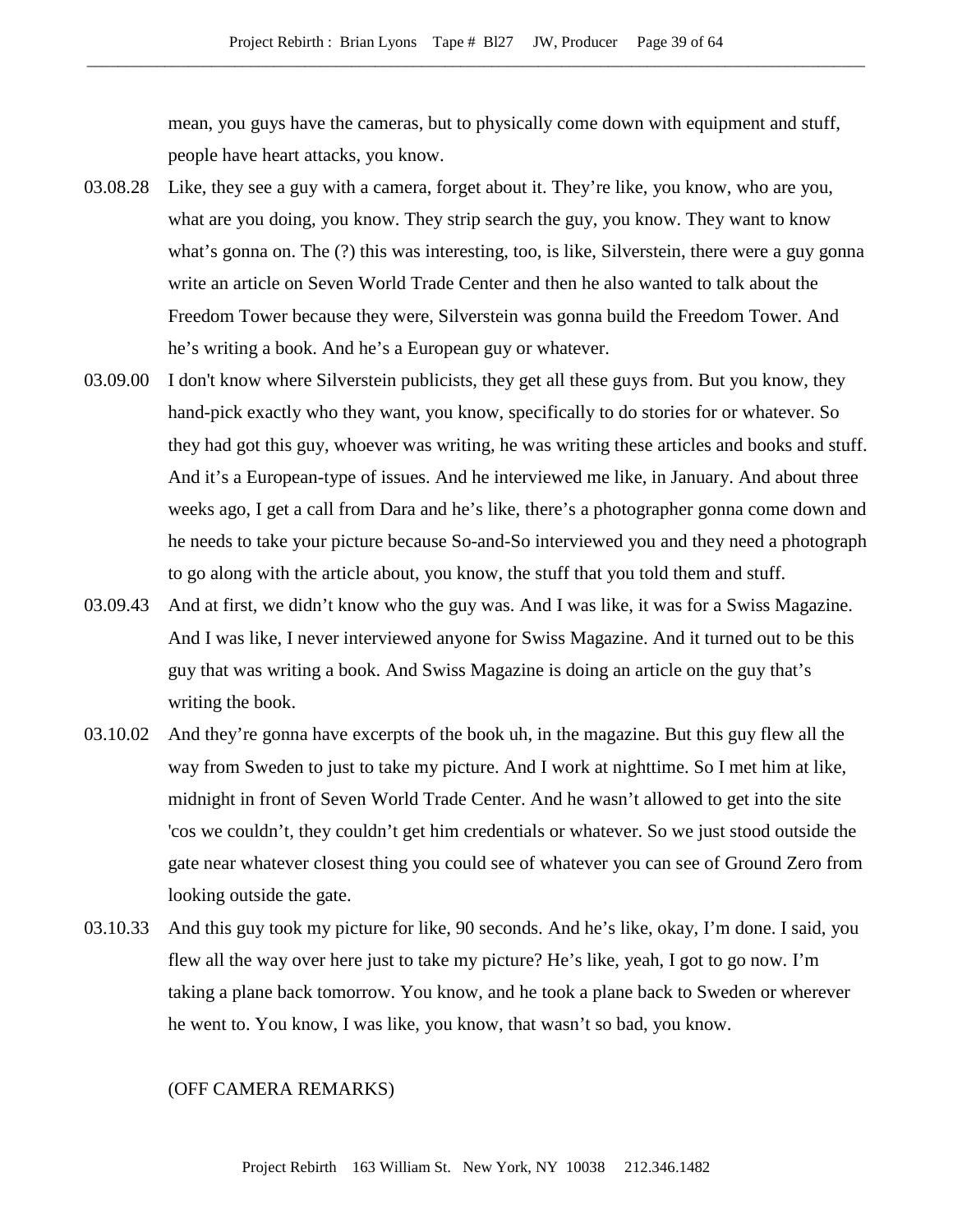mean, you guys have the cameras, but to physically come down with equipment and stuff, people have heart attacks, you know.

03.08.28 Like, they see a guy with a camera, forget about it. They're like, you know, who are you, what are you doing, you know. They strip search the guy, you know. They want to know what's gonna on. The (?) this was interesting, too, is like, Silverstein, there were a guy gonna write an article on Seven World Trade Center and then he also wanted to talk about the Freedom Tower because they were, Silverstein was gonna build the Freedom Tower. And he's writing a book. And he's a European guy or whatever.

03.09.00 I don't know where Silverstein publicists, they get all these guys from. But you know, they hand-pick exactly who they want, you know, specifically to do stories for or whatever. So they had got this guy, whoever was writing, he was writing these articles and books and stuff. And it's a European-type of issues. And he interviewed me like, in January. And about three weeks ago, I get a call from Dara and he's like, there's a photographer gonna come down and he needs to take your picture because So-and-So interviewed you and they need a photograph to go along with the article about, you know, the stuff that you told them and stuff.

03.09.43 And at first, we didn't know who the guy was. And I was like, it was for a Swiss Magazine. And I was like, I never interviewed anyone for Swiss Magazine. And it turned out to be this guy that was writing a book. And Swiss Magazine is doing an article on the guy that's writing the book.

03.10.02 And they're gonna have excerpts of the book uh, in the magazine. But this guy flew all the way from Sweden to just to take my picture. And I work at nighttime. So I met him at like, midnight in front of Seven World Trade Center. And he wasn't allowed to get into the site 'cos we couldn't, they couldn't get him credentials or whatever. So we just stood outside the gate near whatever closest thing you could see of whatever you can see of Ground Zero from looking outside the gate.

03.10.33 And this guy took my picture for like, 90 seconds. And he's like, okay, I'm done. I said, you flew all the way over here just to take my picture? He's like, yeah, I got to go now. I'm taking a plane back tomorrow. You know, and he took a plane back to Sweden or wherever he went to. You know, I was like, you know, that wasn't so bad, you know.

(OFF CAMERA REMARKS)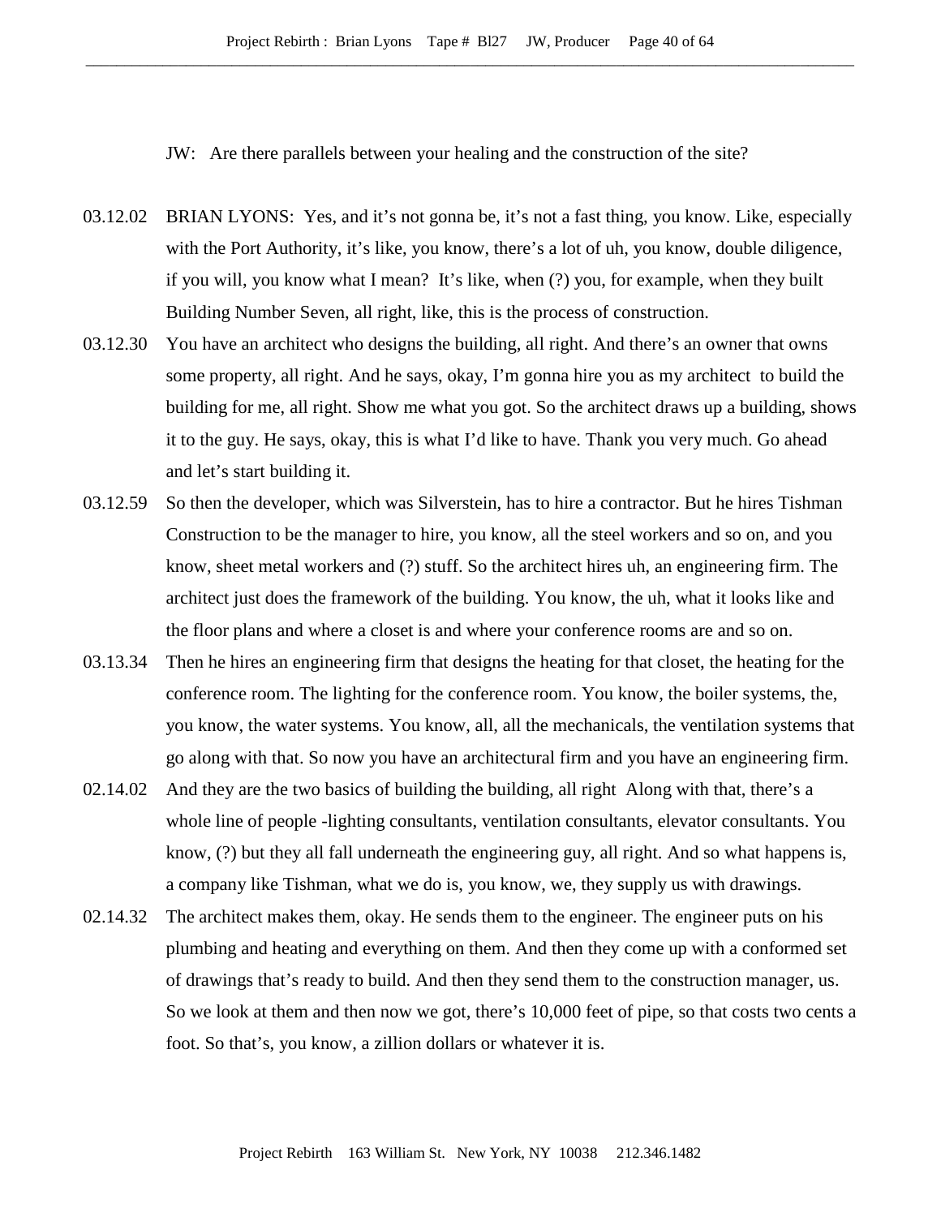JW: Are there parallels between your healing and the construction of the site?

03.12.02 BRIAN LYONS: Yes, and it's not gonna be, it's not a fast thing, you know. Like, especially with the Port Authority, it's like, you know, there's a lot of uh, you know, double diligence, if you will, you know what I mean? It's like, when (?) you, for example, when they built Building Number Seven, all right, like, this is the process of construction.

03.12.30 You have an architect who designs the building, all right. And there's an owner that owns some property, all right. And he says, okay, I'm gonna hire you as my architect to build the building for me, all right. Show me what you got. So the architect draws up a building, shows it to the guy. He says, okay, this is what I'd like to have. Thank you very much. Go ahead and let's start building it.

03.12.59 So then the developer, which was Silverstein, has to hire a contractor. But he hires Tishman Construction to be the manager to hire, you know, all the steel workers and so on, and you know, sheet metal workers and (?) stuff. So the architect hires uh, an engineering firm. The architect just does the framework of the building. You know, the uh, what it looks like and the floor plans and where a closet is and where your conference rooms are and so on.

03.13.34 Then he hires an engineering firm that designs the heating for that closet, the heating for the conference room. The lighting for the conference room. You know, the boiler systems, the, you know, the water systems. You know, all, all the mechanicals, the ventilation systems that go along with that. So now you have an architectural firm and you have an engineering firm.

02.14.02 And they are the two basics of building the building, all right Along with that, there's a whole line of people -lighting consultants, ventilation consultants, elevator consultants. You know, (?) but they all fall underneath the engineering guy, all right. And so what happens is, a company like Tishman, what we do is, you know, we, they supply us with drawings.

02.14.32 The architect makes them, okay. He sends them to the engineer. The engineer puts on his plumbing and heating and everything on them. And then they come up with a conformed set of drawings that's ready to build. And then they send them to the construction manager, us. So we look at them and then now we got, there's 10,000 feet of pipe, so that costs two cents a foot. So that's, you know, a zillion dollars or whatever it is.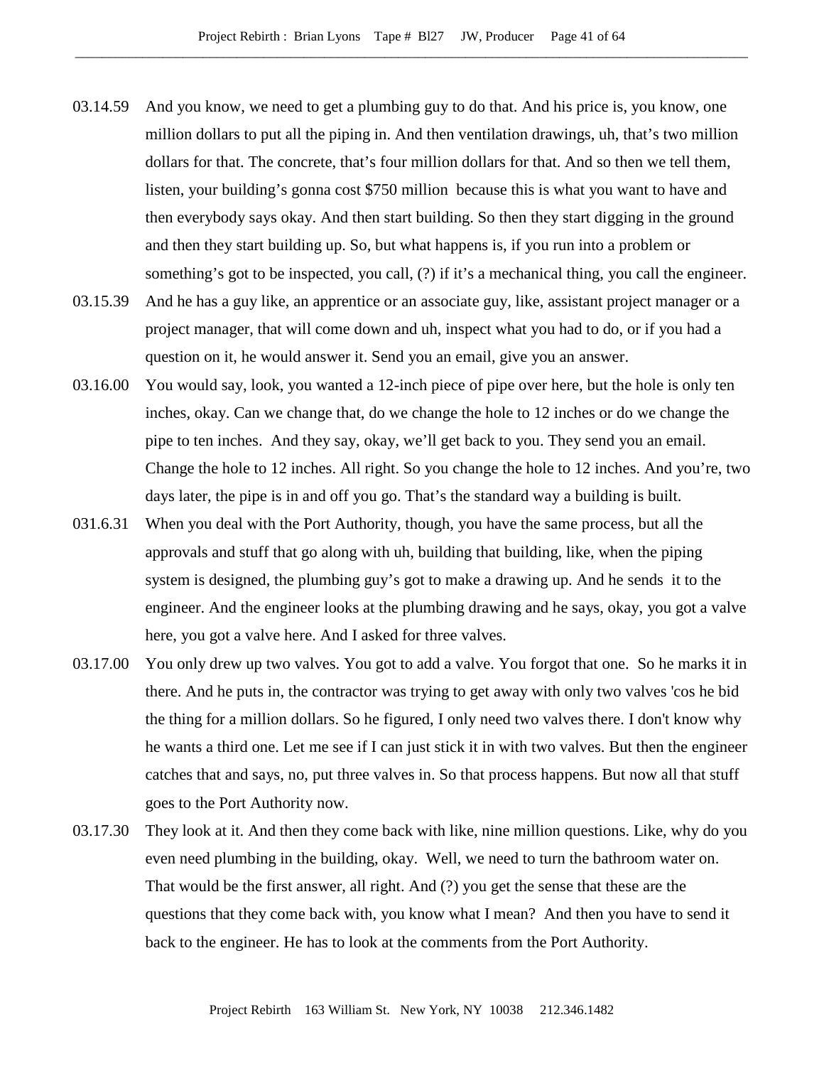03.14.59 And you know, we need to get a plumbing guy to do that. And his price is, you know, one million dollars to put all the piping in. And then ventilation drawings, uh, that's two million dollars for that. The concrete, that's four million dollars for that. And so then we tell them, listen, your building's gonna cost $750 million because this is what you want to have and then everybody says okay. And then start building. So then they start digging in the ground and then they start building up. So, but what happens is, if you run into a problem or something's got to be inspected, you call, (?) if it's a mechanical thing, you call the engineer.

03.15.39 And he has a guy like, an apprentice or an associate guy, like, assistant project manager or a project manager, that will come down and uh, inspect what you had to do, or if you had a question on it, he would answer it. Send you an email, give you an answer.

03.16.00 You would say, look, you wanted a 12-inch piece of pipe over here, but the hole is only ten inches, okay. Can we change that, do we change the hole to 12 inches or do we change the pipe to ten inches. And they say, okay, we'll get back to you. They send you an email. Change the hole to 12 inches. All right. So you change the hole to 12 inches. And you're, two days later, the pipe is in and off you go. That's the standard way a building is built.

031.6.31 When you deal with the Port Authority, though, you have the same process, but all the approvals and stuff that go along with uh, building that building, like, when the piping system is designed, the plumbing guy's got to make a drawing up. And he sends it to the engineer. And the engineer looks at the plumbing drawing and he says, okay, you got a valve here, you got a valve here. And I asked for three valves.

03.17.00 You only drew up two valves. You got to add a valve. You forgot that one. So he marks it in there. And he puts in, the contractor was trying to get away with only two valves 'cos he bid the thing for a million dollars. So he figured, I only need two valves there. I don't know why he wants a third one. Let me see if I can just stick it in with two valves. But then the engineer catches that and says, no, put three valves in. So that process happens. But now all that stuff goes to the Port Authority now.

03.17.30 They look at it. And then they come back with like, nine million questions. Like, why do you even need plumbing in the building, okay. Well, we need to turn the bathroom water on. That would be the first answer, all right. And (?) you get the sense that these are the questions that they come back with, you know what I mean? And then you have to send it back to the engineer. He has to look at the comments from the Port Authority.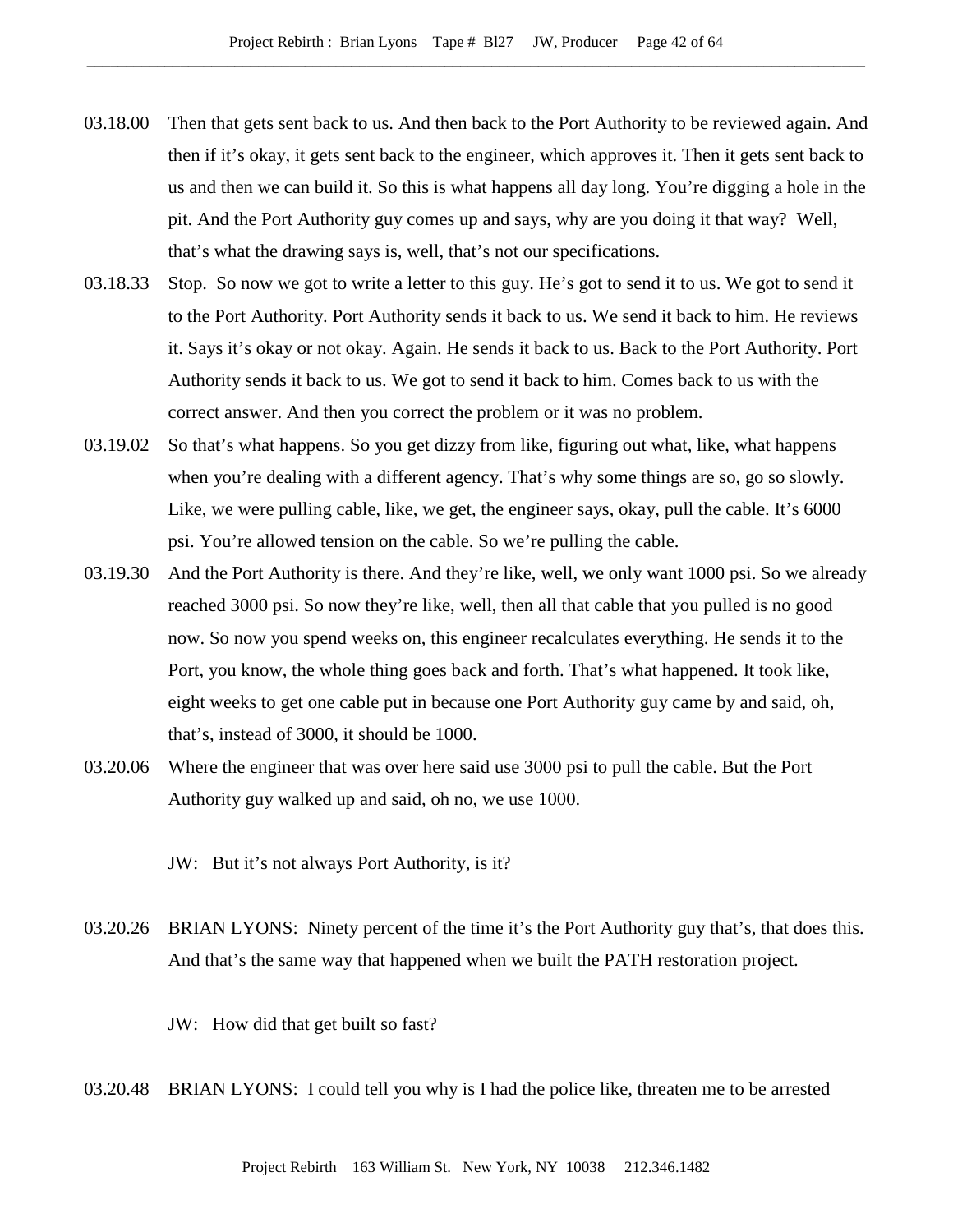03.18.00 Then that gets sent back to us. And then back to the Port Authority to be reviewed again. And then if it's okay, it gets sent back to the engineer, which approves it. Then it gets sent back to us and then we can build it. So this is what happens all day long. You're digging a hole in the pit. And the Port Authority guy comes up and says, why are you doing it that way? Well, that's what the drawing says is, well, that's not our specifications.

03.18.33 Stop. So now we got to write a letter to this guy. He's got to send it to us. We got to send it to the Port Authority. Port Authority sends it back to us. We send it back to him. He reviews it. Says it's okay or not okay. Again. He sends it back to us. Back to the Port Authority. Port Authority sends it back to us. We got to send it back to him. Comes back to us with the correct answer. And then you correct the problem or it was no problem.

03.19.02 So that's what happens. So you get dizzy from like, figuring out what, like, what happens when you're dealing with a different agency. That's why some things are so, go so slowly. Like, we were pulling cable, like, we get, the engineer says, okay, pull the cable. It's 6000 psi. You're allowed tension on the cable. So we're pulling the cable.

03.19.30 And the Port Authority is there. And they're like, well, we only want 1000 psi. So we already reached 3000 psi. So now they're like, well, then all that cable that you pulled is no good now. So now you spend weeks on, this engineer recalculates everything. He sends it to the Port, you know, the whole thing goes back and forth. That's what happened. It took like, eight weeks to get one cable put in because one Port Authority guy came by and said, oh, that's, instead of 3000, it should be 1000.

03.20.06 Where the engineer that was over here said use 3000 psi to pull the cable. But the Port Authority guy walked up and said, oh no, we use 1000.

JW: But it's not always Port Authority, is it?

03.20.26 BRIAN LYONS: Ninety percent of the time it's the Port Authority guy that's, that does this. And that's the same way that happened when we built the PATH restoration project.

JW: How did that get built so fast?

03.20.48 BRIAN LYONS: I could tell you why is I had the police like, threaten me to be arrested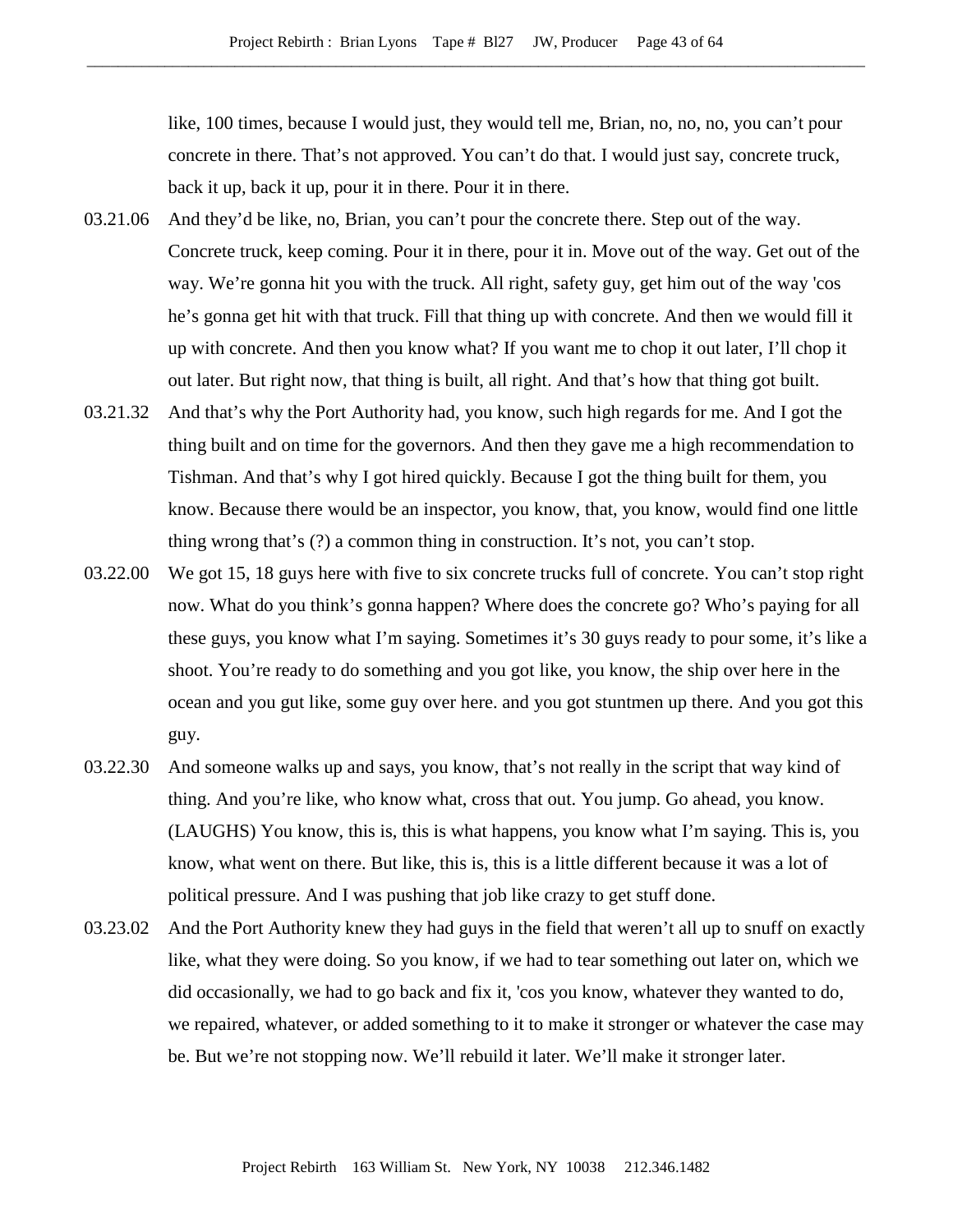like, 100 times, because I would just, they would tell me, Brian, no, no, no, you can't pour concrete in there. That's not approved. You can't do that. I would just say, concrete truck, back it up, back it up, pour it in there. Pour it in there.

03.21.06 And they'd be like, no, Brian, you can't pour the concrete there. Step out of the way. Concrete truck, keep coming. Pour it in there, pour it in. Move out of the way. Get out of the way. We're gonna hit you with the truck. All right, safety guy, get him out of the way 'cos he's gonna get hit with that truck. Fill that thing up with concrete. And then we would fill it up with concrete. And then you know what? If you want me to chop it out later, I'll chop it out later. But right now, that thing is built, all right. And that's how that thing got built.

03.21.32 And that's why the Port Authority had, you know, such high regards for me. And I got the thing built and on time for the governors. And then they gave me a high recommendation to Tishman. And that's why I got hired quickly. Because I got the thing built for them, you know. Because there would be an inspector, you know, that, you know, would find one little thing wrong that's (?) a common thing in construction. It's not, you can't stop.

03.22.00 We got 15, 18 guys here with five to six concrete trucks full of concrete. You can't stop right now. What do you think's gonna happen? Where does the concrete go? Who's paying for all these guys, you know what I'm saying. Sometimes it's 30 guys ready to pour some, it's like a shoot. You're ready to do something and you got like, you know, the ship over here in the ocean and you gut like, some guy over here. and you got stuntmen up there. And you got this guy.

03.22.30 And someone walks up and says, you know, that's not really in the script that way kind of thing. And you're like, who know what, cross that out. You jump. Go ahead, you know. (LAUGHS) You know, this is, this is what happens, you know what I'm saying. This is, you know, what went on there. But like, this is, this is a little different because it was a lot of political pressure. And I was pushing that job like crazy to get stuff done.

03.23.02 And the Port Authority knew they had guys in the field that weren't all up to snuff on exactly like, what they were doing. So you know, if we had to tear something out later on, which we did occasionally, we had to go back and fix it, 'cos you know, whatever they wanted to do, we repaired, whatever, or added something to it to make it stronger or whatever the case may be. But we're not stopping now. We'll rebuild it later. We'll make it stronger later.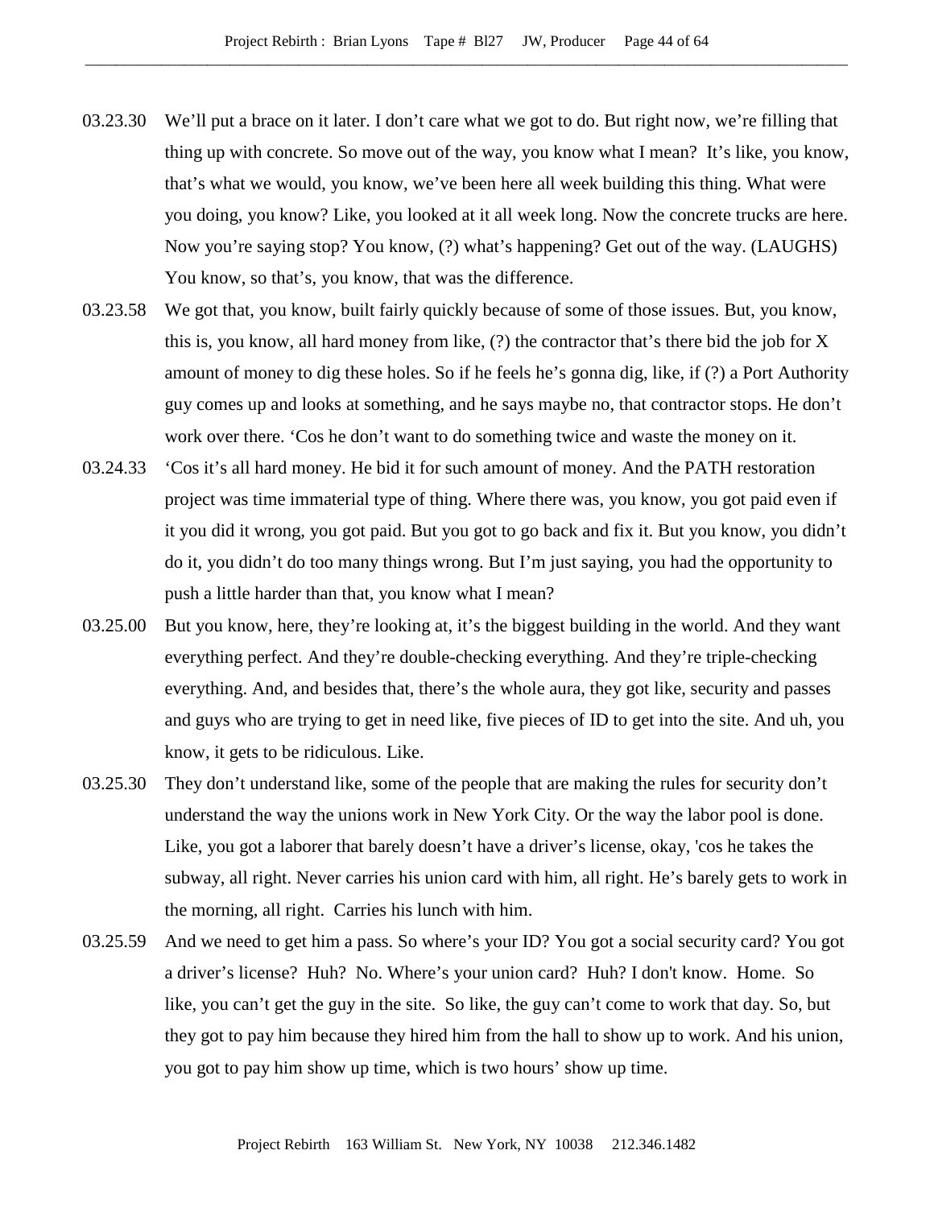03.23.30 We'll put a brace on it later. I don't care what we got to do. But right now, we're filling that thing up with concrete. So move out of the way, you know what I mean? It's like, you know, that's what we would, you know, we've been here all week building this thing. What were you doing, you know? Like, you looked at it all week long. Now the concrete trucks are here. Now you're saying stop? You know, (?) what's happening? Get out of the way. (LAUGHS) You know, so that's, you know, that was the difference.

03.23.58 We got that, you know, built fairly quickly because of some of those issues. But, you know, this is, you know, all hard money from like, (?) the contractor that's there bid the job for X amount of money to dig these holes. So if he feels he's gonna dig, like, if (?) a Port Authority guy comes up and looks at something, and he says maybe no, that contractor stops. He don't work over there. 'Cos he don't want to do something twice and waste the money on it.

03.24.33 'Cos it's all hard money. He bid it for such amount of money. And the PATH restoration project was time immaterial type of thing. Where there was, you know, you got paid even if it you did it wrong, you got paid. But you got to go back and fix it. But you know, you didn't do it, you didn't do too many things wrong. But I'm just saying, you had the opportunity to push a little harder than that, you know what I mean?

03.25.00 But you know, here, they're looking at, it's the biggest building in the world. And they want everything perfect. And they're double-checking everything. And they're triple-checking everything. And, and besides that, there's the whole aura, they got like, security and passes and guys who are trying to get in need like, five pieces of ID to get into the site. And uh, you know, it gets to be ridiculous. Like.

03.25.30 They don't understand like, some of the people that are making the rules for security don't understand the way the unions work in New York City. Or the way the labor pool is done. Like, you got a laborer that barely doesn't have a driver's license, okay, 'cos he takes the subway, all right. Never carries his union card with him, all right. He's barely gets to work in the morning, all right. Carries his lunch with him.

03.25.59 And we need to get him a pass. So where's your ID? You got a social security card? You got a driver's license? Huh? No. Where's your union card? Huh? I don't know. Home. So like, you can't get the guy in the site. So like, the guy can't come to work that day. So, but they got to pay him because they hired him from the hall to show up to work. And his union, you got to pay him show up time, which is two hours' show up time.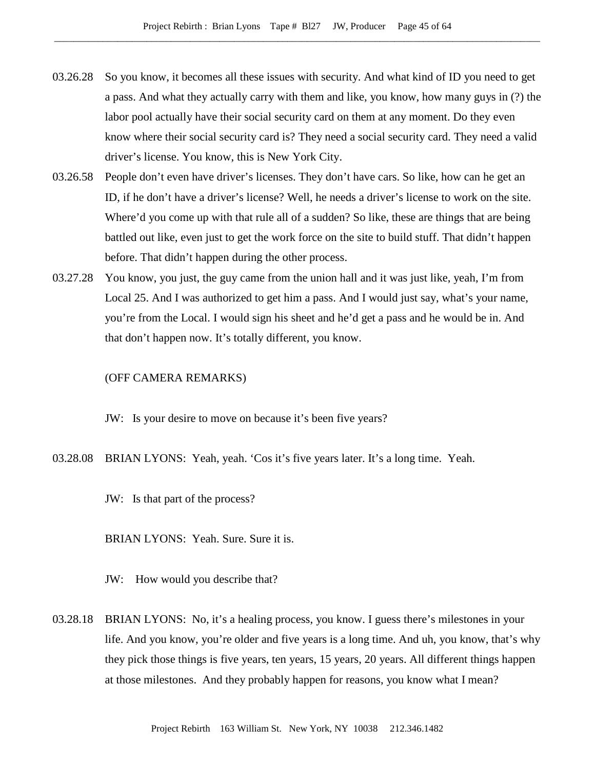03.26.28 So you know, it becomes all these issues with security. And what kind of ID you need to get a pass. And what they actually carry with them and like, you know, how many guys in (?) the labor pool actually have their social security card on them at any moment. Do they even know where their social security card is? They need a social security card. They need a valid driver's license. You know, this is New York City.

03.26.58 People don't even have driver's licenses. They don't have cars. So like, how can he get an ID, if he don't have a driver's license? Well, he needs a driver's license to work on the site. Where'd you come up with that rule all of a sudden? So like, these are things that are being battled out like, even just to get the work force on the site to build stuff. That didn't happen before. That didn't happen during the other process.

03.27.28 You know, you just, the guy came from the union hall and it was just like, yeah, I'm from Local 25. And I was authorized to get him a pass. And I would just say, what's your name, you're from the Local. I would sign his sheet and he'd get a pass and he would be in. And that don't happen now. It's totally different, you know.

(OFF CAMERA REMARKS)

JW: Is your desire to move on because it's been five years?

03.28.08 BRIAN LYONS: Yeah, yeah. 'Cos it's five years later. It's a long time. Yeah.

JW: Is that part of the process?

BRIAN LYONS: Yeah. Sure. Sure it is.

JW: How would you describe that?

03.28.18 BRIAN LYONS: No, it's a healing process, you know. I guess there's milestones in your life. And you know, you're older and five years is a long time. And uh, you know, that's why they pick those things is five years, ten years, 15 years, 20 years. All different things happen at those milestones. And they probably happen for reasons, you know what I mean?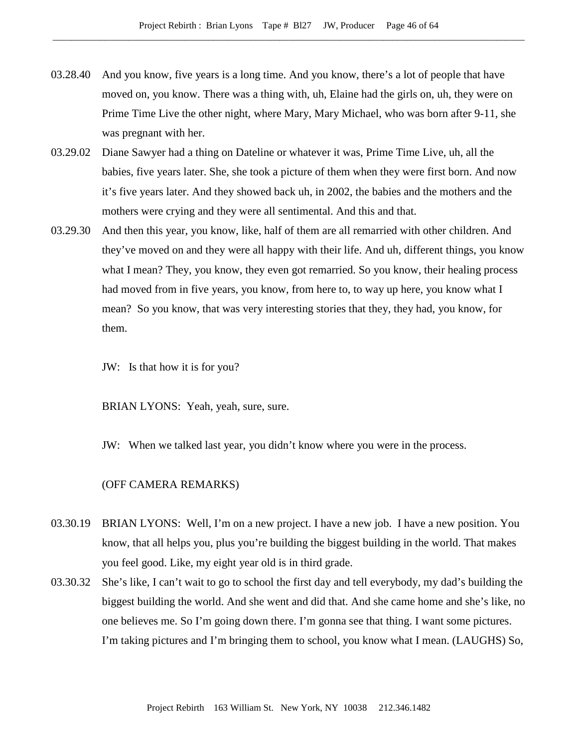03.28.40 And you know, five years is a long time. And you know, there's a lot of people that have moved on, you know. There was a thing with, uh, Elaine had the girls on, uh, they were on Prime Time Live the other night, where Mary, Mary Michael, who was born after 9-11, she was pregnant with her.

03.29.02 Diane Sawyer had a thing on Dateline or whatever it was, Prime Time Live, uh, all the babies, five years later. She, she took a picture of them when they were first born. And now it's five years later. And they showed back uh, in 2002, the babies and the mothers and the mothers were crying and they were all sentimental. And this and that.

03.29.30 And then this year, you know, like, half of them are all remarried with other children. And they've moved on and they were all happy with their life. And uh, different things, you know what I mean? They, you know, they even got remarried. So you know, their healing process had moved from in five years, you know, from here to, to way up here, you know what I mean? So you know, that was very interesting stories that they, they had, you know, for them.

JW: Is that how it is for you?

BRIAN LYONS: Yeah, yeah, sure, sure.

JW: When we talked last year, you didn't know where you were in the process.

(OFF CAMERA REMARKS)

03.30.19 BRIAN LYONS: Well, I'm on a new project. I have a new job. I have a new position. You know, that all helps you, plus you're building the biggest building in the world. That makes you feel good. Like, my eight year old is in third grade.

03.30.32 She's like, I can't wait to go to school the first day and tell everybody, my dad's building the biggest building the world. And she went and did that. And she came home and she's like, no one believes me. So I'm going down there. I'm gonna see that thing. I want some pictures. I'm taking pictures and I'm bringing them to school, you know what I mean. (LAUGHS) So,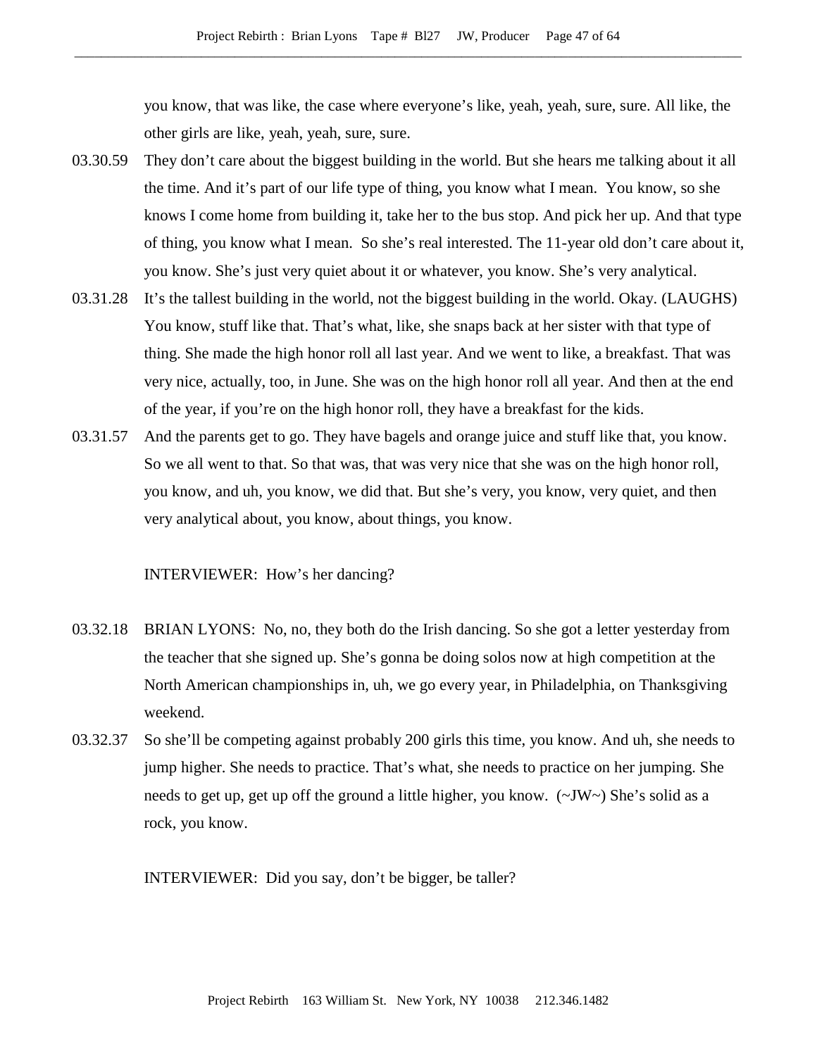you know, that was like, the case where everyone's like, yeah, yeah, sure, sure. All like, the other girls are like, yeah, yeah, sure, sure.

03.30.59 They don't care about the biggest building in the world. But she hears me talking about it all the time. And it's part of our life type of thing, you know what I mean. You know, so she knows I come home from building it, take her to the bus stop. And pick her up. And that type of thing, you know what I mean. So she's real interested. The 11-year old don't care about it, you know. She's just very quiet about it or whatever, you know. She's very analytical.

03.31.28 It's the tallest building in the world, not the biggest building in the world. Okay. (LAUGHS) You know, stuff like that. That's what, like, she snaps back at her sister with that type of thing. She made the high honor roll all last year. And we went to like, a breakfast. That was very nice, actually, too, in June. She was on the high honor roll all year. And then at the end of the year, if you're on the high honor roll, they have a breakfast for the kids.

03.31.57 And the parents get to go. They have bagels and orange juice and stuff like that, you know. So we all went to that. So that was, that was very nice that she was on the high honor roll, you know, and uh, you know, we did that. But she's very, you know, very quiet, and then very analytical about, you know, about things, you know.

INTERVIEWER: How's her dancing?

03.32.18 BRIAN LYONS: No, no, they both do the Irish dancing. So she got a letter yesterday from the teacher that she signed up. She's gonna be doing solos now at high competition at the North American championships in, uh, we go every year, in Philadelphia, on Thanksgiving weekend.

03.32.37 So she'll be competing against probably 200 girls this time, you know. And uh, she needs to jump higher. She needs to practice. That's what, she needs to practice on her jumping. She needs to get up, get up off the ground a little higher, you know. (~JW~) She's solid as a rock, you know.

INTERVIEWER: Did you say, don't be bigger, be taller?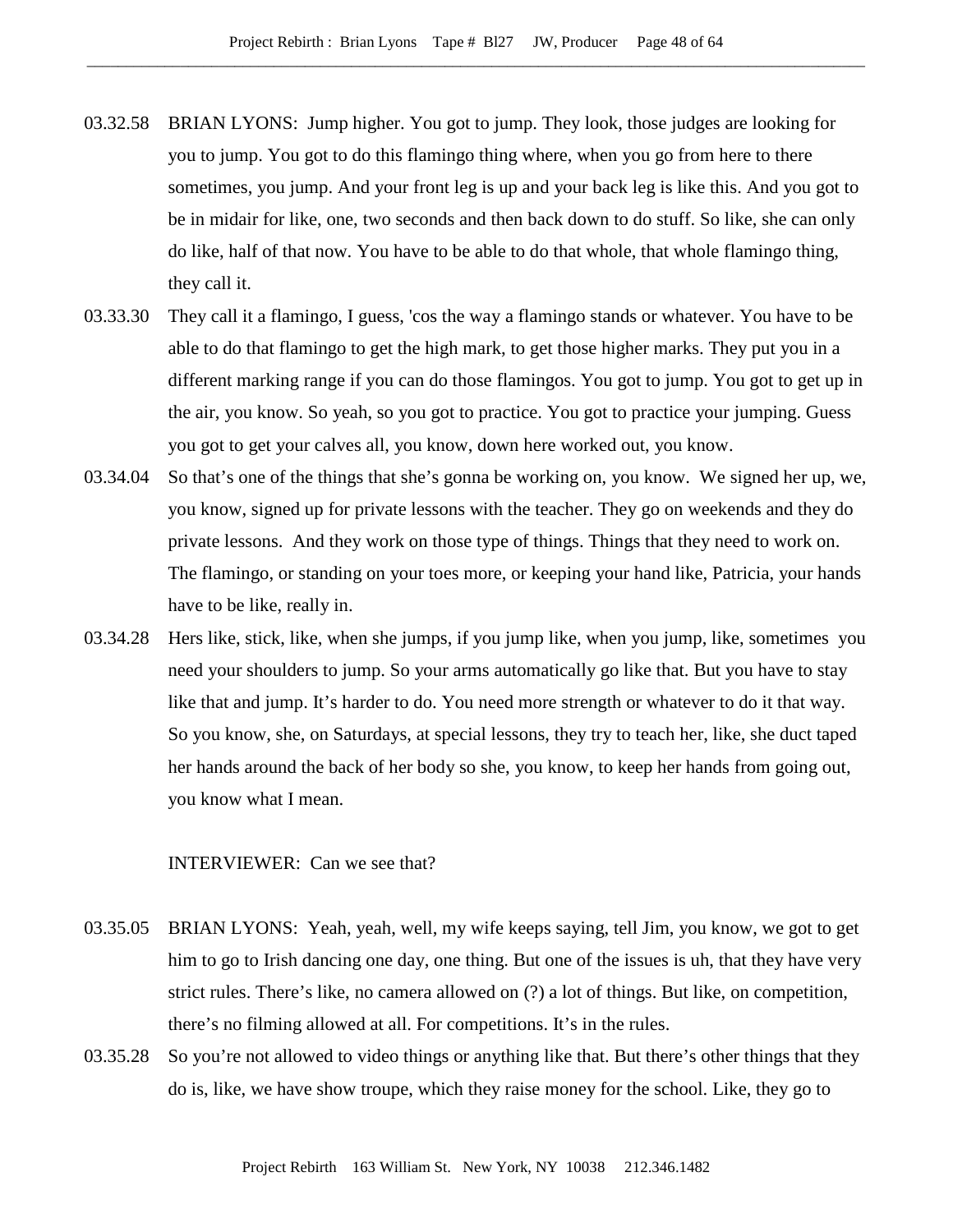03.32.58 BRIAN LYONS: Jump higher. You got to jump. They look, those judges are looking for you to jump. You got to do this flamingo thing where, when you go from here to there sometimes, you jump. And your front leg is up and your back leg is like this. And you got to be in midair for like, one, two seconds and then back down to do stuff. So like, she can only do like, half of that now. You have to be able to do that whole, that whole flamingo thing, they call it.

03.33.30 They call it a flamingo, I guess, 'cos the way a flamingo stands or whatever. You have to be able to do that flamingo to get the high mark, to get those higher marks. They put you in a different marking range if you can do those flamingos. You got to jump. You got to get up in the air, you know. So yeah, so you got to practice. You got to practice your jumping. Guess you got to get your calves all, you know, down here worked out, you know.

03.34.04 So that's one of the things that she's gonna be working on, you know. We signed her up, we, you know, signed up for private lessons with the teacher. They go on weekends and they do private lessons. And they work on those type of things. Things that they need to work on. The flamingo, or standing on your toes more, or keeping your hand like, Patricia, your hands have to be like, really in.

03.34.28 Hers like, stick, like, when she jumps, if you jump like, when you jump, like, sometimes you need your shoulders to jump. So your arms automatically go like that. But you have to stay like that and jump. It's harder to do. You need more strength or whatever to do it that way. So you know, she, on Saturdays, at special lessons, they try to teach her, like, she duct taped her hands around the back of her body so she, you know, to keep her hands from going out, you know what I mean.

INTERVIEWER: Can we see that?

03.35.05 BRIAN LYONS: Yeah, yeah, well, my wife keeps saying, tell Jim, you know, we got to get him to go to Irish dancing one day, one thing. But one of the issues is uh, that they have very strict rules. There's like, no camera allowed on (?) a lot of things. But like, on competition, there's no filming allowed at all. For competitions. It's in the rules.

03.35.28 So you're not allowed to video things or anything like that. But there's other things that they do is, like, we have show troupe, which they raise money for the school. Like, they go to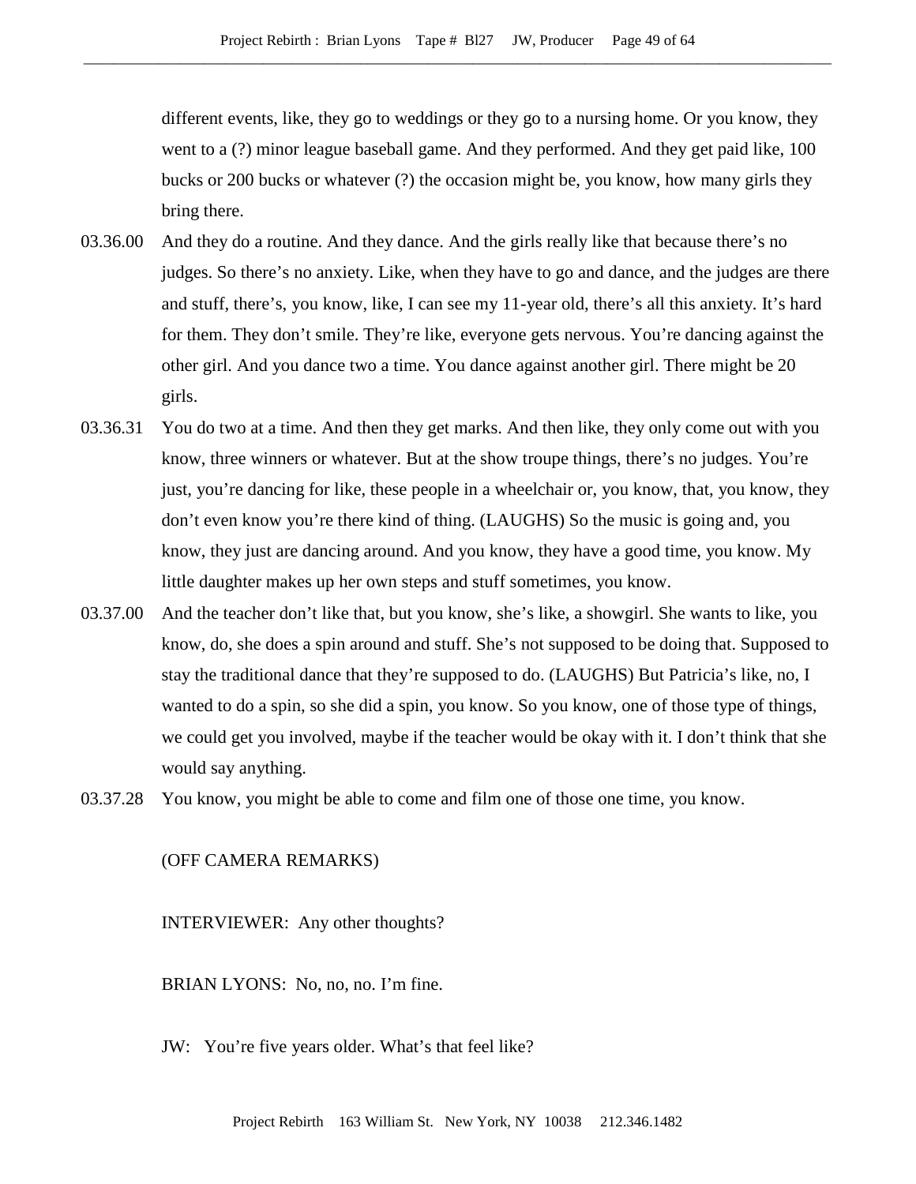different events, like, they go to weddings or they go to a nursing home. Or you know, they went to a (?) minor league baseball game. And they performed. And they get paid like, 100 bucks or 200 bucks or whatever (?) the occasion might be, you know, how many girls they bring there.

03.36.00 And they do a routine. And they dance. And the girls really like that because there's no judges. So there's no anxiety. Like, when they have to go and dance, and the judges are there and stuff, there's, you know, like, I can see my 11-year old, there's all this anxiety. It's hard for them. They don't smile. They're like, everyone gets nervous. You're dancing against the other girl. And you dance two a time. You dance against another girl. There might be 20 girls.

03.36.31 You do two at a time. And then they get marks. And then like, they only come out with you know, three winners or whatever. But at the show troupe things, there's no judges. You're just, you're dancing for like, these people in a wheelchair or, you know, that, you know, they don't even know you're there kind of thing. (LAUGHS) So the music is going and, you know, they just are dancing around. And you know, they have a good time, you know. My little daughter makes up her own steps and stuff sometimes, you know.

03.37.00 And the teacher don't like that, but you know, she's like, a showgirl. She wants to like, you know, do, she does a spin around and stuff. She's not supposed to be doing that. Supposed to stay the traditional dance that they're supposed to do. (LAUGHS) But Patricia's like, no, I wanted to do a spin, so she did a spin, you know. So you know, one of those type of things, we could get you involved, maybe if the teacher would be okay with it. I don't think that she would say anything.

03.37.28 You know, you might be able to come and film one of those one time, you know.

(OFF CAMERA REMARKS)

INTERVIEWER: Any other thoughts?

BRIAN LYONS: No, no, no. I'm fine.

JW: You're five years older. What's that feel like?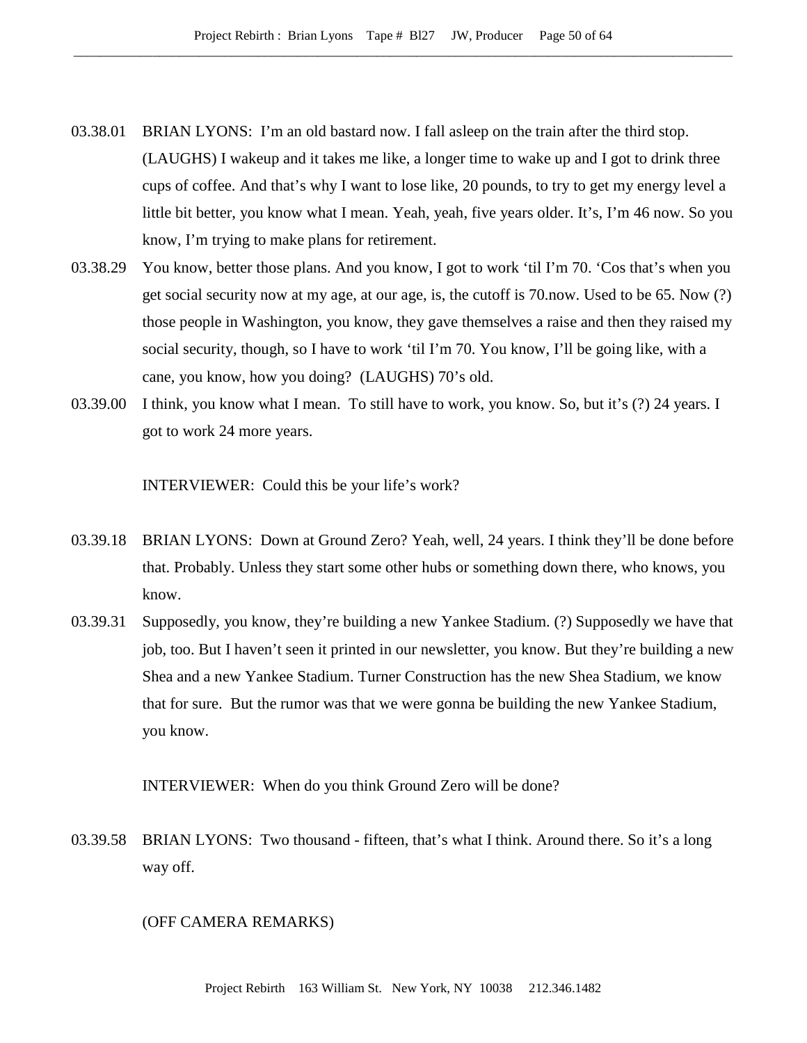03.38.01 BRIAN LYONS: I'm an old bastard now. I fall asleep on the train after the third stop. (LAUGHS) I wakeup and it takes me like, a longer time to wake up and I got to drink three cups of coffee. And that's why I want to lose like, 20 pounds, to try to get my energy level a little bit better, you know what I mean. Yeah, yeah, five years older. It's, I'm 46 now. So you know, I'm trying to make plans for retirement.

03.38.29 You know, better those plans. And you know, I got to work 'til I'm 70. 'Cos that's when you get social security now at my age, at our age, is, the cutoff is 70.now. Used to be 65. Now (?) those people in Washington, you know, they gave themselves a raise and then they raised my social security, though, so I have to work 'til I'm 70. You know, I'll be going like, with a cane, you know, how you doing? (LAUGHS) 70's old.

03.39.00 I think, you know what I mean. To still have to work, you know. So, but it's (?) 24 years. I got to work 24 more years.

INTERVIEWER: Could this be your life's work?

03.39.18 BRIAN LYONS: Down at Ground Zero? Yeah, well, 24 years. I think they'll be done before that. Probably. Unless they start some other hubs or something down there, who knows, you know.

03.39.31 Supposedly, you know, they're building a new Yankee Stadium. (?) Supposedly we have that job, too. But I haven't seen it printed in our newsletter, you know. But they're building a new Shea and a new Yankee Stadium. Turner Construction has the new Shea Stadium, we know that for sure. But the rumor was that we were gonna be building the new Yankee Stadium, you know.

INTERVIEWER: When do you think Ground Zero will be done?

03.39.58 BRIAN LYONS: Two thousand - fifteen, that's what I think. Around there. So it's a long way off.

(OFF CAMERA REMARKS)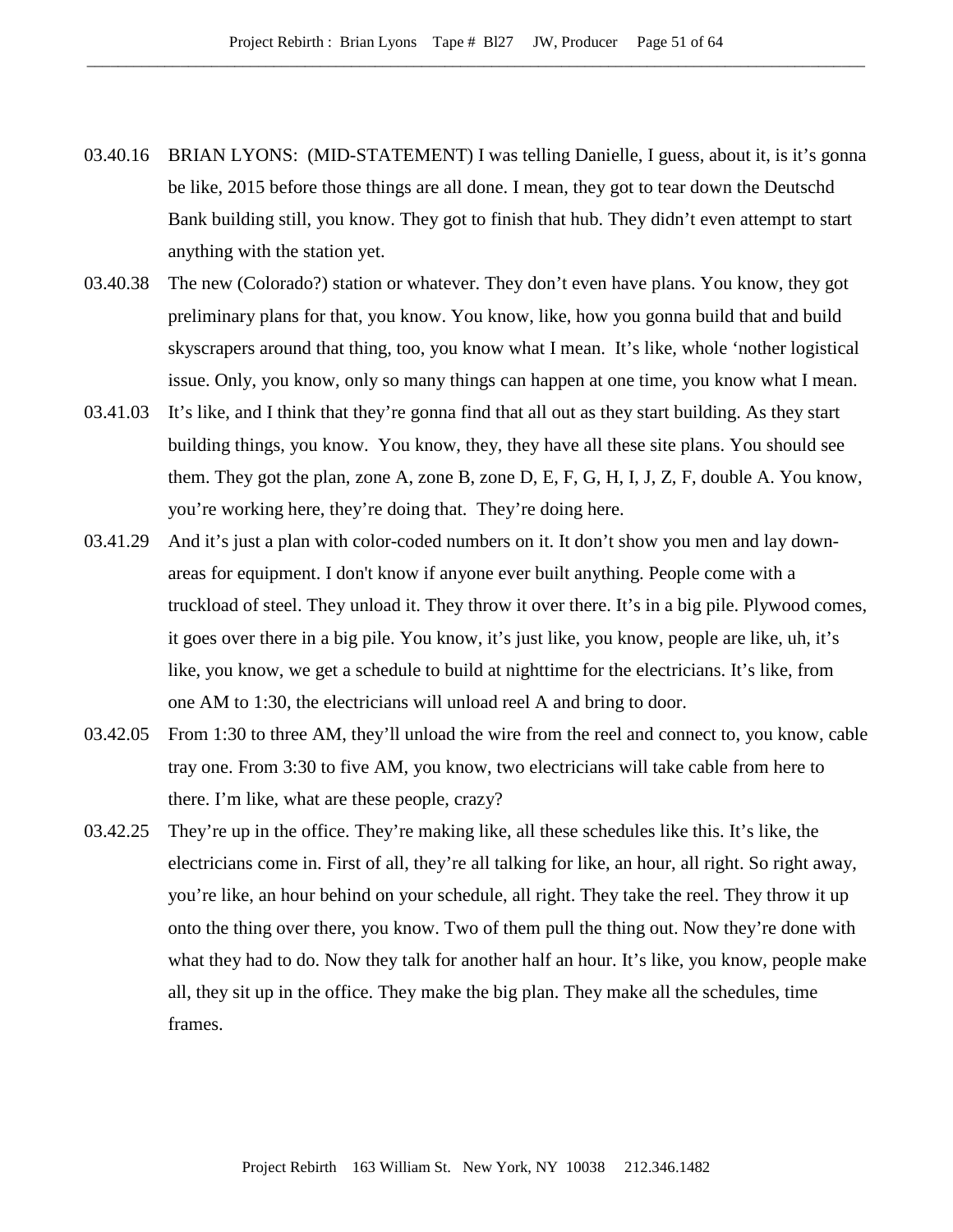03.40.16 BRIAN LYONS: (MID-STATEMENT) I was telling Danielle, I guess, about it, is it's gonna be like, 2015 before those things are all done. I mean, they got to tear down the Deutschd Bank building still, you know. They got to finish that hub. They didn't even attempt to start anything with the station yet.

03.40.38 The new (Colorado?) station or whatever. They don't even have plans. You know, they got preliminary plans for that, you know. You know, like, how you gonna build that and build skyscrapers around that thing, too, you know what I mean. It's like, whole 'nother logistical issue. Only, you know, only so many things can happen at one time, you know what I mean.

03.41.03 It's like, and I think that they're gonna find that all out as they start building. As they start building things, you know. You know, they, they have all these site plans. You should see them. They got the plan, zone A, zone B, zone D, E, F, G, H, I, J, Z, F, double A. You know, you're working here, they're doing that. They're doing here.

03.41.29 And it's just a plan with color-coded numbers on it. It don't show you men and lay down-areas for equipment. I don't know if anyone ever built anything. People come with a truckload of steel. They unload it. They throw it over there. It's in a big pile. Plywood comes, it goes over there in a big pile. You know, it's just like, you know, people are like, uh, it's like, you know, we get a schedule to build at nighttime for the electricians. It's like, from one AM to 1:30, the electricians will unload reel A and bring to door.

03.42.05 From 1:30 to three AM, they'll unload the wire from the reel and connect to, you know, cable tray one. From 3:30 to five AM, you know, two electricians will take cable from here to there. I'm like, what are these people, crazy?

03.42.25 They're up in the office. They're making like, all these schedules like this. It's like, the electricians come in. First of all, they're all talking for like, an hour, all right. So right away, you're like, an hour behind on your schedule, all right. They take the reel. They throw it up onto the thing over there, you know. Two of them pull the thing out. Now they're done with what they had to do. Now they talk for another half an hour. It's like, you know, people make all, they sit up in the office. They make the big plan. They make all the schedules, time frames.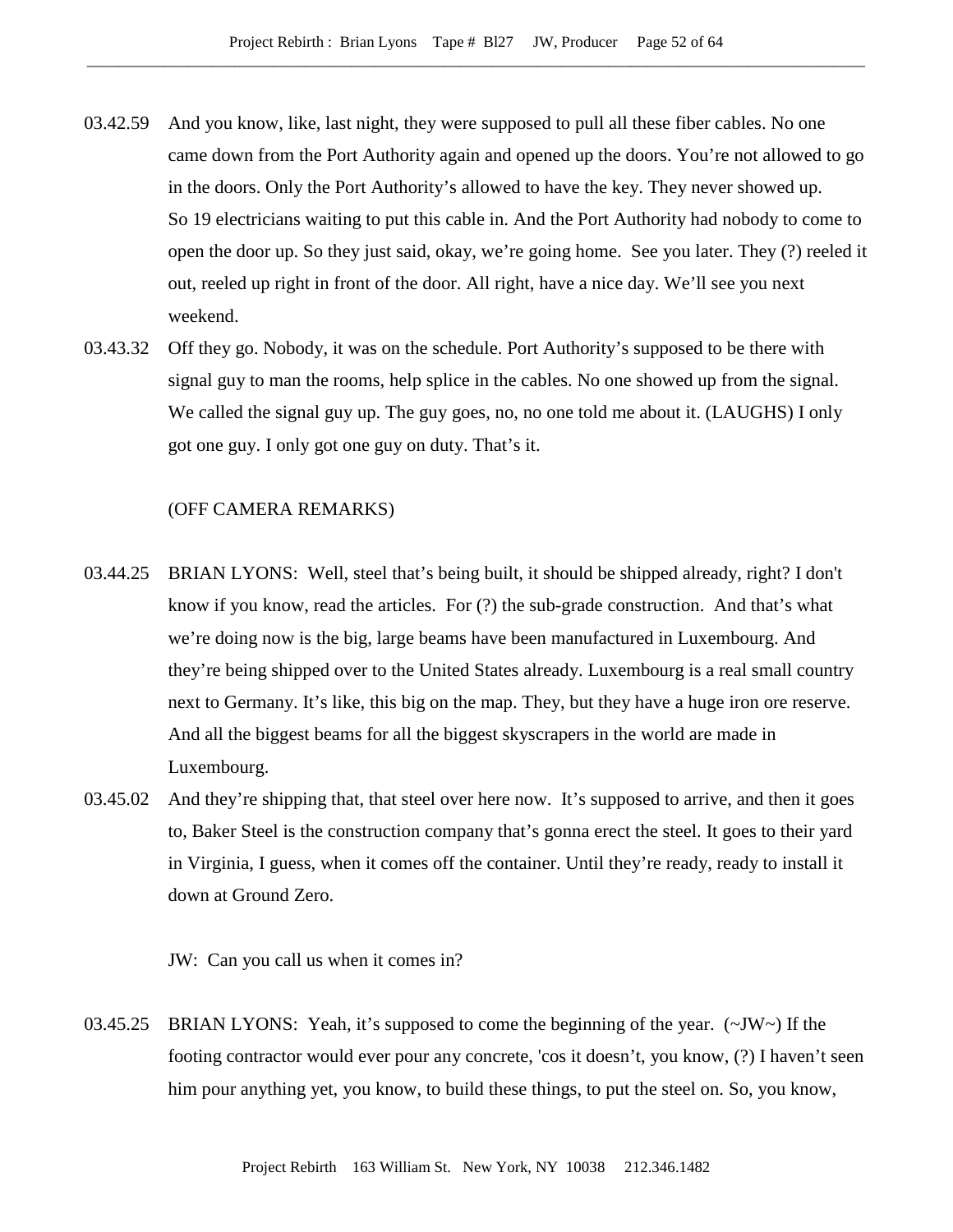03.42.59 And you know, like, last night, they were supposed to pull all these fiber cables. No one came down from the Port Authority again and opened up the doors. You're not allowed to go in the doors. Only the Port Authority's allowed to have the key. They never showed up. So 19 electricians waiting to put this cable in. And the Port Authority had nobody to come to open the door up. So they just said, okay, we're going home. See you later. They (?) reeled it out, reeled up right in front of the door. All right, have a nice day. We'll see you next weekend.

03.43.32 Off they go. Nobody, it was on the schedule. Port Authority's supposed to be there with signal guy to man the rooms, help splice in the cables. No one showed up from the signal. We called the signal guy up. The guy goes, no, no one told me about it. (LAUGHS) I only got one guy. I only got one guy on duty. That's it.

(OFF CAMERA REMARKS)

03.44.25 BRIAN LYONS: Well, steel that's being built, it should be shipped already, right? I don't know if you know, read the articles. For (?) the sub-grade construction. And that's what we're doing now is the big, large beams have been manufactured in Luxembourg. And they're being shipped over to the United States already. Luxembourg is a real small country next to Germany. It's like, this big on the map. They, but they have a huge iron ore reserve. And all the biggest beams for all the biggest skyscrapers in the world are made in Luxembourg.

03.45.02 And they're shipping that, that steel over here now. It's supposed to arrive, and then it goes to, Baker Steel is the construction company that's gonna erect the steel. It goes to their yard in Virginia, I guess, when it comes off the container. Until they're ready, ready to install it down at Ground Zero.

JW: Can you call us when it comes in?

03.45.25 BRIAN LYONS: Yeah, it's supposed to come the beginning of the year. (~JW~) If the footing contractor would ever pour any concrete, 'cos it doesn't, you know, (?) I haven't seen him pour anything yet, you know, to build these things, to put the steel on. So, you know,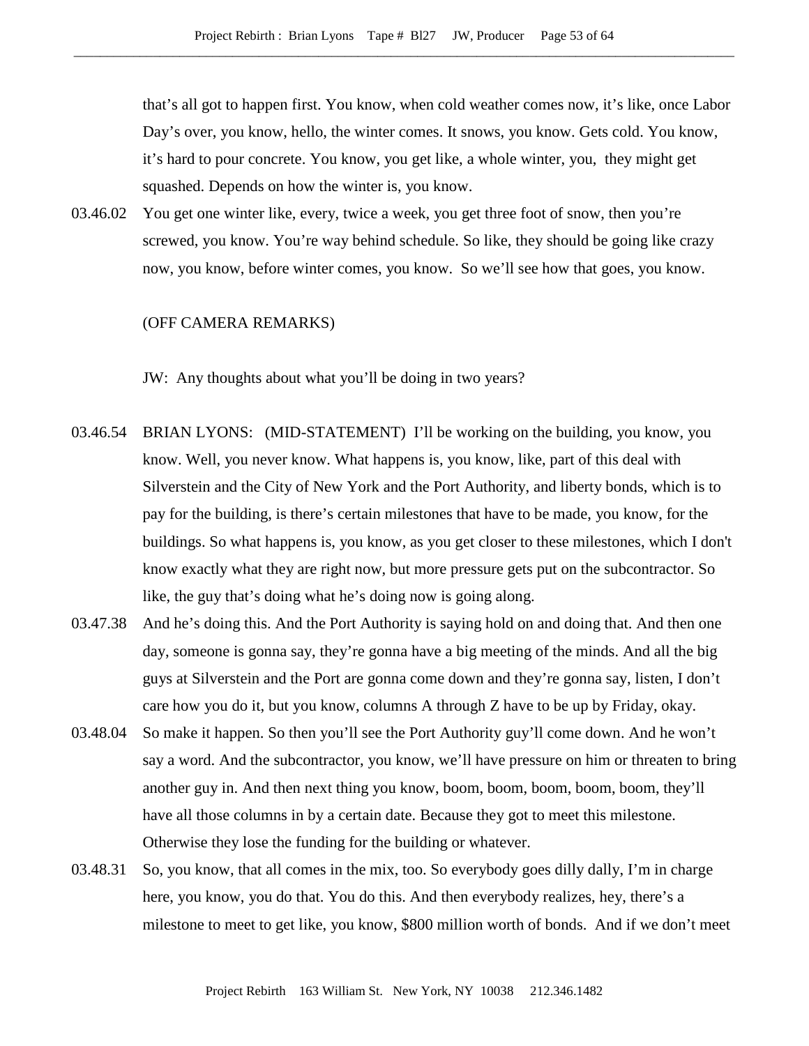that's all got to happen first. You know, when cold weather comes now, it's like, once Labor Day's over, you know, hello, the winter comes. It snows, you know. Gets cold. You know, it's hard to pour concrete. You know, you get like, a whole winter, you, they might get squashed. Depends on how the winter is, you know.

03.46.02 You get one winter like, every, twice a week, you get three foot of snow, then you're screwed, you know. You're way behind schedule. So like, they should be going like crazy now, you know, before winter comes, you know. So we'll see how that goes, you know.

(OFF CAMERA REMARKS)

JW: Any thoughts about what you'll be doing in two years?

03.46.54 BRIAN LYONS: (MID-STATEMENT) I'll be working on the building, you know, you know. Well, you never know. What happens is, you know, like, part of this deal with Silverstein and the City of New York and the Port Authority, and liberty bonds, which is to pay for the building, is there's certain milestones that have to be made, you know, for the buildings. So what happens is, you know, as you get closer to these milestones, which I don't know exactly what they are right now, but more pressure gets put on the subcontractor. So like, the guy that's doing what he's doing now is going along.

03.47.38 And he's doing this. And the Port Authority is saying hold on and doing that. And then one day, someone is gonna say, they're gonna have a big meeting of the minds. And all the big guys at Silverstein and the Port are gonna come down and they're gonna say, listen, I don't care how you do it, but you know, columns A through Z have to be up by Friday, okay.

03.48.04 So make it happen. So then you'll see the Port Authority guy'll come down. And he won't say a word. And the subcontractor, you know, we'll have pressure on him or threaten to bring another guy in. And then next thing you know, boom, boom, boom, boom, boom, they'll have all those columns in by a certain date. Because they got to meet this milestone. Otherwise they lose the funding for the building or whatever.

03.48.31 So, you know, that all comes in the mix, too. So everybody goes dilly dally, I'm in charge here, you know, you do that. You do this. And then everybody realizes, hey, there's a milestone to meet to get like, you know, $800 million worth of bonds. And if we don't meet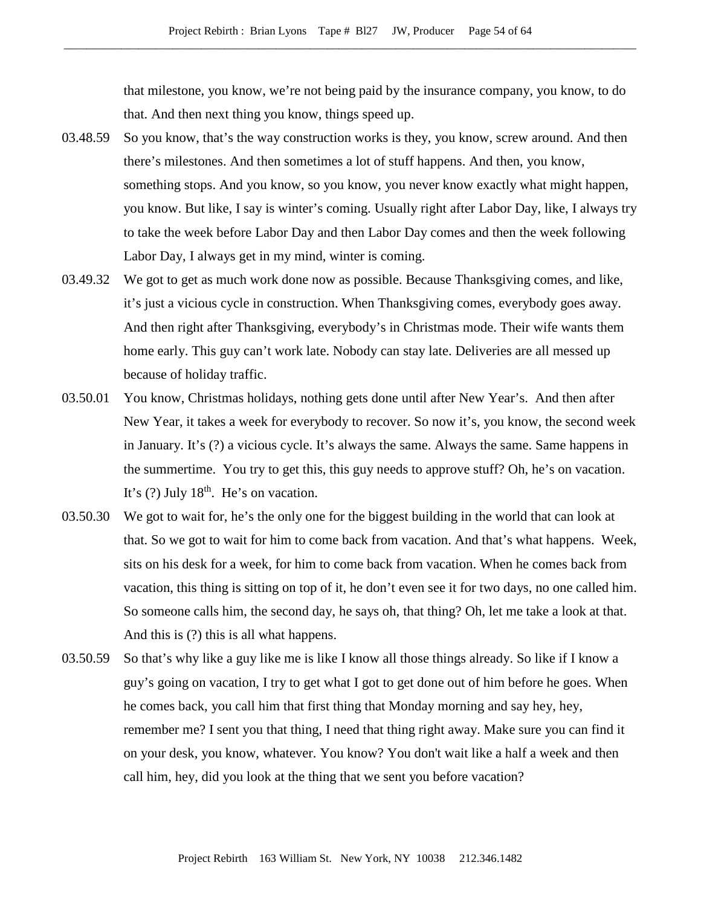that milestone, you know, we're not being paid by the insurance company, you know, to do that. And then next thing you know, things speed up.

03.48.59 So you know, that's the way construction works is they, you know, screw around. And then there's milestones. And then sometimes a lot of stuff happens. And then, you know, something stops. And you know, so you know, you never know exactly what might happen, you know. But like, I say is winter's coming. Usually right after Labor Day, like, I always try to take the week before Labor Day and then Labor Day comes and then the week following Labor Day, I always get in my mind, winter is coming.

03.49.32 We got to get as much work done now as possible. Because Thanksgiving comes, and like, it's just a vicious cycle in construction. When Thanksgiving comes, everybody goes away. And then right after Thanksgiving, everybody's in Christmas mode. Their wife wants them home early. This guy can't work late. Nobody can stay late. Deliveries are all messed up because of holiday traffic.

03.50.01 You know, Christmas holidays, nothing gets done until after New Year's. And then after New Year, it takes a week for everybody to recover. So now it's, you know, the second week in January. It's (?) a vicious cycle. It's always the same. Always the same. Same happens in the summertime. You try to get this, this guy needs to approve stuff? Oh, he's on vacation. It's (?) July 18th. He's on vacation.

03.50.30 We got to wait for, he's the only one for the biggest building in the world that can look at that. So we got to wait for him to come back from vacation. And that's what happens. Week, sits on his desk for a week, for him to come back from vacation. When he comes back from vacation, this thing is sitting on top of it, he don't even see it for two days, no one called him. So someone calls him, the second day, he says oh, that thing? Oh, let me take a look at that. And this is (?) this is all what happens.

03.50.59 So that's why like a guy like me is like I know all those things already. So like if I know a guy's going on vacation, I try to get what I got to get done out of him before he goes. When he comes back, you call him that first thing that Monday morning and say hey, hey, remember me? I sent you that thing, I need that thing right away. Make sure you can find it on your desk, you know, whatever. You know? You don't wait like a half a week and then call him, hey, did you look at the thing that we sent you before vacation?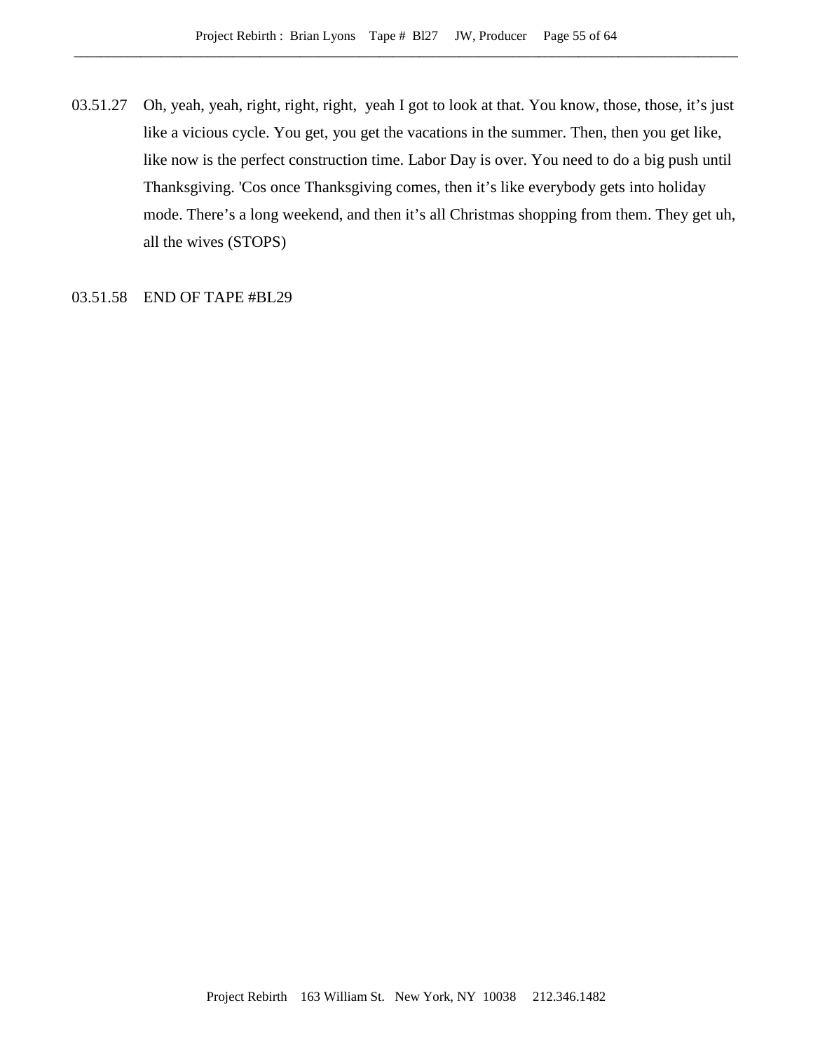03.51.27 Oh, yeah, yeah, right, right, right, yeah I got to look at that. You know, those, those, it's just like a vicious cycle. You get, you get the vacations in the summer. Then, then you get like, like now is the perfect construction time. Labor Day is over. You need to do a big push until Thanksgiving. 'Cos once Thanksgiving comes, then it's like everybody gets into holiday mode. There's a long weekend, and then it's all Christmas shopping from them. They get uh, all the wives (STOPS)

03.51.58 END OF TAPE #BL29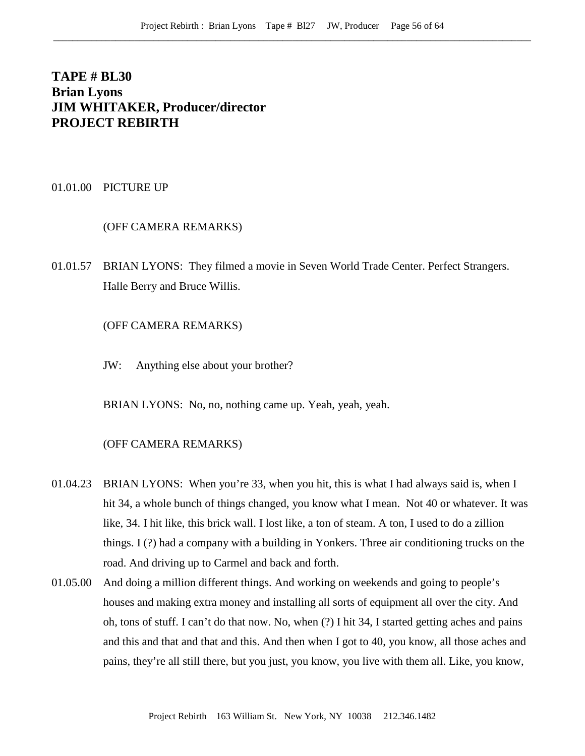**TAPE # BL30**
**Brian Lyons**
**JIM WHITAKER, Producer/director**
**PROJECT REBIRTH**

01.01.00 PICTURE UP

(OFF CAMERA REMARKS)

01.01.57 BRIAN LYONS: They filmed a movie in Seven World Trade Center. Perfect Strangers. Halle Berry and Bruce Willis.

(OFF CAMERA REMARKS)

JW: Anything else about your brother?

BRIAN LYONS: No, no, nothing came up. Yeah, yeah, yeah.

(OFF CAMERA REMARKS)

01.04.23 BRIAN LYONS: When you're 33, when you hit, this is what I had always said is, when I hit 34, a whole bunch of things changed, you know what I mean. Not 40 or whatever. It was like, 34. I hit like, this brick wall. I lost like, a ton of steam. A ton, I used to do a zillion things. I (?) had a company with a building in Yonkers. Three air conditioning trucks on the road. And driving up to Carmel and back and forth.

01.05.00 And doing a million different things. And working on weekends and going to people's houses and making extra money and installing all sorts of equipment all over the city. And oh, tons of stuff. I can't do that now. No, when (?) I hit 34, I started getting aches and pains and this and that and that and this. And then when I got to 40, you know, all those aches and pains, they're all still there, but you just, you know, you live with them all. Like, you know,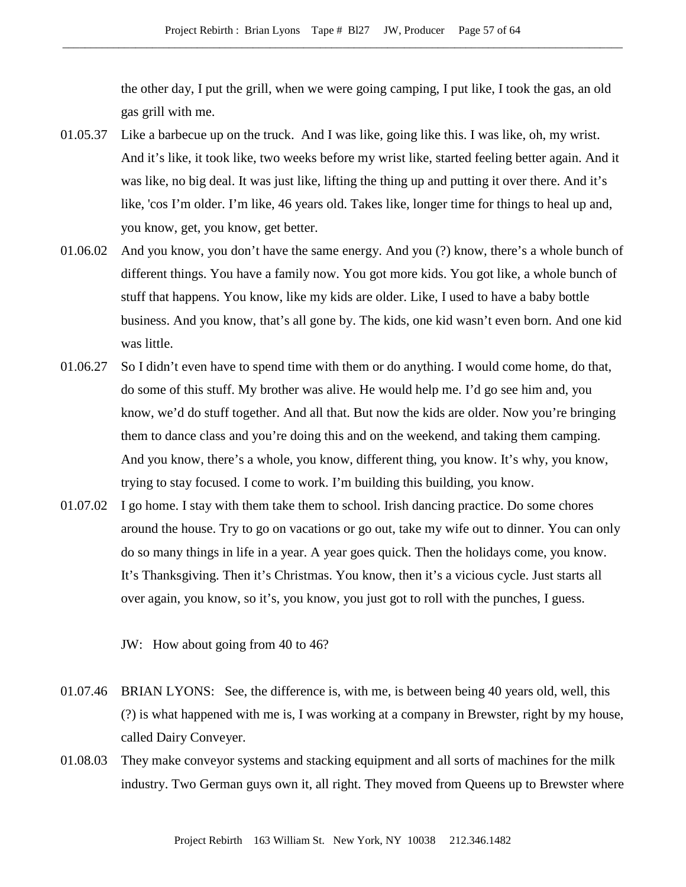the other day, I put the grill, when we were going camping, I put like, I took the gas, an old gas grill with me.

01.05.37 Like a barbecue up on the truck. And I was like, going like this. I was like, oh, my wrist. And it's like, it took like, two weeks before my wrist like, started feeling better again. And it was like, no big deal. It was just like, lifting the thing up and putting it over there. And it's like, 'cos I'm older. I'm like, 46 years old. Takes like, longer time for things to heal up and, you know, get, you know, get better.

01.06.02 And you know, you don't have the same energy. And you (?) know, there's a whole bunch of different things. You have a family now. You got more kids. You got like, a whole bunch of stuff that happens. You know, like my kids are older. Like, I used to have a baby bottle business. And you know, that's all gone by. The kids, one kid wasn't even born. And one kid was little.

01.06.27 So I didn't even have to spend time with them or do anything. I would come home, do that, do some of this stuff. My brother was alive. He would help me. I'd go see him and, you know, we'd do stuff together. And all that. But now the kids are older. Now you're bringing them to dance class and you're doing this and on the weekend, and taking them camping. And you know, there's a whole, you know, different thing, you know. It's why, you know, trying to stay focused. I come to work. I'm building this building, you know.

01.07.02 I go home. I stay with them take them to school. Irish dancing practice. Do some chores around the house. Try to go on vacations or go out, take my wife out to dinner. You can only do so many things in life in a year. A year goes quick. Then the holidays come, you know. It's Thanksgiving. Then it's Christmas. You know, then it's a vicious cycle. Just starts all over again, you know, so it's, you know, you just got to roll with the punches, I guess.

JW: How about going from 40 to 46?

01.07.46 BRIAN LYONS: See, the difference is, with me, is between being 40 years old, well, this (?) is what happened with me is, I was working at a company in Brewster, right by my house, called Dairy Conveyer.

01.08.03 They make conveyor systems and stacking equipment and all sorts of machines for the milk industry. Two German guys own it, all right. They moved from Queens up to Brewster where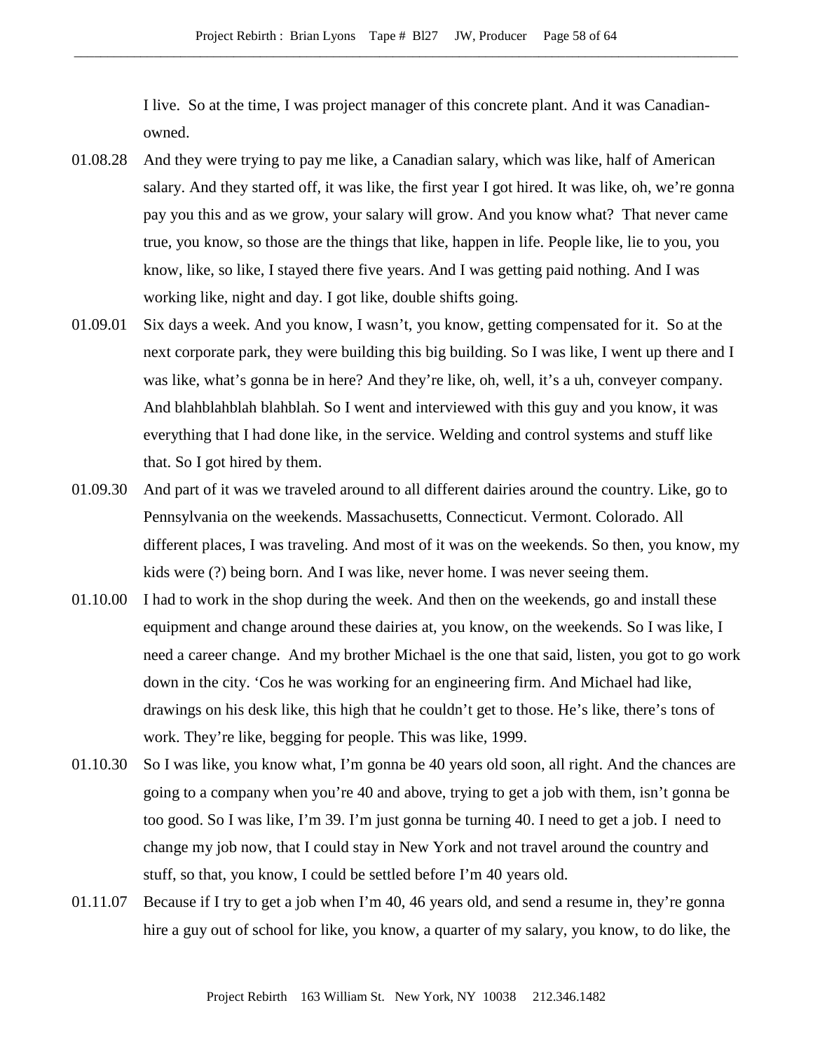I live. So at the time, I was project manager of this concrete plant. And it was Canadian-owned.

01.08.28 And they were trying to pay me like, a Canadian salary, which was like, half of American salary. And they started off, it was like, the first year I got hired. It was like, oh, we're gonna pay you this and as we grow, your salary will grow. And you know what? That never came true, you know, so those are the things that like, happen in life. People like, lie to you, you know, like, so like, I stayed there five years. And I was getting paid nothing. And I was working like, night and day. I got like, double shifts going.

01.09.01 Six days a week. And you know, I wasn't, you know, getting compensated for it. So at the next corporate park, they were building this big building. So I was like, I went up there and I was like, what's gonna be in here? And they're like, oh, well, it's a uh, conveyer company. And blahblahblah blahblah. So I went and interviewed with this guy and you know, it was everything that I had done like, in the service. Welding and control systems and stuff like that. So I got hired by them.

01.09.30 And part of it was we traveled around to all different dairies around the country. Like, go to Pennsylvania on the weekends. Massachusetts, Connecticut. Vermont. Colorado. All different places, I was traveling. And most of it was on the weekends. So then, you know, my kids were (?) being born. And I was like, never home. I was never seeing them.

01.10.00 I had to work in the shop during the week. And then on the weekends, go and install these equipment and change around these dairies at, you know, on the weekends. So I was like, I need a career change. And my brother Michael is the one that said, listen, you got to go work down in the city. 'Cos he was working for an engineering firm. And Michael had like, drawings on his desk like, this high that he couldn't get to those. He's like, there's tons of work. They're like, begging for people. This was like, 1999.

01.10.30 So I was like, you know what, I'm gonna be 40 years old soon, all right. And the chances are going to a company when you're 40 and above, trying to get a job with them, isn't gonna be too good. So I was like, I'm 39. I'm just gonna be turning 40. I need to get a job. I need to change my job now, that I could stay in New York and not travel around the country and stuff, so that, you know, I could be settled before I'm 40 years old.

01.11.07 Because if I try to get a job when I'm 40, 46 years old, and send a resume in, they're gonna hire a guy out of school for like, you know, a quarter of my salary, you know, to do like, the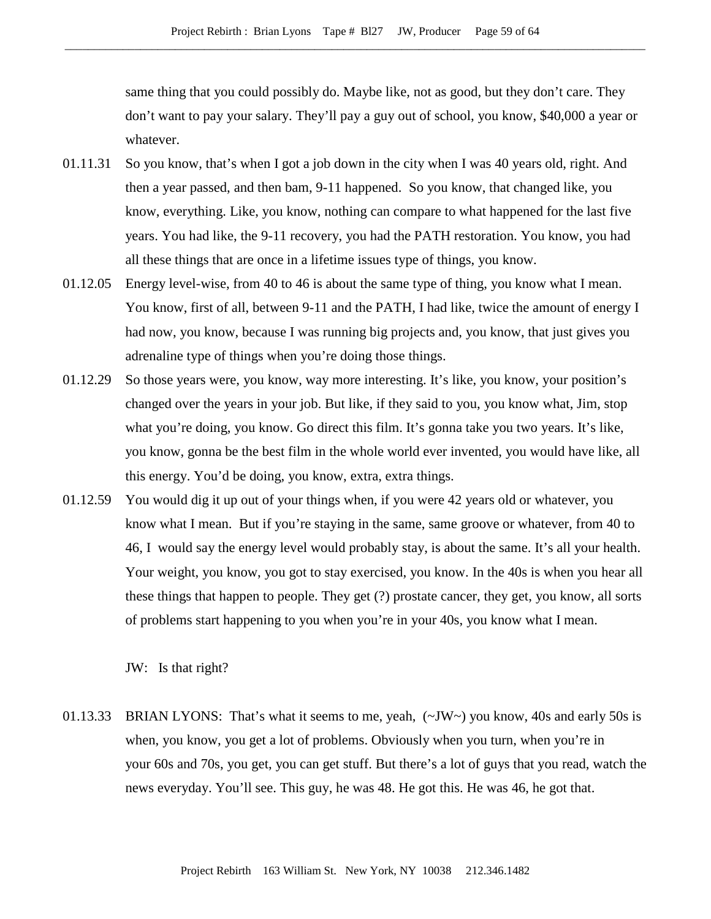same thing that you could possibly do. Maybe like, not as good, but they don't care. They don't want to pay your salary. They'll pay a guy out of school, you know, $40,000 a year or whatever.

01.11.31 So you know, that's when I got a job down in the city when I was 40 years old, right. And then a year passed, and then bam, 9-11 happened. So you know, that changed like, you know, everything. Like, you know, nothing can compare to what happened for the last five years. You had like, the 9-11 recovery, you had the PATH restoration. You know, you had all these things that are once in a lifetime issues type of things, you know.

01.12.05 Energy level-wise, from 40 to 46 is about the same type of thing, you know what I mean. You know, first of all, between 9-11 and the PATH, I had like, twice the amount of energy I had now, you know, because I was running big projects and, you know, that just gives you adrenaline type of things when you're doing those things.

01.12.29 So those years were, you know, way more interesting. It's like, you know, your position's changed over the years in your job. But like, if they said to you, you know what, Jim, stop what you're doing, you know. Go direct this film. It's gonna take you two years. It's like, you know, gonna be the best film in the whole world ever invented, you would have like, all this energy. You'd be doing, you know, extra, extra things.

01.12.59 You would dig it up out of your things when, if you were 42 years old or whatever, you know what I mean. But if you're staying in the same, same groove or whatever, from 40 to 46, I would say the energy level would probably stay, is about the same. It's all your health. Your weight, you know, you got to stay exercised, you know. In the 40s is when you hear all these things that happen to people. They get (?) prostate cancer, they get, you know, all sorts of problems start happening to you when you're in your 40s, you know what I mean.

JW: Is that right?

01.13.33 BRIAN LYONS: That's what it seems to me, yeah, (~JW~) you know, 40s and early 50s is when, you know, you get a lot of problems. Obviously when you turn, when you're in your 60s and 70s, you get, you can get stuff. But there's a lot of guys that you read, watch the news everyday. You'll see. This guy, he was 48. He got this. He was 46, he got that.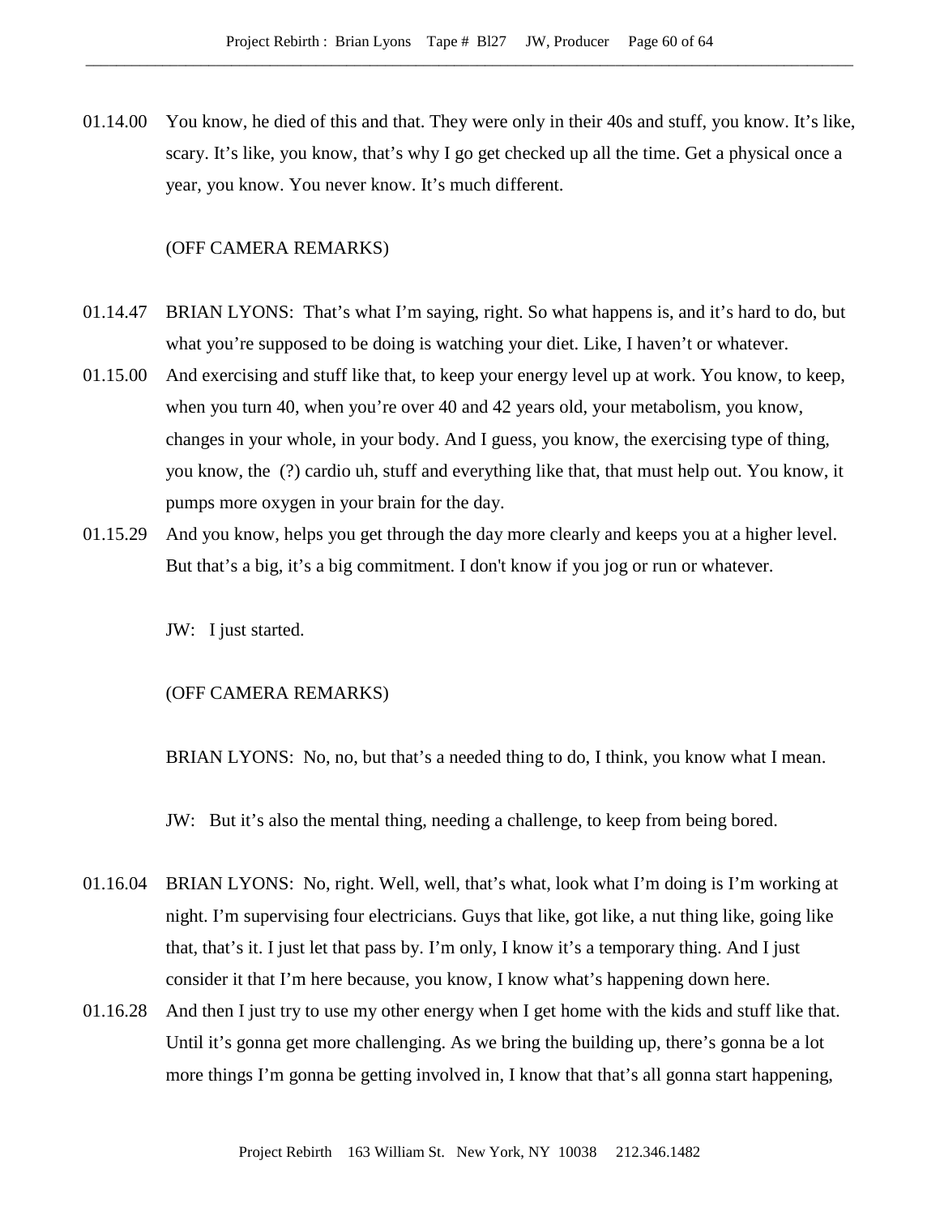01.14.00 You know, he died of this and that. They were only in their 40s and stuff, you know. It's like, scary. It's like, you know, that's why I go get checked up all the time. Get a physical once a year, you know. You never know. It's much different.

(OFF CAMERA REMARKS)

01.14.47 BRIAN LYONS: That's what I'm saying, right. So what happens is, and it's hard to do, but what you're supposed to be doing is watching your diet. Like, I haven't or whatever.

01.15.00 And exercising and stuff like that, to keep your energy level up at work. You know, to keep, when you turn 40, when you're over 40 and 42 years old, your metabolism, you know, changes in your whole, in your body. And I guess, you know, the exercising type of thing, you know, the (?) cardio uh, stuff and everything like that, that must help out. You know, it pumps more oxygen in your brain for the day.

01.15.29 And you know, helps you get through the day more clearly and keeps you at a higher level. But that's a big, it's a big commitment. I don't know if you jog or run or whatever.

JW: I just started.

(OFF CAMERA REMARKS)

BRIAN LYONS: No, no, but that's a needed thing to do, I think, you know what I mean.

JW: But it's also the mental thing, needing a challenge, to keep from being bored.

01.16.04 BRIAN LYONS: No, right. Well, well, that's what, look what I'm doing is I'm working at night. I'm supervising four electricians. Guys that like, got like, a nut thing like, going like that, that's it. I just let that pass by. I'm only, I know it's a temporary thing. And I just consider it that I'm here because, you know, I know what's happening down here.

01.16.28 And then I just try to use my other energy when I get home with the kids and stuff like that. Until it's gonna get more challenging. As we bring the building up, there's gonna be a lot more things I'm gonna be getting involved in, I know that that's all gonna start happening,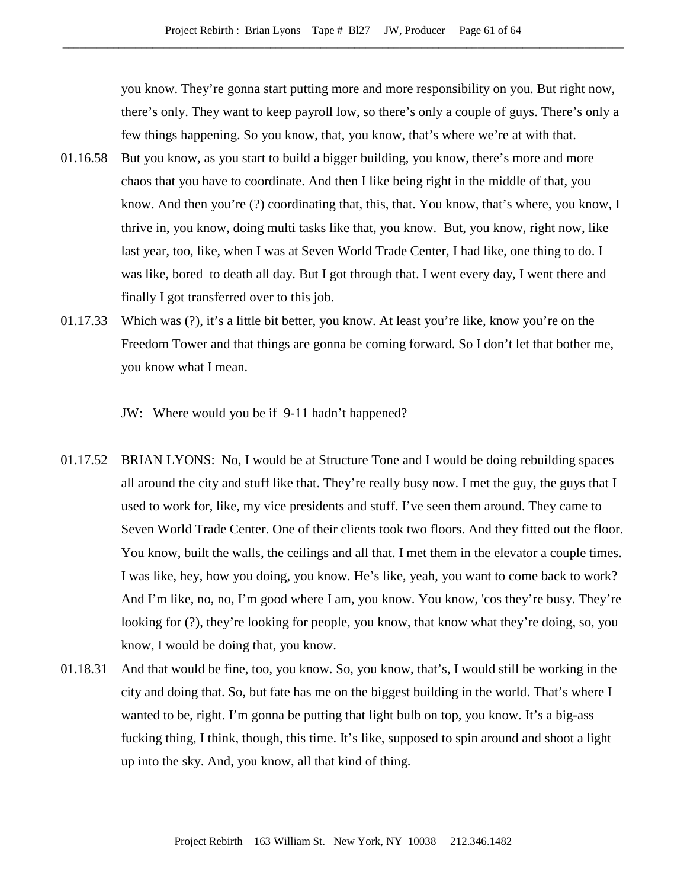you know. They're gonna start putting more and more responsibility on you. But right now, there's only. They want to keep payroll low, so there's only a couple of guys. There's only a few things happening. So you know, that, you know, that's where we're at with that.

01.16.58 But you know, as you start to build a bigger building, you know, there's more and more chaos that you have to coordinate. And then I like being right in the middle of that, you know. And then you're (?) coordinating that, this, that. You know, that's where, you know, I thrive in, you know, doing multi tasks like that, you know. But, you know, right now, like last year, too, like, when I was at Seven World Trade Center, I had like, one thing to do. I was like, bored to death all day. But I got through that. I went every day, I went there and finally I got transferred over to this job.

01.17.33 Which was (?), it's a little bit better, you know. At least you're like, know you're on the Freedom Tower and that things are gonna be coming forward. So I don't let that bother me, you know what I mean.

JW: Where would you be if 9-11 hadn't happened?

01.17.52 BRIAN LYONS: No, I would be at Structure Tone and I would be doing rebuilding spaces all around the city and stuff like that. They're really busy now. I met the guy, the guys that I used to work for, like, my vice presidents and stuff. I've seen them around. They came to Seven World Trade Center. One of their clients took two floors. And they fitted out the floor. You know, built the walls, the ceilings and all that. I met them in the elevator a couple times. I was like, hey, how you doing, you know. He's like, yeah, you want to come back to work? And I'm like, no, no, I'm good where I am, you know. You know, 'cos they're busy. They're looking for (?), they're looking for people, you know, that know what they're doing, so, you know, I would be doing that, you know.

01.18.31 And that would be fine, too, you know. So, you know, that's, I would still be working in the city and doing that. So, but fate has me on the biggest building in the world. That's where I wanted to be, right. I'm gonna be putting that light bulb on top, you know. It's a big-ass fucking thing, I think, though, this time. It's like, supposed to spin around and shoot a light up into the sky. And, you know, all that kind of thing.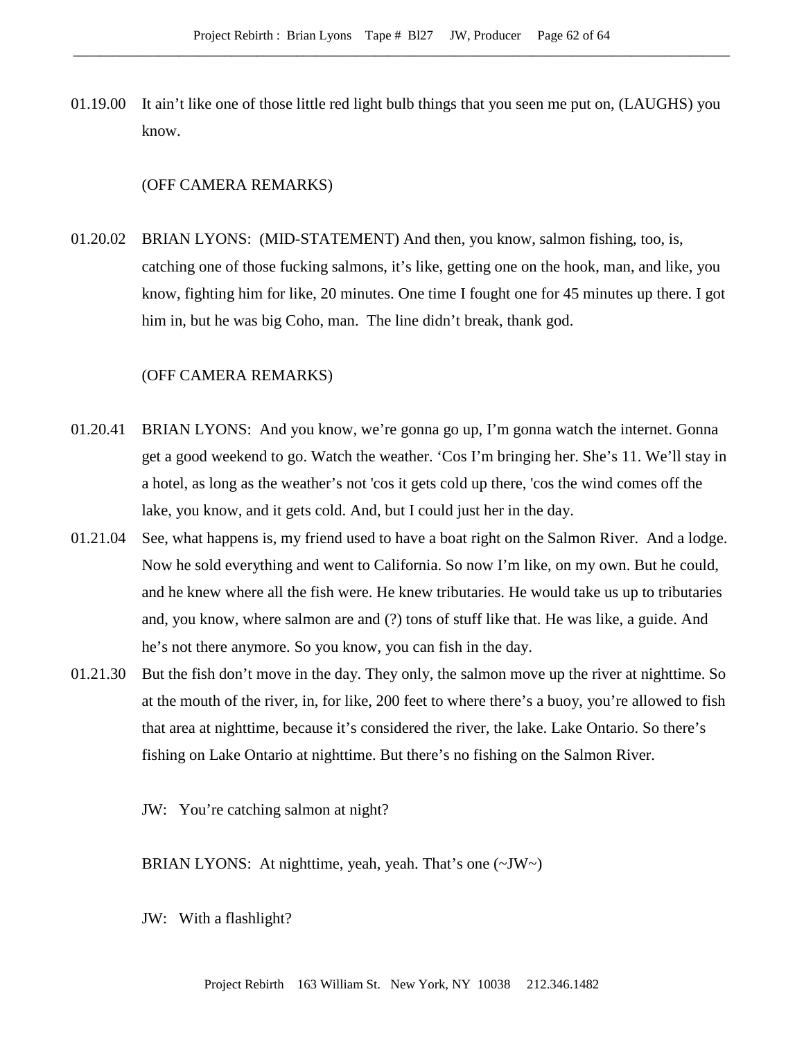01.19.00 It ain't like one of those little red light bulb things that you seen me put on, (LAUGHS) you know.

(OFF CAMERA REMARKS)

01.20.02 BRIAN LYONS: (MID-STATEMENT) And then, you know, salmon fishing, too, is, catching one of those fucking salmons, it's like, getting one on the hook, man, and like, you know, fighting him for like, 20 minutes. One time I fought one for 45 minutes up there. I got him in, but he was big Coho, man. The line didn't break, thank god.

(OFF CAMERA REMARKS)

01.20.41 BRIAN LYONS: And you know, we're gonna go up, I'm gonna watch the internet. Gonna get a good weekend to go. Watch the weather. 'Cos I'm bringing her. She's 11. We'll stay in a hotel, as long as the weather's not 'cos it gets cold up there, 'cos the wind comes off the lake, you know, and it gets cold. And, but I could just her in the day.

01.21.04 See, what happens is, my friend used to have a boat right on the Salmon River. And a lodge. Now he sold everything and went to California. So now I'm like, on my own. But he could, and he knew where all the fish were. He knew tributaries. He would take us up to tributaries and, you know, where salmon are and (?) tons of stuff like that. He was like, a guide. And he's not there anymore. So you know, you can fish in the day.

01.21.30 But the fish don't move in the day. They only, the salmon move up the river at nighttime. So at the mouth of the river, in, for like, 200 feet to where there's a buoy, you're allowed to fish that area at nighttime, because it's considered the river, the lake. Lake Ontario. So there's fishing on Lake Ontario at nighttime. But there's no fishing on the Salmon River.

JW: You're catching salmon at night?

BRIAN LYONS: At nighttime, yeah, yeah. That's one (~JW~)

JW: With a flashlight?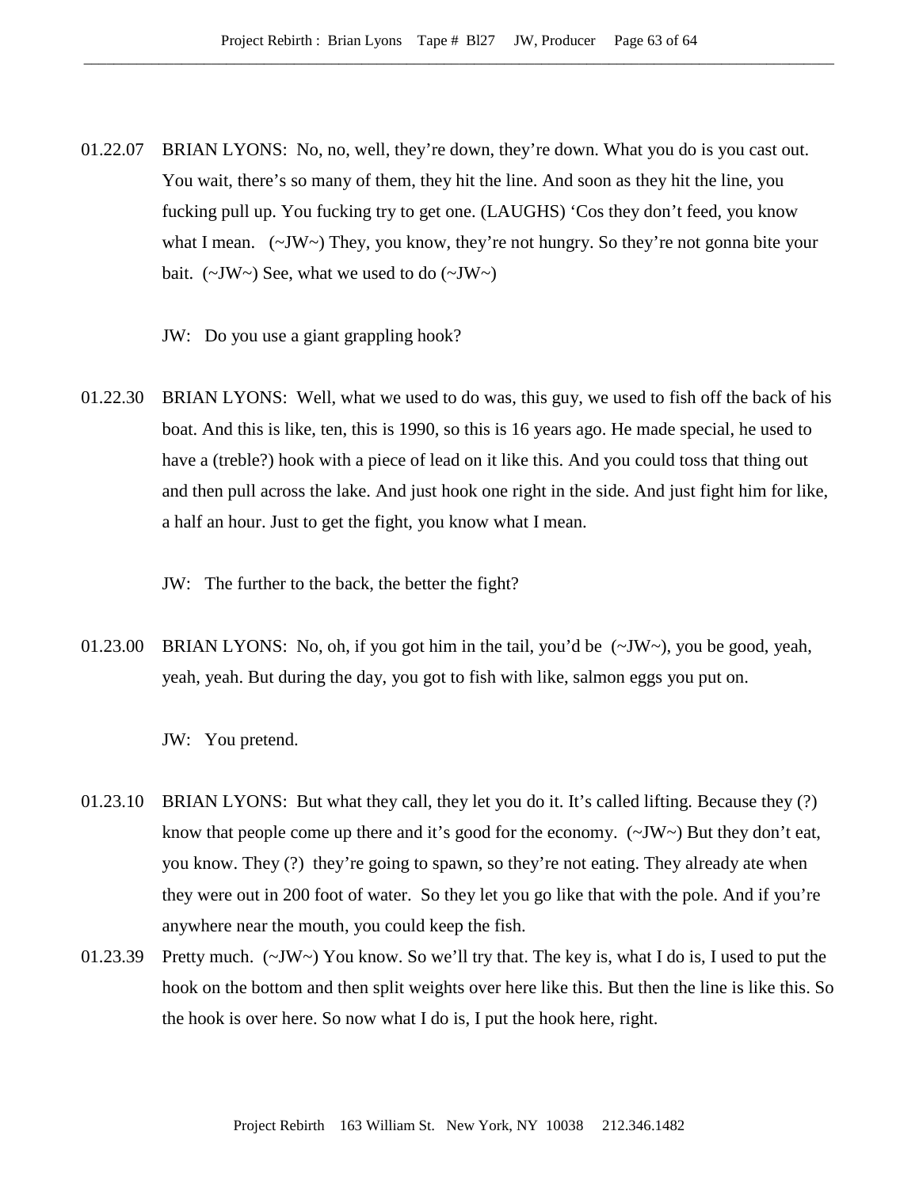01.22.07 BRIAN LYONS: No, no, well, they're down, they're down. What you do is you cast out. You wait, there's so many of them, they hit the line. And soon as they hit the line, you fucking pull up. You fucking try to get one. (LAUGHS) 'Cos they don't feed, you know what I mean. (~JW~) They, you know, they're not hungry. So they're not gonna bite your bait. (~JW~) See, what we used to do (~JW~)

JW: Do you use a giant grappling hook?

01.22.30 BRIAN LYONS: Well, what we used to do was, this guy, we used to fish off the back of his boat. And this is like, ten, this is 1990, so this is 16 years ago. He made special, he used to have a (treble?) hook with a piece of lead on it like this. And you could toss that thing out and then pull across the lake. And just hook one right in the side. And just fight him for like, a half an hour. Just to get the fight, you know what I mean.

JW: The further to the back, the better the fight?

01.23.00 BRIAN LYONS: No, oh, if you got him in the tail, you'd be (~JW~), you be good, yeah, yeah, yeah. But during the day, you got to fish with like, salmon eggs you put on.

JW: You pretend.

01.23.10 BRIAN LYONS: But what they call, they let you do it. It's called lifting. Because they (?) know that people come up there and it's good for the economy. (~JW~) But they don't eat, you know. They (?) they're going to spawn, so they're not eating. They already ate when they were out in 200 foot of water. So they let you go like that with the pole. And if you're anywhere near the mouth, you could keep the fish.

01.23.39 Pretty much. (~JW~) You know. So we'll try that. The key is, what I do is, I used to put the hook on the bottom and then split weights over here like this. But then the line is like this. So the hook is over here. So now what I do is, I put the hook here, right.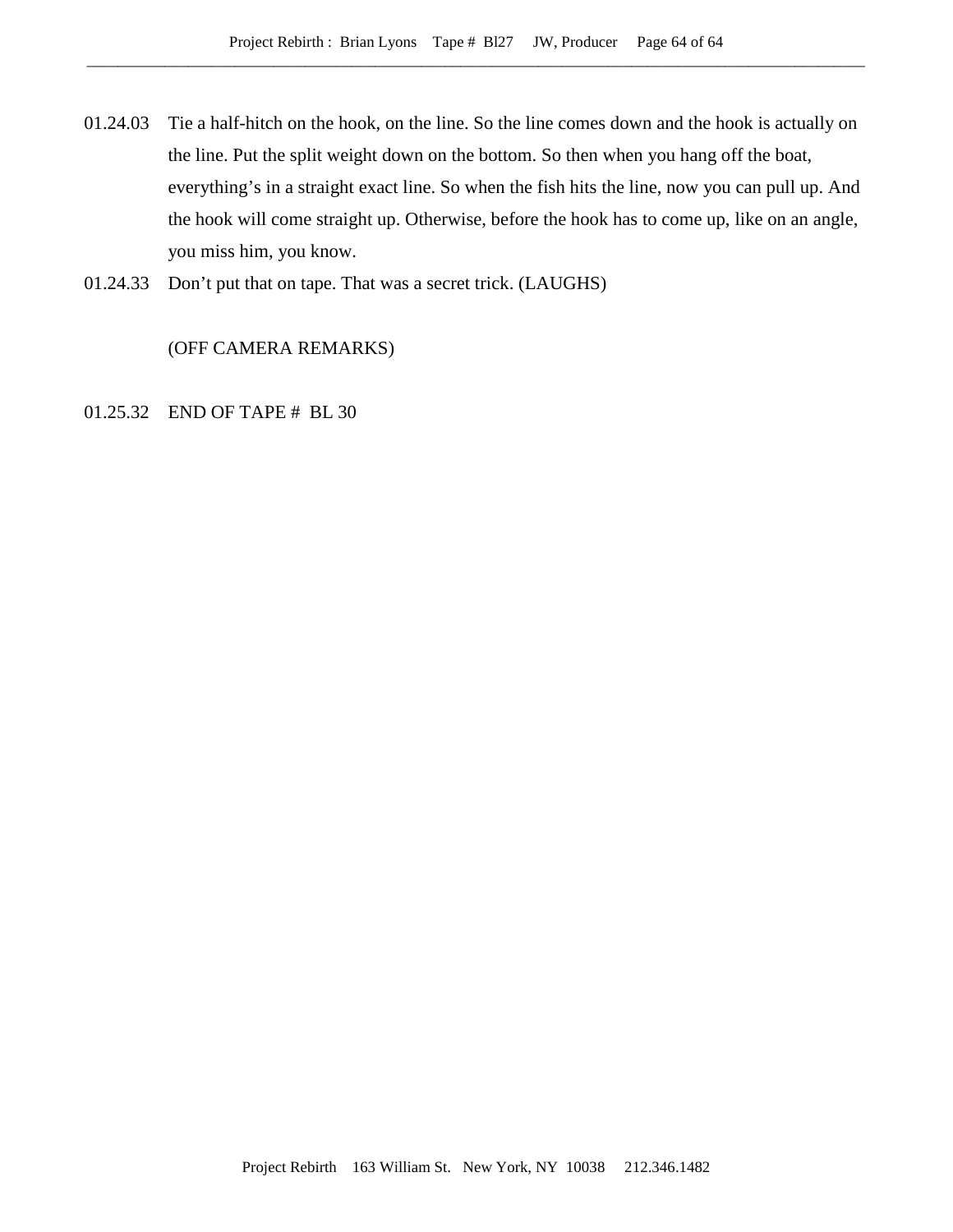01.24.03 Tie a half-hitch on the hook, on the line. So the line comes down and the hook is actually on the line. Put the split weight down on the bottom. So then when you hang off the boat, everything's in a straight exact line. So when the fish hits the line, now you can pull up. And the hook will come straight up. Otherwise, before the hook has to come up, like on an angle, you miss him, you know.

01.24.33 Don't put that on tape. That was a secret trick. (LAUGHS)

(OFF CAMERA REMARKS)

01.25.32 END OF TAPE # BL 30